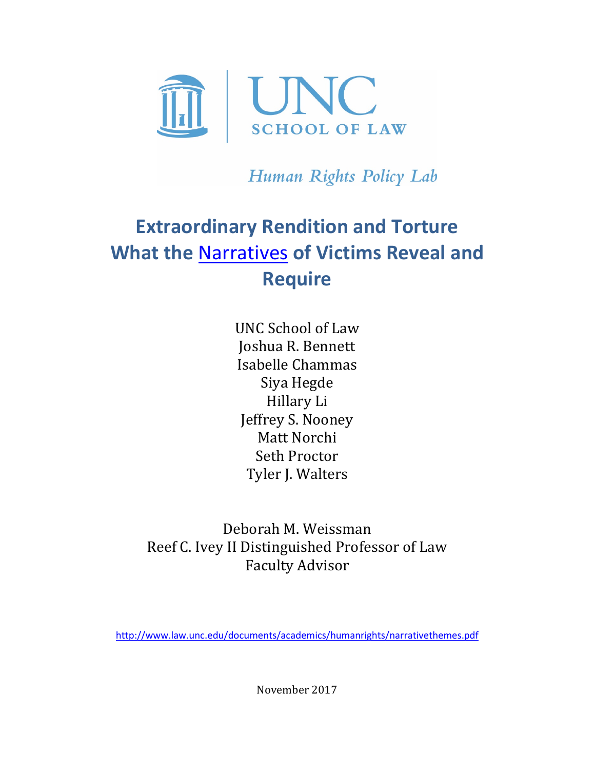UNC SCHOOL OF LAW

*Human Rights Policy Lab*

# Extraordinary Rendition and Torture What the [Narratives](http://www.law.unc.edu/documents/academics/humanrights/narrativethemes.pdf) of Victims Reveal and Require

UNC School of Law
Joshua R. Bennett
Isabelle Chammas
Siya Hegde
Hillary Li
Jeffrey S. Nooney
Matt Norchi
Seth Proctor
Tyler J. Walters

Deborah M. Weissman
Reef C. Ivey II Distinguished Professor of Law
Faculty Advisor

http://www.law.unc.edu/documents/academics/humanrights/narrativethemes.pdf

November 2017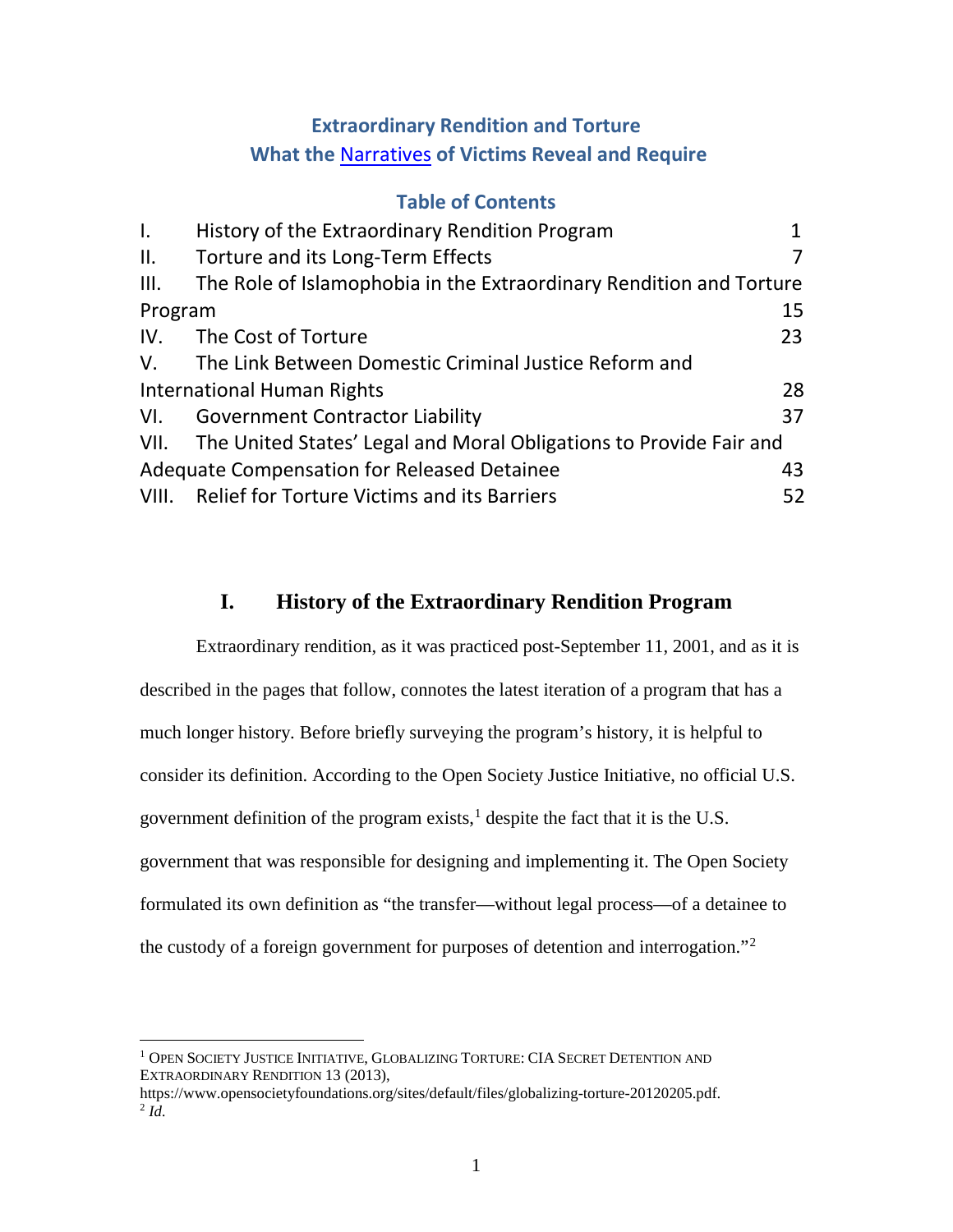# Extraordinary Rendition and Torture
## What the Narratives of Victims Reveal and Require

### Table of Contents

| | | |
|---|---|---|
| I. | History of the Extraordinary Rendition Program | 1 |
| II. | Torture and its Long-Term Effects | 7 |
| III. | The Role of Islamophobia in the Extraordinary Rendition and Torture Program | 15 |
| IV. | The Cost of Torture | 23 |
| V. | The Link Between Domestic Criminal Justice Reform and International Human Rights | 28 |
| VI. | Government Contractor Liability | 37 |
| VII. | The United States' Legal and Moral Obligations to Provide Fair and Adequate Compensation for Released Detainee | 43 |
| VIII. | Relief for Torture Victims and its Barriers | 52 |

## I. History of the Extraordinary Rendition Program

Extraordinary rendition, as it was practiced post-September 11, 2001, and as it is described in the pages that follow, connotes the latest iteration of a program that has a much longer history. Before briefly surveying the program's history, it is helpful to consider its definition. According to the Open Society Justice Initiative, no official U.S. government definition of the program exists,[1] despite the fact that it is the U.S. government that was responsible for designing and implementing it. The Open Society formulated its own definition as "the transfer—without legal process—of a detainee to the custody of a foreign government for purposes of detention and interrogation."[2]

---

[1] Open Society Justice Initiative, Globalizing Torture: CIA Secret Detention and Extraordinary Rendition 13 (2013), https://www.opensocietyfoundations.org/sites/default/files/globalizing-torture-20120205.pdf.

[2] *Id.*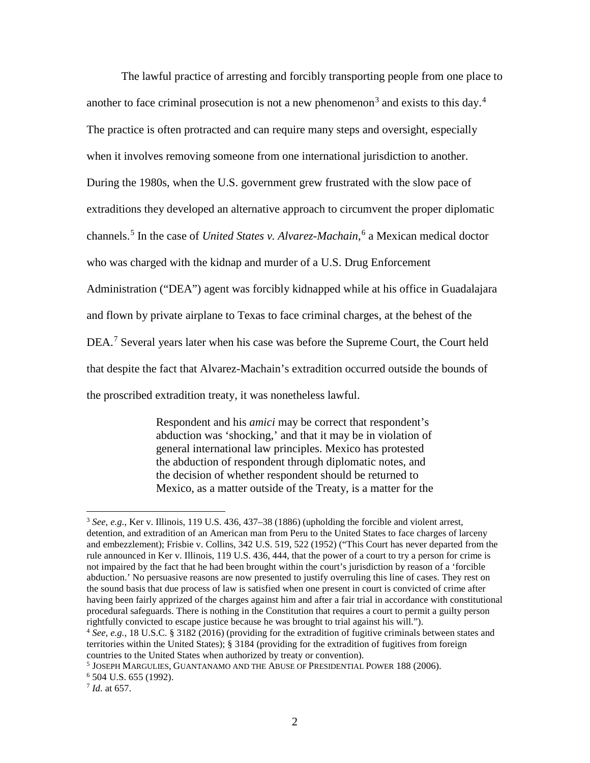The lawful practice of arresting and forcibly transporting people from one place to another to face criminal prosecution is not a new phenomenon[3] and exists to this day.[4] The practice is often protracted and can require many steps and oversight, especially when it involves removing someone from one international jurisdiction to another. During the 1980s, when the U.S. government grew frustrated with the slow pace of extraditions they developed an alternative approach to circumvent the proper diplomatic channels.[5] In the case of *United States v. Alvarez-Machain*,[6] a Mexican medical doctor who was charged with the kidnap and murder of a U.S. Drug Enforcement Administration ("DEA") agent was forcibly kidnapped while at his office in Guadalajara and flown by private airplane to Texas to face criminal charges, at the behest of the DEA.[7] Several years later when his case was before the Supreme Court, the Court held that despite the fact that Alvarez-Machain's extradition occurred outside the bounds of the proscribed extradition treaty, it was nonetheless lawful.

> Respondent and his *amici* may be correct that respondent's abduction was 'shocking,' and that it may be in violation of general international law principles. Mexico has protested the abduction of respondent through diplomatic notes, and the decision of whether respondent should be returned to Mexico, as a matter outside of the Treaty, is a matter for the

---

[3] *See, e.g.*, Ker v. Illinois, 119 U.S. 436, 437–38 (1886) (upholding the forcible and violent arrest, detention, and extradition of an American man from Peru to the United States to face charges of larceny and embezzlement); Frisbie v. Collins, 342 U.S. 519, 522 (1952) ("This Court has never departed from the rule announced in Ker v. Illinois, 119 U.S. 436, 444, that the power of a court to try a person for crime is not impaired by the fact that he had been brought within the court's jurisdiction by reason of a 'forcible abduction.' No persuasive reasons are now presented to justify overruling this line of cases. They rest on the sound basis that due process of law is satisfied when one present in court is convicted of crime after having been fairly apprized of the charges against him and after a fair trial in accordance with constitutional procedural safeguards. There is nothing in the Constitution that requires a court to permit a guilty person rightfully convicted to escape justice because he was brought to trial against his will.").

[4] *See, e.g.*, 18 U.S.C. § 3182 (2016) (providing for the extradition of fugitive criminals between states and territories within the United States); § 3184 (providing for the extradition of fugitives from foreign countries to the United States when authorized by treaty or convention).

[5] JOSEPH MARGULIES, GUANTANAMO AND THE ABUSE OF PRESIDENTIAL POWER 188 (2006).

[6] 504 U.S. 655 (1992).

[7] *Id.* at 657.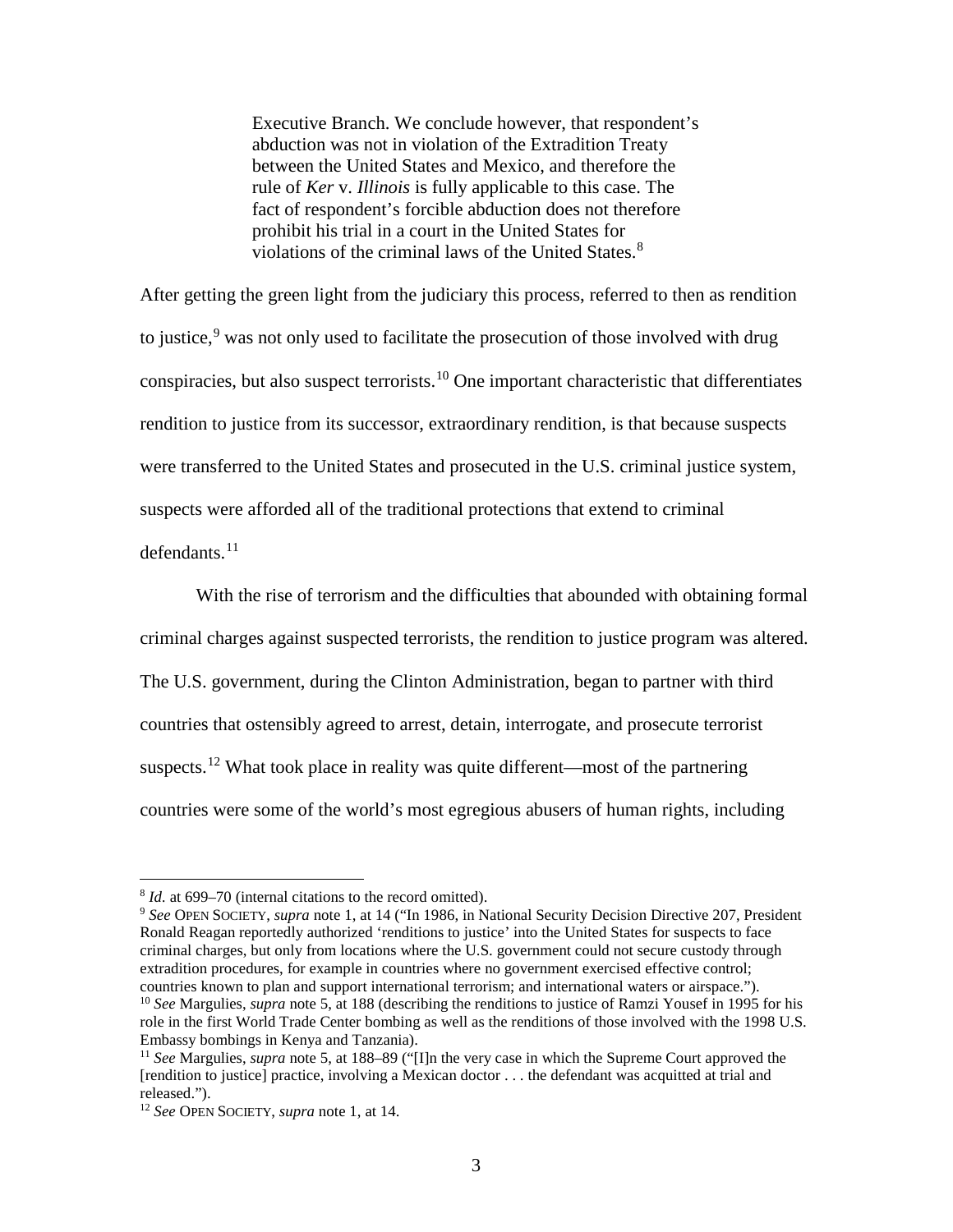> Executive Branch. We conclude however, that respondent's abduction was not in violation of the Extradition Treaty between the United States and Mexico, and therefore the rule of *Ker* v. *Illinois* is fully applicable to this case. The fact of respondent's forcible abduction does not therefore prohibit his trial in a court in the United States for violations of the criminal laws of the United States.[8]

After getting the green light from the judiciary this process, referred to then as rendition to justice,[9] was not only used to facilitate the prosecution of those involved with drug conspiracies, but also suspect terrorists.[10] One important characteristic that differentiates rendition to justice from its successor, extraordinary rendition, is that because suspects were transferred to the United States and prosecuted in the U.S. criminal justice system, suspects were afforded all of the traditional protections that extend to criminal defendants.[11]

With the rise of terrorism and the difficulties that abounded with obtaining formal criminal charges against suspected terrorists, the rendition to justice program was altered. The U.S. government, during the Clinton Administration, began to partner with third countries that ostensibly agreed to arrest, detain, interrogate, and prosecute terrorist suspects.[12] What took place in reality was quite different—most of the partnering countries were some of the world's most egregious abusers of human rights, including

---

[8] *Id.* at 699–70 (internal citations to the record omitted).

[9] *See* OPEN SOCIETY, *supra* note 1, at 14 ("In 1986, in National Security Decision Directive 207, President Ronald Reagan reportedly authorized 'renditions to justice' into the United States for suspects to face criminal charges, but only from locations where the U.S. government could not secure custody through extradition procedures, for example in countries where no government exercised effective control; countries known to plan and support international terrorism; and international waters or airspace.").

[10] *See* Margulies, *supra* note 5, at 188 (describing the renditions to justice of Ramzi Yousef in 1995 for his role in the first World Trade Center bombing as well as the renditions of those involved with the 1998 U.S. Embassy bombings in Kenya and Tanzania).

[11] *See* Margulies, *supra* note 5, at 188–89 ("[I]n the very case in which the Supreme Court approved the [rendition to justice] practice, involving a Mexican doctor . . . the defendant was acquitted at trial and released.").

[12] *See* OPEN SOCIETY, *supra* note 1, at 14.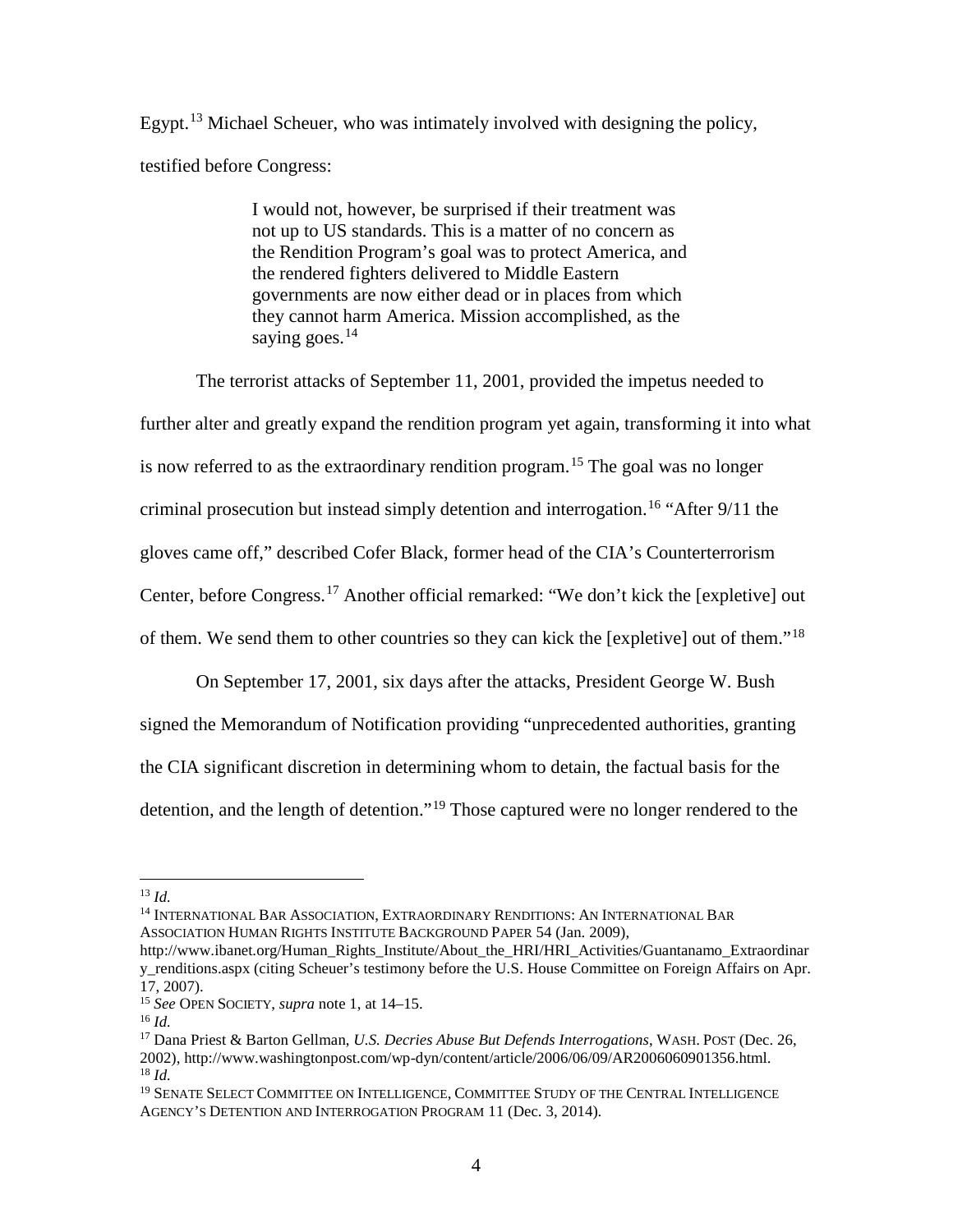Egypt.[13] Michael Scheuer, who was intimately involved with designing the policy, testified before Congress:

> I would not, however, be surprised if their treatment was not up to US standards. This is a matter of no concern as the Rendition Program's goal was to protect America, and the rendered fighters delivered to Middle Eastern governments are now either dead or in places from which they cannot harm America. Mission accomplished, as the saying goes.[14]

The terrorist attacks of September 11, 2001, provided the impetus needed to further alter and greatly expand the rendition program yet again, transforming it into what is now referred to as the extraordinary rendition program.[15] The goal was no longer criminal prosecution but instead simply detention and interrogation.[16] "After 9/11 the gloves came off," described Cofer Black, former head of the CIA's Counterterrorism Center, before Congress.[17] Another official remarked: "We don't kick the [expletive] out of them. We send them to other countries so they can kick the [expletive] out of them."[18]

On September 17, 2001, six days after the attacks, President George W. Bush signed the Memorandum of Notification providing "unprecedented authorities, granting the CIA significant discretion in determining whom to detain, the factual basis for the detention, and the length of detention."[19] Those captured were no longer rendered to the

---

[13] *Id.*

[14] INTERNATIONAL BAR ASSOCIATION, EXTRAORDINARY RENDITIONS: AN INTERNATIONAL BAR ASSOCIATION HUMAN RIGHTS INSTITUTE BACKGROUND PAPER 54 (Jan. 2009), http://www.ibanet.org/Human_Rights_Institute/About_the_HRI/HRI_Activities/Guantanamo_Extraordinary_renditions.aspx (citing Scheuer's testimony before the U.S. House Committee on Foreign Affairs on Apr. 17, 2007).

[15] *See* OPEN SOCIETY, *supra* note 1, at 14–15.

[16] *Id.*

[17] Dana Priest & Barton Gellman, *U.S. Decries Abuse But Defends Interrogations*, WASH. POST (Dec. 26, 2002), http://www.washingtonpost.com/wp-dyn/content/article/2006/06/09/AR2006060901356.html.

[18] *Id.*

[19] SENATE SELECT COMMITTEE ON INTELLIGENCE, COMMITTEE STUDY OF THE CENTRAL INTELLIGENCE AGENCY'S DETENTION AND INTERROGATION PROGRAM 11 (Dec. 3, 2014).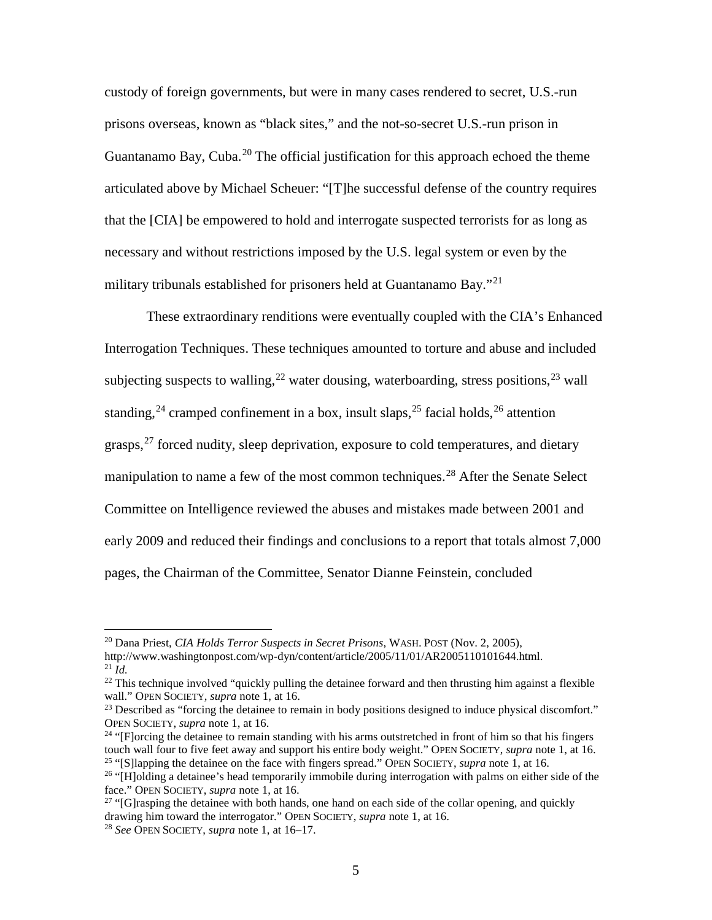custody of foreign governments, but were in many cases rendered to secret, U.S.-run prisons overseas, known as "black sites," and the not-so-secret U.S.-run prison in Guantanamo Bay, Cuba.[20] The official justification for this approach echoed the theme articulated above by Michael Scheuer: "[T]he successful defense of the country requires that the [CIA] be empowered to hold and interrogate suspected terrorists for as long as necessary and without restrictions imposed by the U.S. legal system or even by the military tribunals established for prisoners held at Guantanamo Bay."[21]

These extraordinary renditions were eventually coupled with the CIA's Enhanced Interrogation Techniques. These techniques amounted to torture and abuse and included subjecting suspects to walling,[22] water dousing, waterboarding, stress positions,[23] wall standing,[24] cramped confinement in a box, insult slaps,[25] facial holds,[26] attention grasps,[27] forced nudity, sleep deprivation, exposure to cold temperatures, and dietary manipulation to name a few of the most common techniques.[28] After the Senate Select Committee on Intelligence reviewed the abuses and mistakes made between 2001 and early 2009 and reduced their findings and conclusions to a report that totals almost 7,000 pages, the Chairman of the Committee, Senator Dianne Feinstein, concluded

---

[20] Dana Priest, *CIA Holds Terror Suspects in Secret Prisons*, WASH. POST (Nov. 2, 2005), http://www.washingtonpost.com/wp-dyn/content/article/2005/11/01/AR2005110101644.html.

[21] *Id.*

[22] This technique involved "quickly pulling the detainee forward and then thrusting him against a flexible wall." OPEN SOCIETY, *supra* note 1, at 16.

[23] Described as "forcing the detainee to remain in body positions designed to induce physical discomfort." OPEN SOCIETY, *supra* note 1, at 16.

[24] "[F]orcing the detainee to remain standing with his arms outstretched in front of him so that his fingers touch wall four to five feet away and support his entire body weight." OPEN SOCIETY, *supra* note 1, at 16.

[25] "[S]lapping the detainee on the face with fingers spread." OPEN SOCIETY, *supra* note 1, at 16.

[26] "[H]olding a detainee's head temporarily immobile during interrogation with palms on either side of the face." OPEN SOCIETY, *supra* note 1, at 16.

[27] "[G]rasping the detainee with both hands, one hand on each side of the collar opening, and quickly drawing him toward the interrogator." OPEN SOCIETY, *supra* note 1, at 16.

[28] *See* OPEN SOCIETY, *supra* note 1, at 16–17.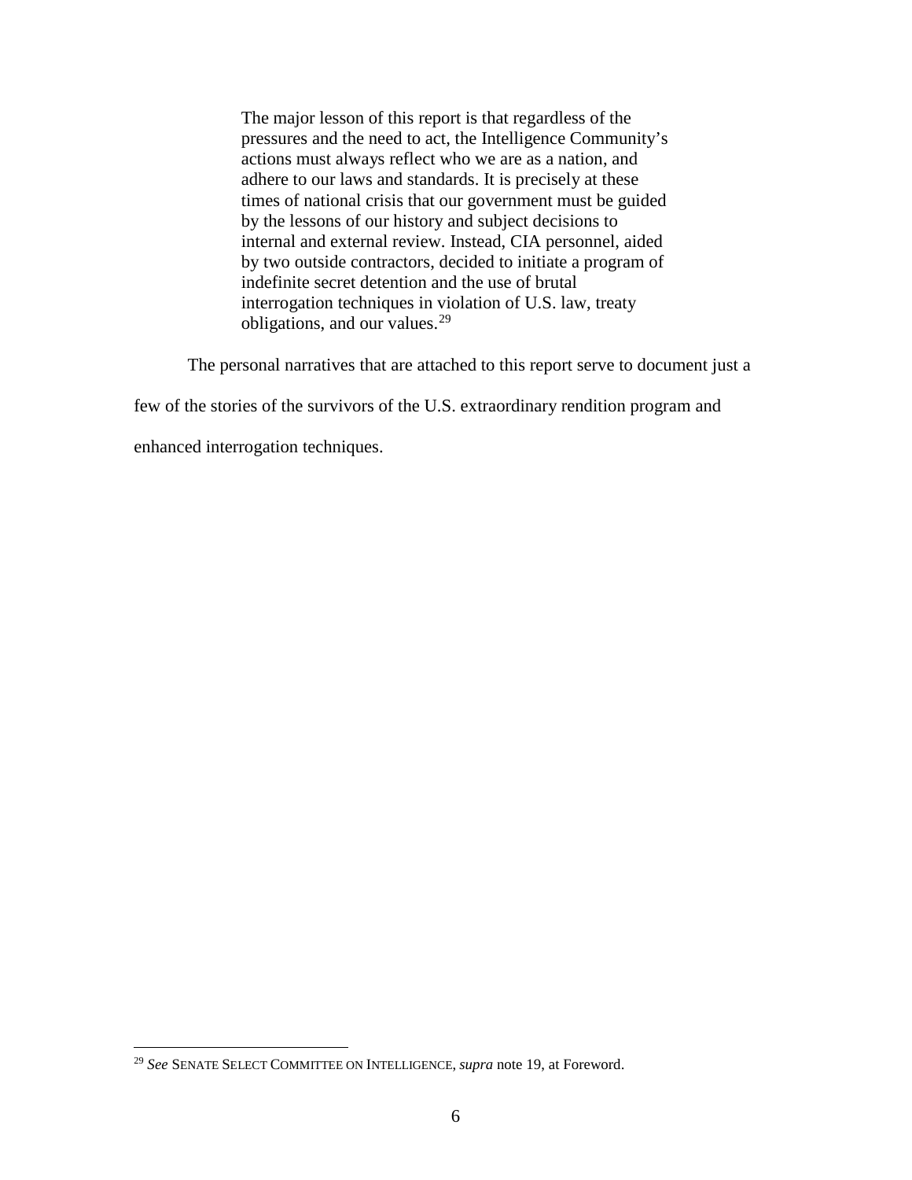> The major lesson of this report is that regardless of the pressures and the need to act, the Intelligence Community's actions must always reflect who we are as a nation, and adhere to our laws and standards. It is precisely at these times of national crisis that our government must be guided by the lessons of our history and subject decisions to internal and external review. Instead, CIA personnel, aided by two outside contractors, decided to initiate a program of indefinite secret detention and the use of brutal interrogation techniques in violation of U.S. law, treaty obligations, and our values.[29]

The personal narratives that are attached to this report serve to document just a few of the stories of the survivors of the U.S. extraordinary rendition program and enhanced interrogation techniques.

---

[29] *See* SENATE SELECT COMMITTEE ON INTELLIGENCE, *supra* note 19, at Foreword.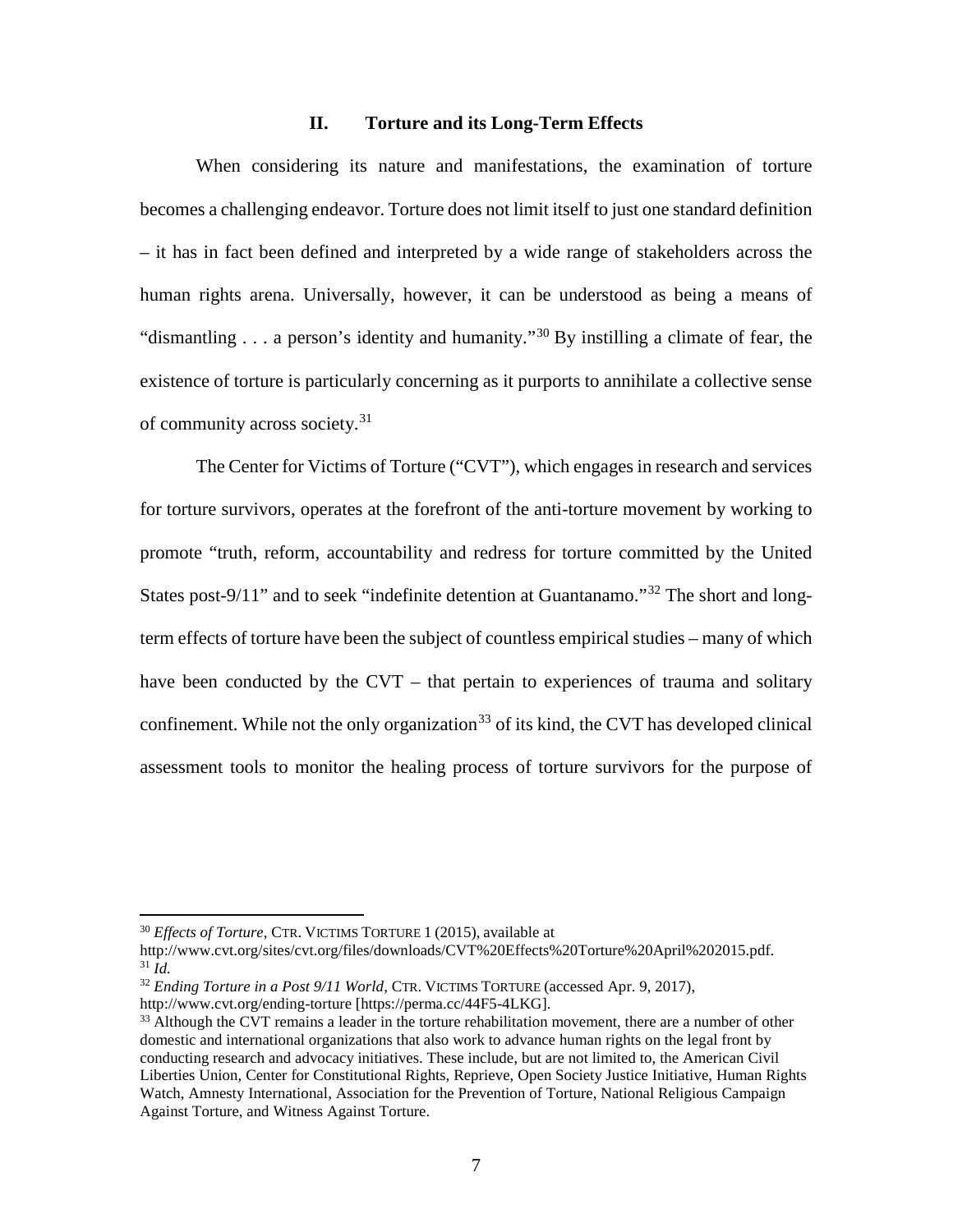## II. Torture and its Long-Term Effects

When considering its nature and manifestations, the examination of torture becomes a challenging endeavor. Torture does not limit itself to just one standard definition – it has in fact been defined and interpreted by a wide range of stakeholders across the human rights arena. Universally, however, it can be understood as being a means of "dismantling . . . a person's identity and humanity."[30] By instilling a climate of fear, the existence of torture is particularly concerning as it purports to annihilate a collective sense of community across society.[31]

The Center for Victims of Torture ("CVT"), which engages in research and services for torture survivors, operates at the forefront of the anti-torture movement by working to promote "truth, reform, accountability and redress for torture committed by the United States post-9/11" and to seek "indefinite detention at Guantanamo."[32] The short and long-term effects of torture have been the subject of countless empirical studies – many of which have been conducted by the CVT – that pertain to experiences of trauma and solitary confinement. While not the only organization[33] of its kind, the CVT has developed clinical assessment tools to monitor the healing process of torture survivors for the purpose of

---

[30] *Effects of Torture*, CTR. VICTIMS TORTURE 1 (2015), available at http://www.cvt.org/sites/cvt.org/files/downloads/CVT%20Effects%20Torture%20April%202015.pdf.

[31] *Id.*

[32] *Ending Torture in a Post 9/11 World*, CTR. VICTIMS TORTURE (accessed Apr. 9, 2017), http://www.cvt.org/ending-torture [https://perma.cc/44F5-4LKG].

[33] Although the CVT remains a leader in the torture rehabilitation movement, there are a number of other domestic and international organizations that also work to advance human rights on the legal front by conducting research and advocacy initiatives. These include, but are not limited to, the American Civil Liberties Union, Center for Constitutional Rights, Reprieve, Open Society Justice Initiative, Human Rights Watch, Amnesty International, Association for the Prevention of Torture, National Religious Campaign Against Torture, and Witness Against Torture.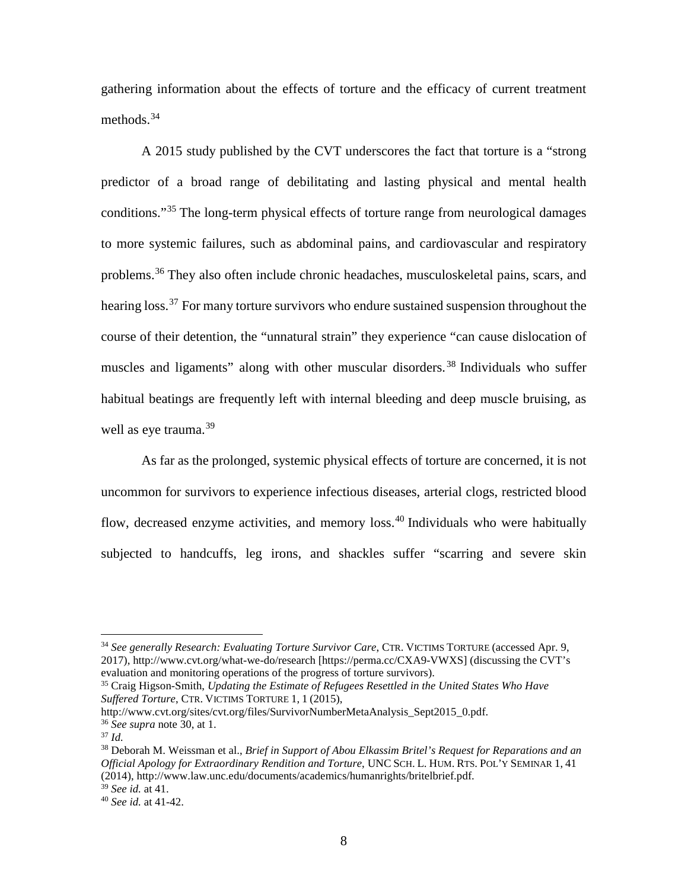gathering information about the effects of torture and the efficacy of current treatment methods.[34]

A 2015 study published by the CVT underscores the fact that torture is a "strong predictor of a broad range of debilitating and lasting physical and mental health conditions."[35] The long-term physical effects of torture range from neurological damages to more systemic failures, such as abdominal pains, and cardiovascular and respiratory problems.[36] They also often include chronic headaches, musculoskeletal pains, scars, and hearing loss.[37] For many torture survivors who endure sustained suspension throughout the course of their detention, the "unnatural strain" they experience "can cause dislocation of muscles and ligaments" along with other muscular disorders.[38] Individuals who suffer habitual beatings are frequently left with internal bleeding and deep muscle bruising, as well as eye trauma.[39]

As far as the prolonged, systemic physical effects of torture are concerned, it is not uncommon for survivors to experience infectious diseases, arterial clogs, restricted blood flow, decreased enzyme activities, and memory loss.[40] Individuals who were habitually subjected to handcuffs, leg irons, and shackles suffer "scarring and severe skin

---

[34] *See generally Research: Evaluating Torture Survivor Care*, CTR. VICTIMS TORTURE (accessed Apr. 9, 2017), http://www.cvt.org/what-we-do/research [https://perma.cc/CXA9-VWXS] (discussing the CVT's evaluation and monitoring operations of the progress of torture survivors).

[35] Craig Higson-Smith, *Updating the Estimate of Refugees Resettled in the United States Who Have Suffered Torture*, CTR. VICTIMS TORTURE 1, 1 (2015), http://www.cvt.org/sites/cvt.org/files/SurvivorNumberMetaAnalysis_Sept2015_0.pdf.

[36] *See supra* note 30, at 1.

[37] *Id.*

[38] Deborah M. Weissman et al., *Brief in Support of Abou Elkassim Britel's Request for Reparations and an Official Apology for Extraordinary Rendition and Torture*, UNC SCH. L. HUM. RTS. POL'Y SEMINAR 1, 41 (2014), http://www.law.unc.edu/documents/academics/humanrights/britelbrief.pdf.

[39] *See id.* at 41.

[40] *See id.* at 41-42.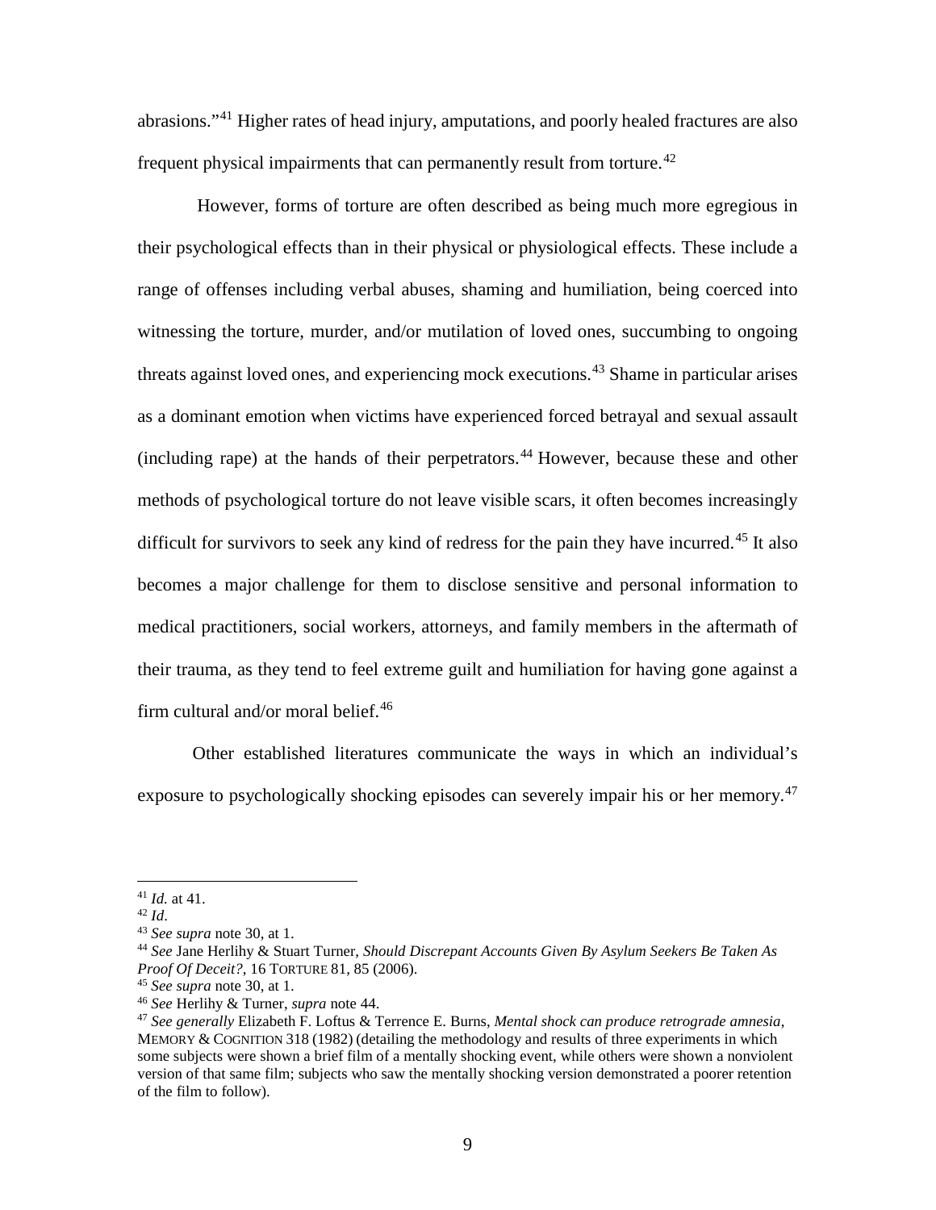abrasions."[41] Higher rates of head injury, amputations, and poorly healed fractures are also frequent physical impairments that can permanently result from torture.[42]

However, forms of torture are often described as being much more egregious in their psychological effects than in their physical or physiological effects. These include a range of offenses including verbal abuses, shaming and humiliation, being coerced into witnessing the torture, murder, and/or mutilation of loved ones, succumbing to ongoing threats against loved ones, and experiencing mock executions.[43] Shame in particular arises as a dominant emotion when victims have experienced forced betrayal and sexual assault (including rape) at the hands of their perpetrators.[44] However, because these and other methods of psychological torture do not leave visible scars, it often becomes increasingly difficult for survivors to seek any kind of redress for the pain they have incurred.[45] It also becomes a major challenge for them to disclose sensitive and personal information to medical practitioners, social workers, attorneys, and family members in the aftermath of their trauma, as they tend to feel extreme guilt and humiliation for having gone against a firm cultural and/or moral belief.[46]

Other established literatures communicate the ways in which an individual's exposure to psychologically shocking episodes can severely impair his or her memory.[47]

---

[41] *Id.* at 41.

[42] *Id*.

[43] *See supra* note 30, at 1.

[44] *See* Jane Herlihy & Stuart Turner, *Should Discrepant Accounts Given By Asylum Seekers Be Taken As Proof Of Deceit?*, 16 TORTURE 81, 85 (2006).

[45] *See supra* note 30, at 1.

[46] *See* Herlihy & Turner, *supra* note 44.

[47] *See generally* Elizabeth F. Loftus & Terrence E. Burns, *Mental shock can produce retrograde amnesia*, MEMORY & COGNITION 318 (1982) (detailing the methodology and results of three experiments in which some subjects were shown a brief film of a mentally shocking event, while others were shown a nonviolent version of that same film; subjects who saw the mentally shocking version demonstrated a poorer retention of the film to follow).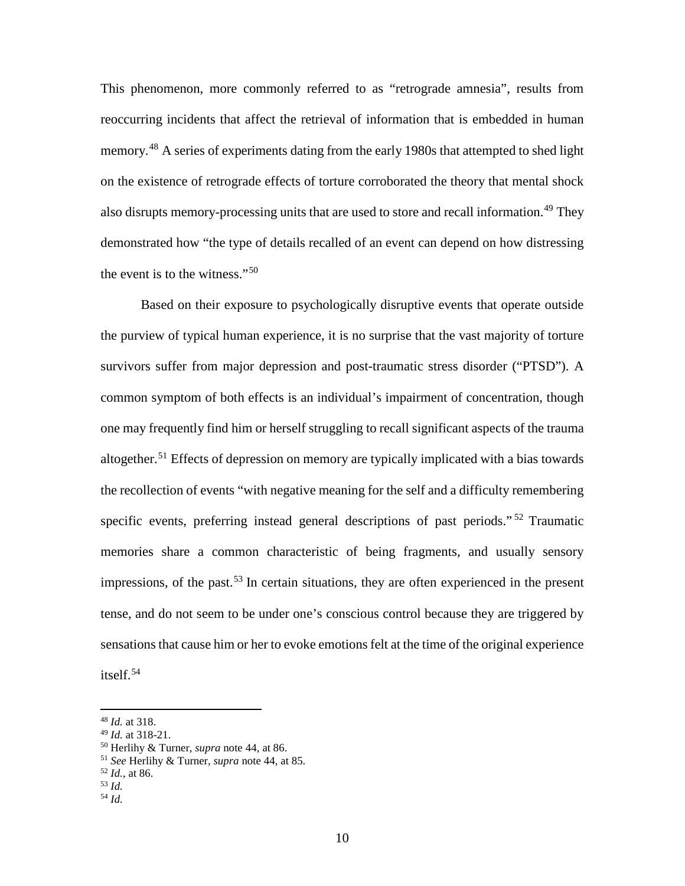This phenomenon, more commonly referred to as "retrograde amnesia", results from reoccurring incidents that affect the retrieval of information that is embedded in human memory.[48] A series of experiments dating from the early 1980s that attempted to shed light on the existence of retrograde effects of torture corroborated the theory that mental shock also disrupts memory-processing units that are used to store and recall information.[49] They demonstrated how "the type of details recalled of an event can depend on how distressing the event is to the witness."[50]

Based on their exposure to psychologically disruptive events that operate outside the purview of typical human experience, it is no surprise that the vast majority of torture survivors suffer from major depression and post-traumatic stress disorder ("PTSD"). A common symptom of both effects is an individual's impairment of concentration, though one may frequently find him or herself struggling to recall significant aspects of the trauma altogether.[51] Effects of depression on memory are typically implicated with a bias towards the recollection of events "with negative meaning for the self and a difficulty remembering specific events, preferring instead general descriptions of past periods."[52] Traumatic memories share a common characteristic of being fragments, and usually sensory impressions, of the past.[53] In certain situations, they are often experienced in the present tense, and do not seem to be under one's conscious control because they are triggered by sensations that cause him or her to evoke emotions felt at the time of the original experience itself.[54]

---

[48] *Id.* at 318.
[49] *Id.* at 318-21.
[50] Herlihy & Turner, *supra* note 44, at 86.
[51] *See* Herlihy & Turner, *supra* note 44, at 85.
[52] *Id.*, at 86.
[53] *Id.*
[54] *Id.*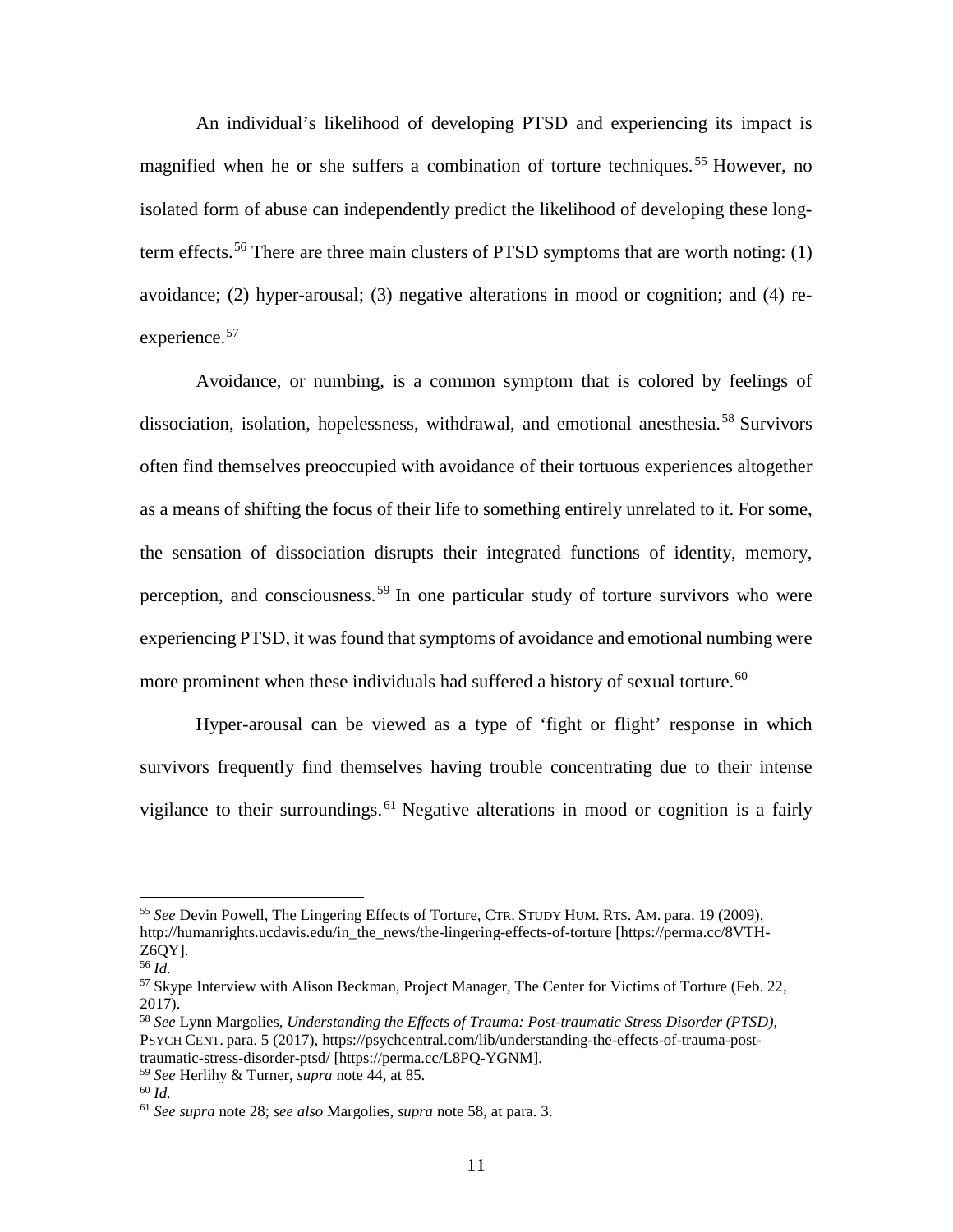An individual's likelihood of developing PTSD and experiencing its impact is magnified when he or she suffers a combination of torture techniques.[55] However, no isolated form of abuse can independently predict the likelihood of developing these long-term effects.[56] There are three main clusters of PTSD symptoms that are worth noting: (1) avoidance; (2) hyper-arousal; (3) negative alterations in mood or cognition; and (4) re-experience.[57]

Avoidance, or numbing, is a common symptom that is colored by feelings of dissociation, isolation, hopelessness, withdrawal, and emotional anesthesia.[58] Survivors often find themselves preoccupied with avoidance of their tortuous experiences altogether as a means of shifting the focus of their life to something entirely unrelated to it. For some, the sensation of dissociation disrupts their integrated functions of identity, memory, perception, and consciousness.[59] In one particular study of torture survivors who were experiencing PTSD, it was found that symptoms of avoidance and emotional numbing were more prominent when these individuals had suffered a history of sexual torture.[60]

Hyper-arousal can be viewed as a type of 'fight or flight' response in which survivors frequently find themselves having trouble concentrating due to their intense vigilance to their surroundings.[61] Negative alterations in mood or cognition is a fairly

---

[55] *See* Devin Powell, The Lingering Effects of Torture, CTR. STUDY HUM. RTS. AM. para. 19 (2009), http://humanrights.ucdavis.edu/in_the_news/the-lingering-effects-of-torture [https://perma.cc/8VTH-Z6QY].

[56] *Id.*

[57] Skype Interview with Alison Beckman, Project Manager, The Center for Victims of Torture (Feb. 22, 2017).

[58] *See* Lynn Margolies, *Understanding the Effects of Trauma: Post-traumatic Stress Disorder (PTSD)*, PSYCH CENT. para. 5 (2017), https://psychcentral.com/lib/understanding-the-effects-of-trauma-post-traumatic-stress-disorder-ptsd/ [https://perma.cc/L8PQ-YGNM].

[59] *See* Herlihy & Turner, *supra* note 44, at 85.

[60] *Id.*

[61] *See supra* note 28; *see also* Margolies, *supra* note 58, at para. 3.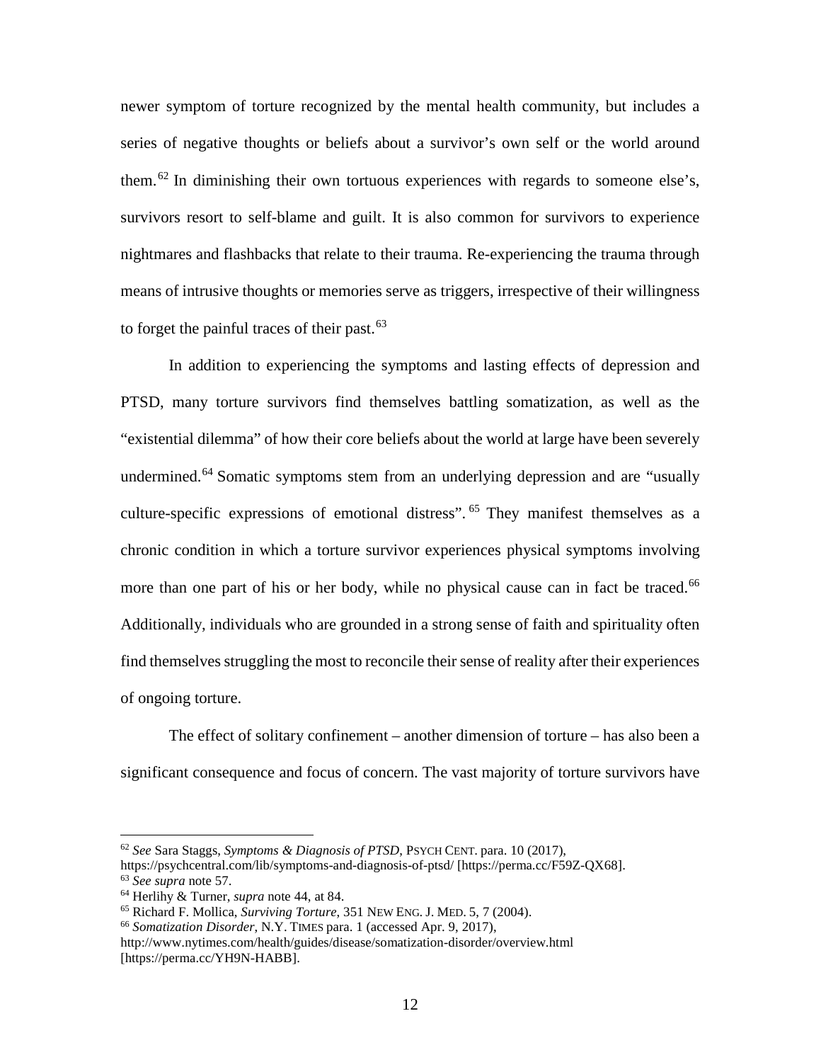newer symptom of torture recognized by the mental health community, but includes a series of negative thoughts or beliefs about a survivor's own self or the world around them.[62] In diminishing their own tortuous experiences with regards to someone else's, survivors resort to self-blame and guilt. It is also common for survivors to experience nightmares and flashbacks that relate to their trauma. Re-experiencing the trauma through means of intrusive thoughts or memories serve as triggers, irrespective of their willingness to forget the painful traces of their past.[63]

In addition to experiencing the symptoms and lasting effects of depression and PTSD, many torture survivors find themselves battling somatization, as well as the "existential dilemma" of how their core beliefs about the world at large have been severely undermined.[64] Somatic symptoms stem from an underlying depression and are "usually culture-specific expressions of emotional distress".[65] They manifest themselves as a chronic condition in which a torture survivor experiences physical symptoms involving more than one part of his or her body, while no physical cause can in fact be traced.[66] Additionally, individuals who are grounded in a strong sense of faith and spirituality often find themselves struggling the most to reconcile their sense of reality after their experiences of ongoing torture.

The effect of solitary confinement – another dimension of torture – has also been a significant consequence and focus of concern. The vast majority of torture survivors have

---

[62] *See* Sara Staggs, *Symptoms & Diagnosis of PTSD*, PSYCH CENT. para. 10 (2017), https://psychcentral.com/lib/symptoms-and-diagnosis-of-ptsd/ [https://perma.cc/F59Z-QX68].

[63] *See supra* note 57.

[64] Herlihy & Turner, *supra* note 44, at 84.

[65] Richard F. Mollica, *Surviving Torture*, 351 NEW ENG. J. MED. 5, 7 (2004).

[66] *Somatization Disorder*, N.Y. TIMES para. 1 (accessed Apr. 9, 2017), http://www.nytimes.com/health/guides/disease/somatization-disorder/overview.html [https://perma.cc/YH9N-HABB].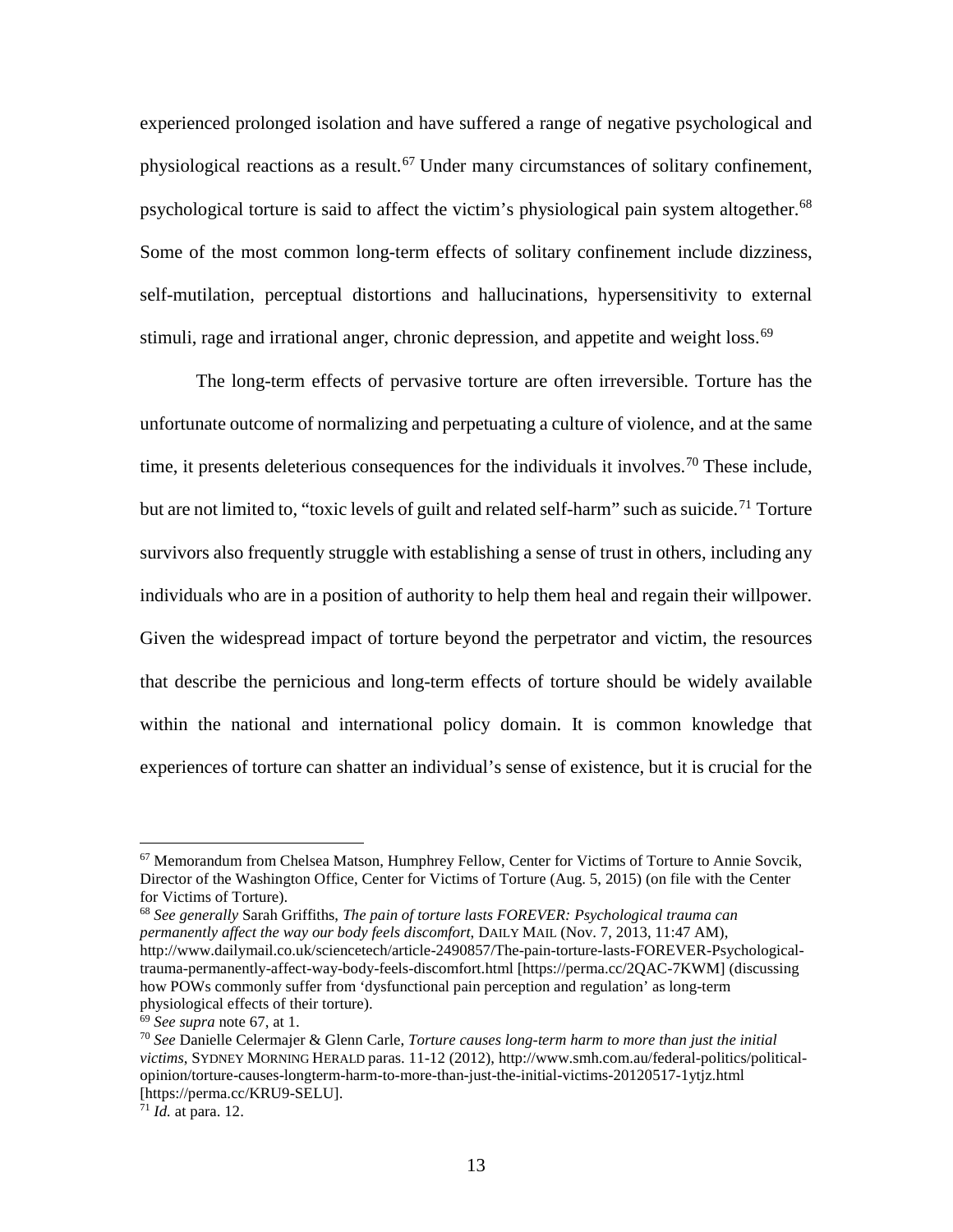experienced prolonged isolation and have suffered a range of negative psychological and physiological reactions as a result.[67] Under many circumstances of solitary confinement, psychological torture is said to affect the victim's physiological pain system altogether.[68] Some of the most common long-term effects of solitary confinement include dizziness, self-mutilation, perceptual distortions and hallucinations, hypersensitivity to external stimuli, rage and irrational anger, chronic depression, and appetite and weight loss.[69]

The long-term effects of pervasive torture are often irreversible. Torture has the unfortunate outcome of normalizing and perpetuating a culture of violence, and at the same time, it presents deleterious consequences for the individuals it involves.[70] These include, but are not limited to, "toxic levels of guilt and related self-harm" such as suicide.[71] Torture survivors also frequently struggle with establishing a sense of trust in others, including any individuals who are in a position of authority to help them heal and regain their willpower. Given the widespread impact of torture beyond the perpetrator and victim, the resources that describe the pernicious and long-term effects of torture should be widely available within the national and international policy domain. It is common knowledge that experiences of torture can shatter an individual's sense of existence, but it is crucial for the

---

[67] Memorandum from Chelsea Matson, Humphrey Fellow, Center for Victims of Torture to Annie Sovcik, Director of the Washington Office, Center for Victims of Torture (Aug. 5, 2015) (on file with the Center for Victims of Torture).

[68] *See generally* Sarah Griffiths, *The pain of torture lasts FOREVER: Psychological trauma can permanently affect the way our body feels discomfort*, DAILY MAIL (Nov. 7, 2013, 11:47 AM), http://www.dailymail.co.uk/sciencetech/article-2490857/The-pain-torture-lasts-FOREVER-Psychological-trauma-permanently-affect-way-body-feels-discomfort.html [https://perma.cc/2QAC-7KWM] (discussing how POWs commonly suffer from 'dysfunctional pain perception and regulation' as long-term physiological effects of their torture).

[69] *See supra* note 67, at 1.

[70] *See* Danielle Celermajer & Glenn Carle, *Torture causes long-term harm to more than just the initial victims*, SYDNEY MORNING HERALD paras. 11-12 (2012), http://www.smh.com.au/federal-politics/political-opinion/torture-causes-longterm-harm-to-more-than-just-the-initial-victims-20120517-1ytjz.html [https://perma.cc/KRU9-SELU].

[71] *Id.* at para. 12.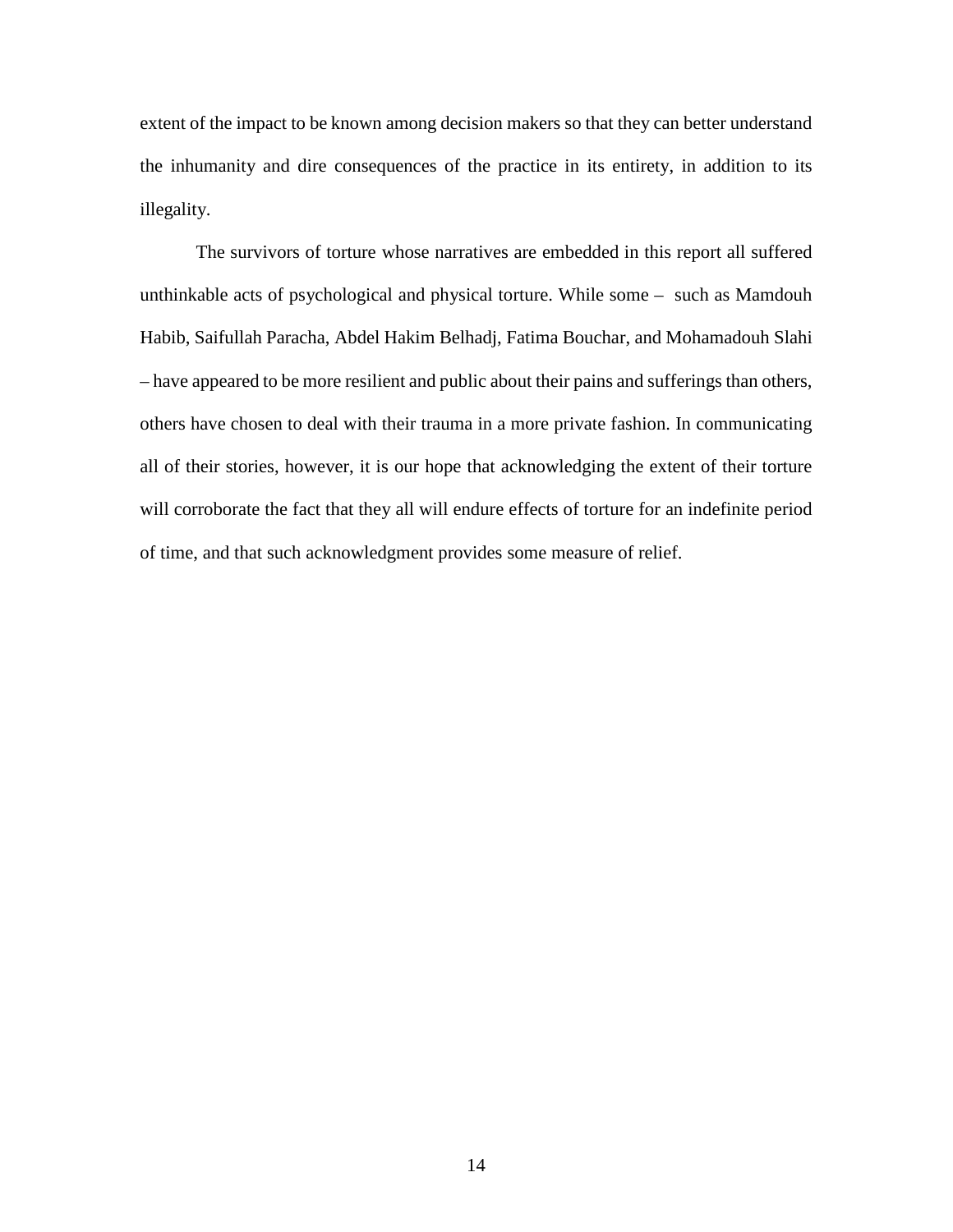extent of the impact to be known among decision makers so that they can better understand the inhumanity and dire consequences of the practice in its entirety, in addition to its illegality.

The survivors of torture whose narratives are embedded in this report all suffered unthinkable acts of psychological and physical torture. While some – such as Mamdouh Habib, Saifullah Paracha, Abdel Hakim Belhadj, Fatima Bouchar, and Mohamadouh Slahi – have appeared to be more resilient and public about their pains and sufferings than others, others have chosen to deal with their trauma in a more private fashion. In communicating all of their stories, however, it is our hope that acknowledging the extent of their torture will corroborate the fact that they all will endure effects of torture for an indefinite period of time, and that such acknowledgment provides some measure of relief.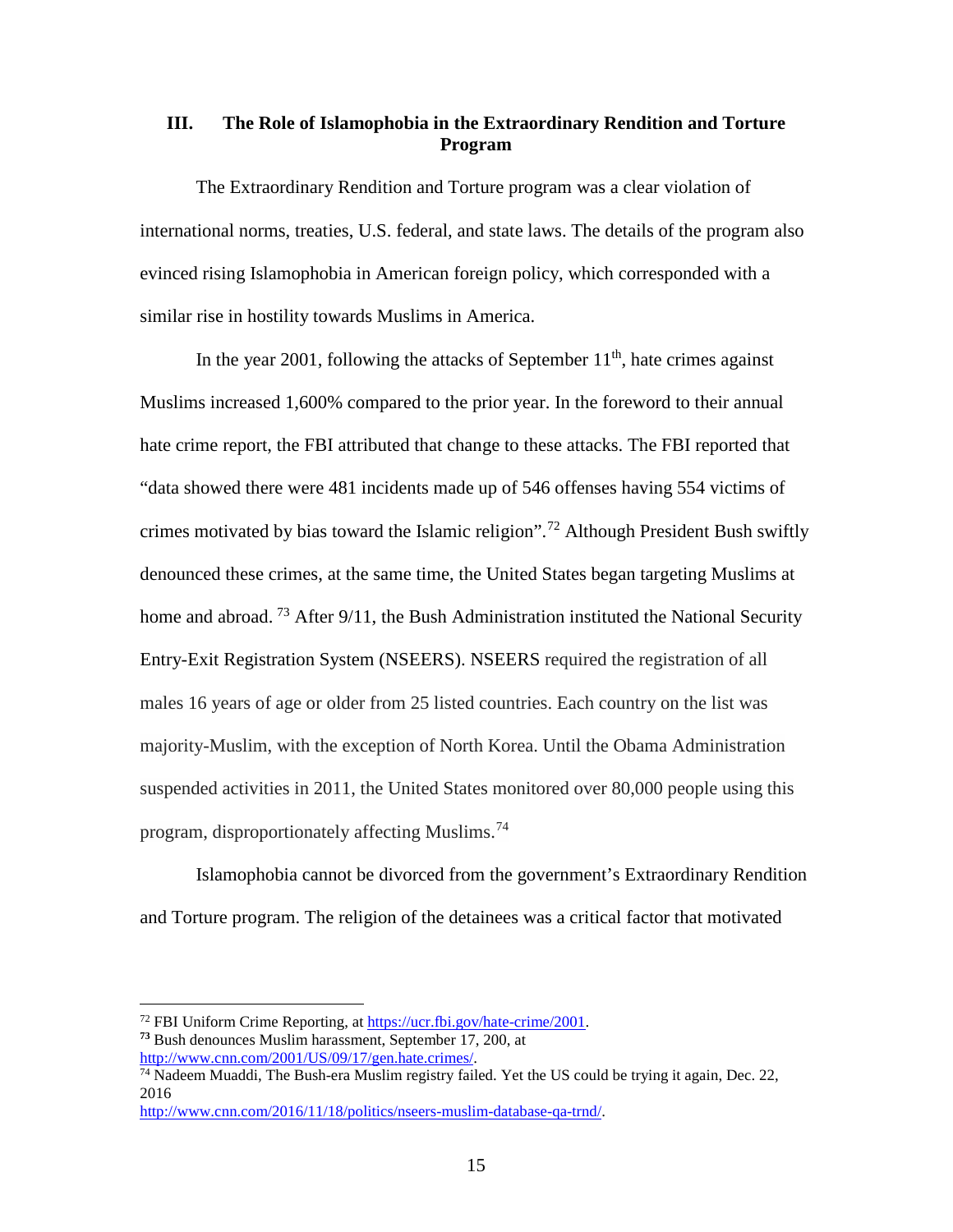## III. The Role of Islamophobia in the Extraordinary Rendition and Torture Program

The Extraordinary Rendition and Torture program was a clear violation of international norms, treaties, U.S. federal, and state laws. The details of the program also evinced rising Islamophobia in American foreign policy, which corresponded with a similar rise in hostility towards Muslims in America.

In the year 2001, following the attacks of September 11th, hate crimes against Muslims increased 1,600% compared to the prior year. In the foreword to their annual hate crime report, the FBI attributed that change to these attacks. The FBI reported that "data showed there were 481 incidents made up of 546 offenses having 554 victims of crimes motivated by bias toward the Islamic religion".[72] Although President Bush swiftly denounced these crimes, at the same time, the United States began targeting Muslims at home and abroad. [73] After 9/11, the Bush Administration instituted the National Security Entry-Exit Registration System (NSEERS). NSEERS required the registration of all males 16 years of age or older from 25 listed countries. Each country on the list was majority-Muslim, with the exception of North Korea. Until the Obama Administration suspended activities in 2011, the United States monitored over 80,000 people using this program, disproportionately affecting Muslims.[74]

Islamophobia cannot be divorced from the government's Extraordinary Rendition and Torture program. The religion of the detainees was a critical factor that motivated

---

[72] FBI Uniform Crime Reporting, at https://ucr.fbi.gov/hate-crime/2001.

[73] Bush denounces Muslim harassment, September 17, 200, at http://www.cnn.com/2001/US/09/17/gen.hate.crimes/.

[74] Nadeem Muaddi, The Bush-era Muslim registry failed. Yet the US could be trying it again, Dec. 22, 2016 http://www.cnn.com/2016/11/18/politics/nseers-muslim-database-qa-trnd/.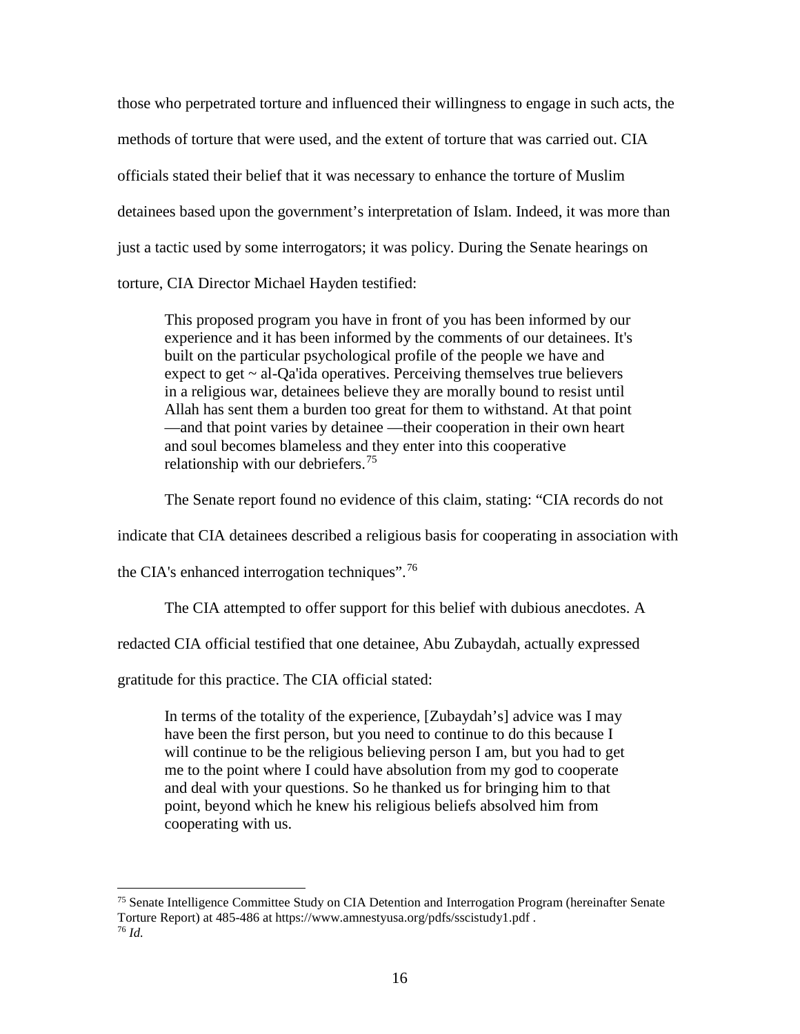those who perpetrated torture and influenced their willingness to engage in such acts, the methods of torture that were used, and the extent of torture that was carried out. CIA officials stated their belief that it was necessary to enhance the torture of Muslim detainees based upon the government's interpretation of Islam. Indeed, it was more than just a tactic used by some interrogators; it was policy. During the Senate hearings on torture, CIA Director Michael Hayden testified:

> This proposed program you have in front of you has been informed by our experience and it has been informed by the comments of our detainees. It's built on the particular psychological profile of the people we have and expect to get ~ al-Qa'ida operatives. Perceiving themselves true believers in a religious war, detainees believe they are morally bound to resist until Allah has sent them a burden too great for them to withstand. At that point —and that point varies by detainee —their cooperation in their own heart and soul becomes blameless and they enter into this cooperative relationship with our debriefers.[75]

The Senate report found no evidence of this claim, stating: "CIA records do not indicate that CIA detainees described a religious basis for cooperating in association with the CIA's enhanced interrogation techniques".[76]

The CIA attempted to offer support for this belief with dubious anecdotes. A redacted CIA official testified that one detainee, Abu Zubaydah, actually expressed gratitude for this practice. The CIA official stated:

> In terms of the totality of the experience, [Zubaydah's] advice was I may have been the first person, but you need to continue to do this because I will continue to be the religious believing person I am, but you had to get me to the point where I could have absolution from my god to cooperate and deal with your questions. So he thanked us for bringing him to that point, beyond which he knew his religious beliefs absolved him from cooperating with us.

---

[75] Senate Intelligence Committee Study on CIA Detention and Interrogation Program (hereinafter Senate Torture Report) at 485-486 at https://www.amnestyusa.org/pdfs/sscistudy1.pdf .

[76] *Id.*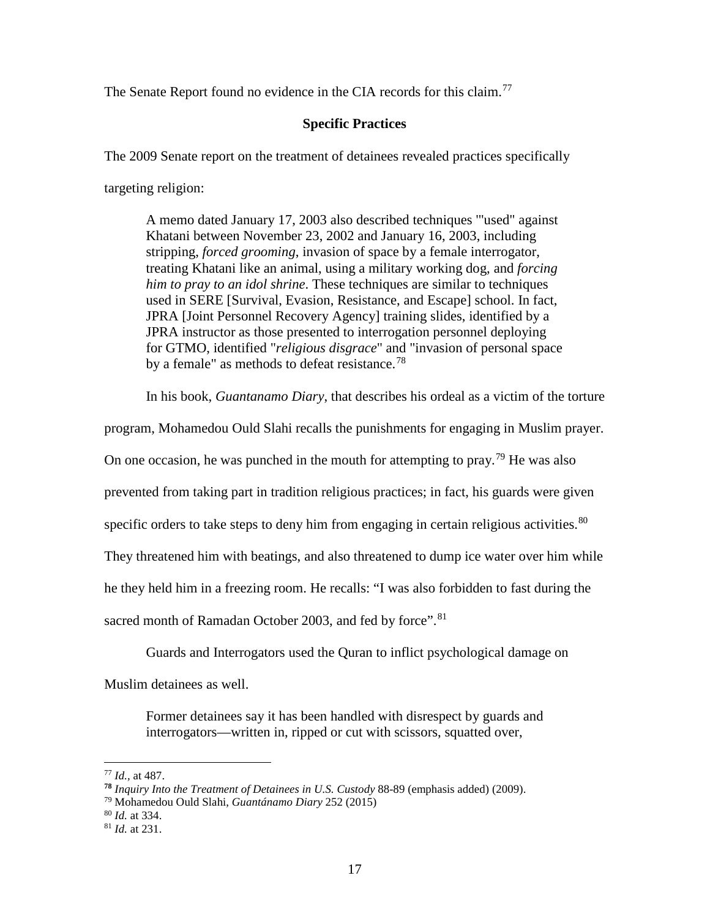The Senate Report found no evidence in the CIA records for this claim.[77]

## Specific Practices

The 2009 Senate report on the treatment of detainees revealed practices specifically targeting religion:

> A memo dated January 17, 2003 also described techniques "'used" against Khatani between November 23, 2002 and January 16, 2003, including stripping, *forced grooming*, invasion of space by a female interrogator, treating Khatani like an animal, using a military working dog, and *forcing him to pray to an idol shrine*. These techniques are similar to techniques used in SERE [Survival, Evasion, Resistance, and Escape] school. In fact, JPRA [Joint Personnel Recovery Agency] training slides, identified by a JPRA instructor as those presented to interrogation personnel deploying for GTMO, identified "*religious disgrace*" and "invasion of personal space by a female" as methods to defeat resistance.[78]

In his book, *Guantanamo Diary*, that describes his ordeal as a victim of the torture program, Mohamedou Ould Slahi recalls the punishments for engaging in Muslim prayer. On one occasion, he was punched in the mouth for attempting to pray.[79] He was also prevented from taking part in tradition religious practices; in fact, his guards were given specific orders to take steps to deny him from engaging in certain religious activities.[80] They threatened him with beatings, and also threatened to dump ice water over him while he they held him in a freezing room. He recalls: "I was also forbidden to fast during the sacred month of Ramadan October 2003, and fed by force".[81]

Guards and Interrogators used the Quran to inflict psychological damage on Muslim detainees as well.

> Former detainees say it has been handled with disrespect by guards and interrogators—written in, ripped or cut with scissors, squatted over,

---

[77] *Id.*, at 487.
[78] *Inquiry Into the Treatment of Detainees in U.S. Custody* 88-89 (emphasis added) (2009).
[79] Mohamedou Ould Slahi, *Guantánamo Diary* 252 (2015)
[80] *Id.* at 334.
[81] *Id.* at 231.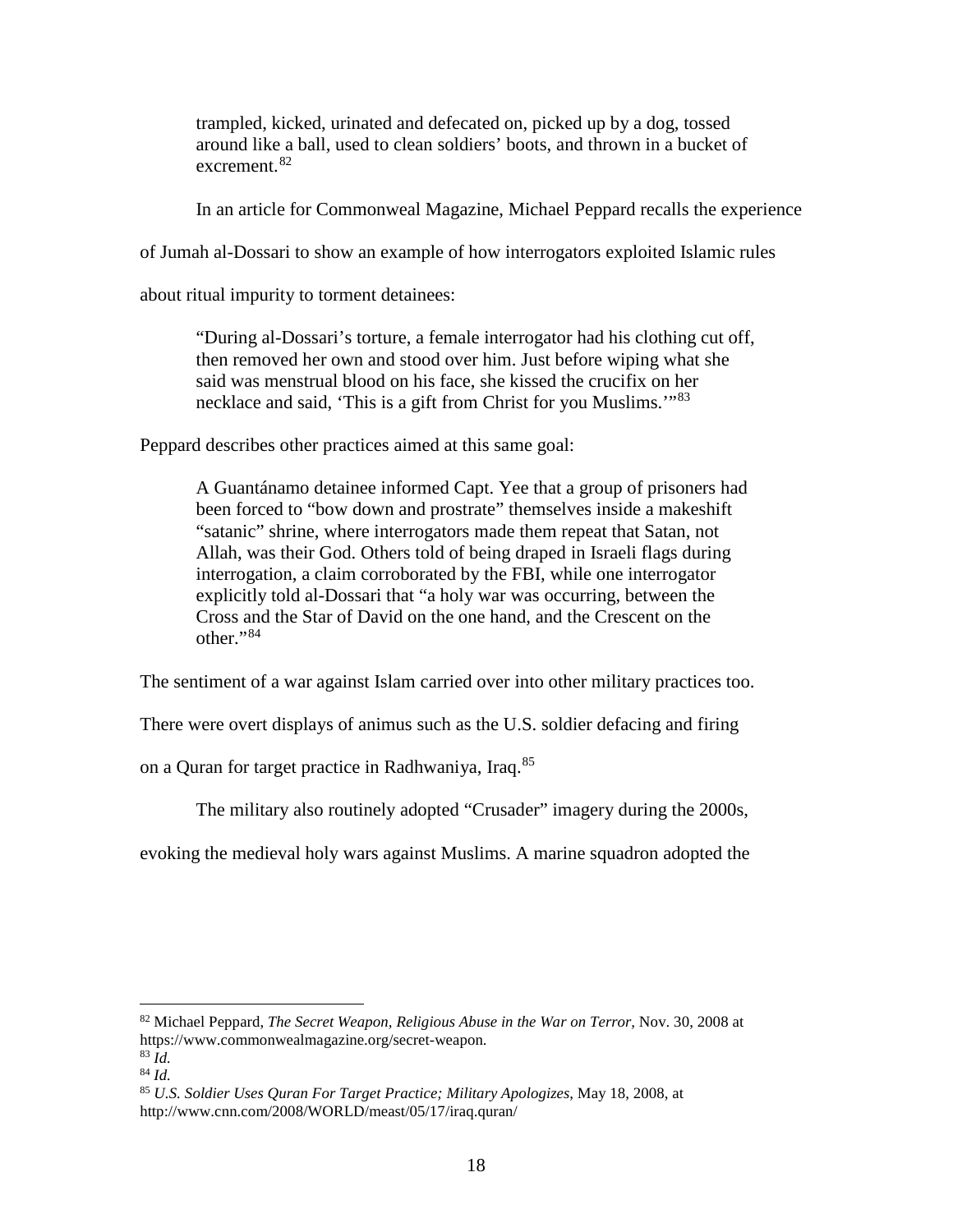> trampled, kicked, urinated and defecated on, picked up by a dog, tossed around like a ball, used to clean soldiers' boots, and thrown in a bucket of excrement.[82]

In an article for Commonweal Magazine, Michael Peppard recalls the experience of Jumah al-Dossari to show an example of how interrogators exploited Islamic rules about ritual impurity to torment detainees:

> "During al-Dossari's torture, a female interrogator had his clothing cut off, then removed her own and stood over him. Just before wiping what she said was menstrual blood on his face, she kissed the crucifix on her necklace and said, 'This is a gift from Christ for you Muslims.'"[83]

Peppard describes other practices aimed at this same goal:

> A Guantánamo detainee informed Capt. Yee that a group of prisoners had been forced to "bow down and prostrate" themselves inside a makeshift "satanic" shrine, where interrogators made them repeat that Satan, not Allah, was their God. Others told of being draped in Israeli flags during interrogation, a claim corroborated by the FBI, while one interrogator explicitly told al-Dossari that "a holy war was occurring, between the Cross and the Star of David on the one hand, and the Crescent on the other."[84]

The sentiment of a war against Islam carried over into other military practices too. There were overt displays of animus such as the U.S. soldier defacing and firing on a Quran for target practice in Radhwaniya, Iraq.[85]

The military also routinely adopted "Crusader" imagery during the 2000s, evoking the medieval holy wars against Muslims. A marine squadron adopted the

---

[82] Michael Peppard, *The Secret Weapon, Religious Abuse in the War on Terror,* Nov. 30, 2008 at https://www.commonwealmagazine.org/secret-weapon.

[83] *Id.*

[84] *Id.*

[85] *U.S. Soldier Uses Quran For Target Practice; Military Apologizes*, May 18, 2008, at http://www.cnn.com/2008/WORLD/meast/05/17/iraq.quran/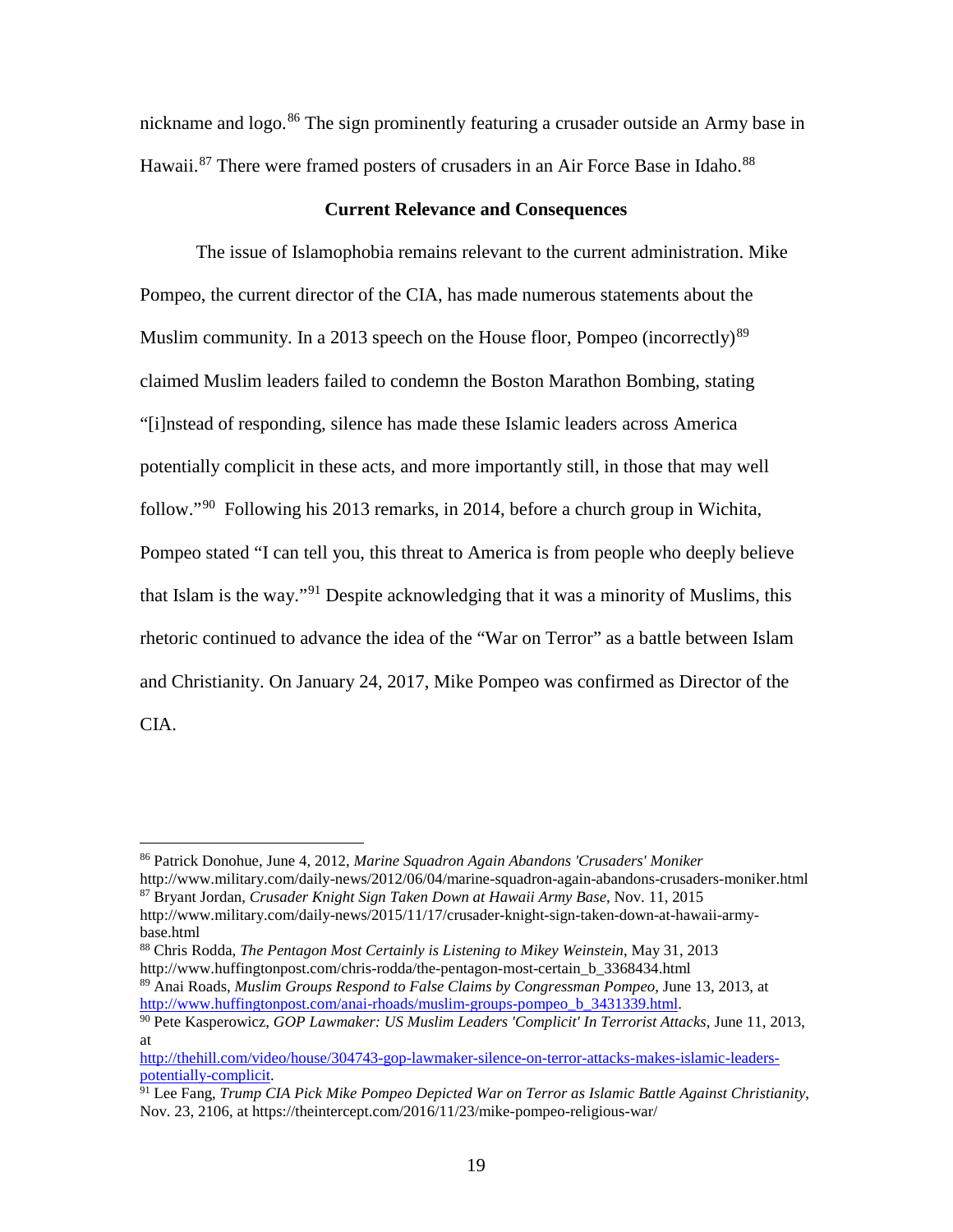nickname and logo.[86] The sign prominently featuring a crusader outside an Army base in Hawaii.[87] There were framed posters of crusaders in an Air Force Base in Idaho.[88]

**Current Relevance and Consequences**

The issue of Islamophobia remains relevant to the current administration. Mike Pompeo, the current director of the CIA, has made numerous statements about the Muslim community. In a 2013 speech on the House floor, Pompeo (incorrectly)[89] claimed Muslim leaders failed to condemn the Boston Marathon Bombing, stating "[i]nstead of responding, silence has made these Islamic leaders across America potentially complicit in these acts, and more importantly still, in those that may well follow."[90] Following his 2013 remarks, in 2014, before a church group in Wichita, Pompeo stated "I can tell you, this threat to America is from people who deeply believe that Islam is the way."[91] Despite acknowledging that it was a minority of Muslims, this rhetoric continued to advance the idea of the "War on Terror" as a battle between Islam and Christianity. On January 24, 2017, Mike Pompeo was confirmed as Director of the CIA.

---

[86] Patrick Donohue, June 4, 2012, *Marine Squadron Again Abandons 'Crusaders' Moniker* http://www.military.com/daily-news/2012/06/04/marine-squadron-again-abandons-crusaders-moniker.html

[87] Bryant Jordan, *Crusader Knight Sign Taken Down at Hawaii Army Base*, Nov. 11, 2015 http://www.military.com/daily-news/2015/11/17/crusader-knight-sign-taken-down-at-hawaii-army-base.html

[88] Chris Rodda, *The Pentagon Most Certainly is Listening to Mikey Weinstein*, May 31, 2013 http://www.huffingtonpost.com/chris-rodda/the-pentagon-most-certain_b_3368434.html

[89] Anai Roads, *Muslim Groups Respond to False Claims by Congressman Pompeo*, June 13, 2013, at http://www.huffingtonpost.com/anai-rhoads/muslim-groups-pompeo_b_3431339.html.

[90] Pete Kasperowicz, *GOP Lawmaker: US Muslim Leaders 'Complicit' In Terrorist Attacks*, June 11, 2013, at http://thehill.com/video/house/304743-gop-lawmaker-silence-on-terror-attacks-makes-islamic-leaders-potentially-complicit.

[91] Lee Fang, *Trump CIA Pick Mike Pompeo Depicted War on Terror as Islamic Battle Against Christianity*, Nov. 23, 2106, at https://theintercept.com/2016/11/23/mike-pompeo-religious-war/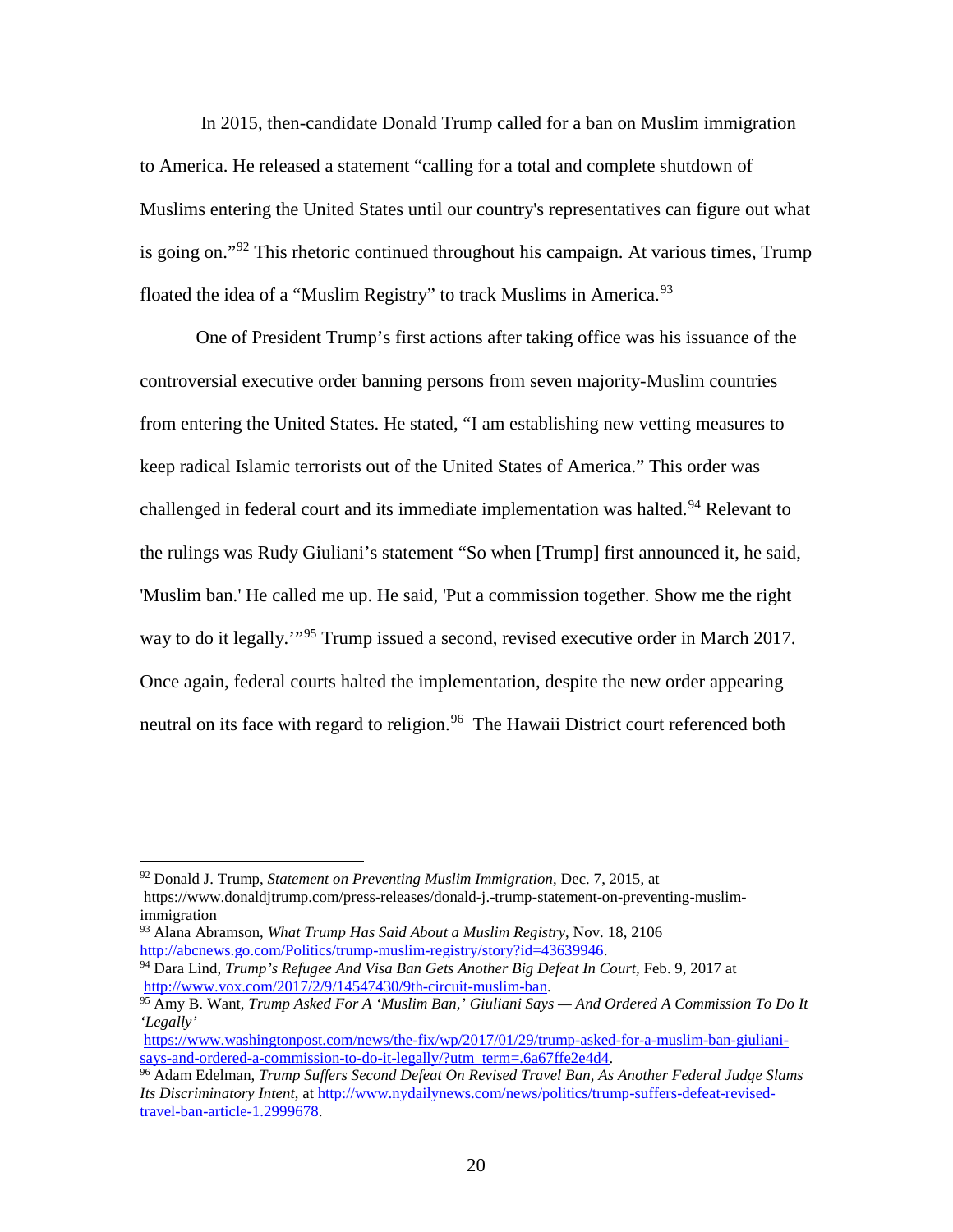In 2015, then-candidate Donald Trump called for a ban on Muslim immigration to America. He released a statement "calling for a total and complete shutdown of Muslims entering the United States until our country's representatives can figure out what is going on."[92] This rhetoric continued throughout his campaign. At various times, Trump floated the idea of a "Muslim Registry" to track Muslims in America.[93]

One of President Trump's first actions after taking office was his issuance of the controversial executive order banning persons from seven majority-Muslim countries from entering the United States. He stated, "I am establishing new vetting measures to keep radical Islamic terrorists out of the United States of America." This order was challenged in federal court and its immediate implementation was halted.[94] Relevant to the rulings was Rudy Giuliani's statement "So when [Trump] first announced it, he said, 'Muslim ban.' He called me up. He said, 'Put a commission together. Show me the right way to do it legally.'"[95] Trump issued a second, revised executive order in March 2017. Once again, federal courts halted the implementation, despite the new order appearing neutral on its face with regard to religion.[96] The Hawaii District court referenced both

---

[92] Donald J. Trump, *Statement on Preventing Muslim Immigration*, Dec. 7, 2015, at https://www.donaldjtrump.com/press-releases/donald-j.-trump-statement-on-preventing-muslim-immigration

[93] Alana Abramson, *What Trump Has Said About a Muslim Registry*, Nov. 18, 2106 http://abcnews.go.com/Politics/trump-muslim-registry/story?id=43639946.

[94] Dara Lind, *Trump's Refugee And Visa Ban Gets Another Big Defeat In Court*, Feb. 9, 2017 at http://www.vox.com/2017/2/9/14547430/9th-circuit-muslim-ban.

[95] Amy B. Want, *Trump Asked For A 'Muslim Ban,' Giuliani Says — And Ordered A Commission To Do It 'Legally'* https://www.washingtonpost.com/news/the-fix/wp/2017/01/29/trump-asked-for-a-muslim-ban-giuliani-says-and-ordered-a-commission-to-do-it-legally/?utm_term=.6a67ffe2e4d4.

[96] Adam Edelman, *Trump Suffers Second Defeat On Revised Travel Ban, As Another Federal Judge Slams Its Discriminatory Intent*, at http://www.nydailynews.com/news/politics/trump-suffers-defeat-revised-travel-ban-article-1.2999678.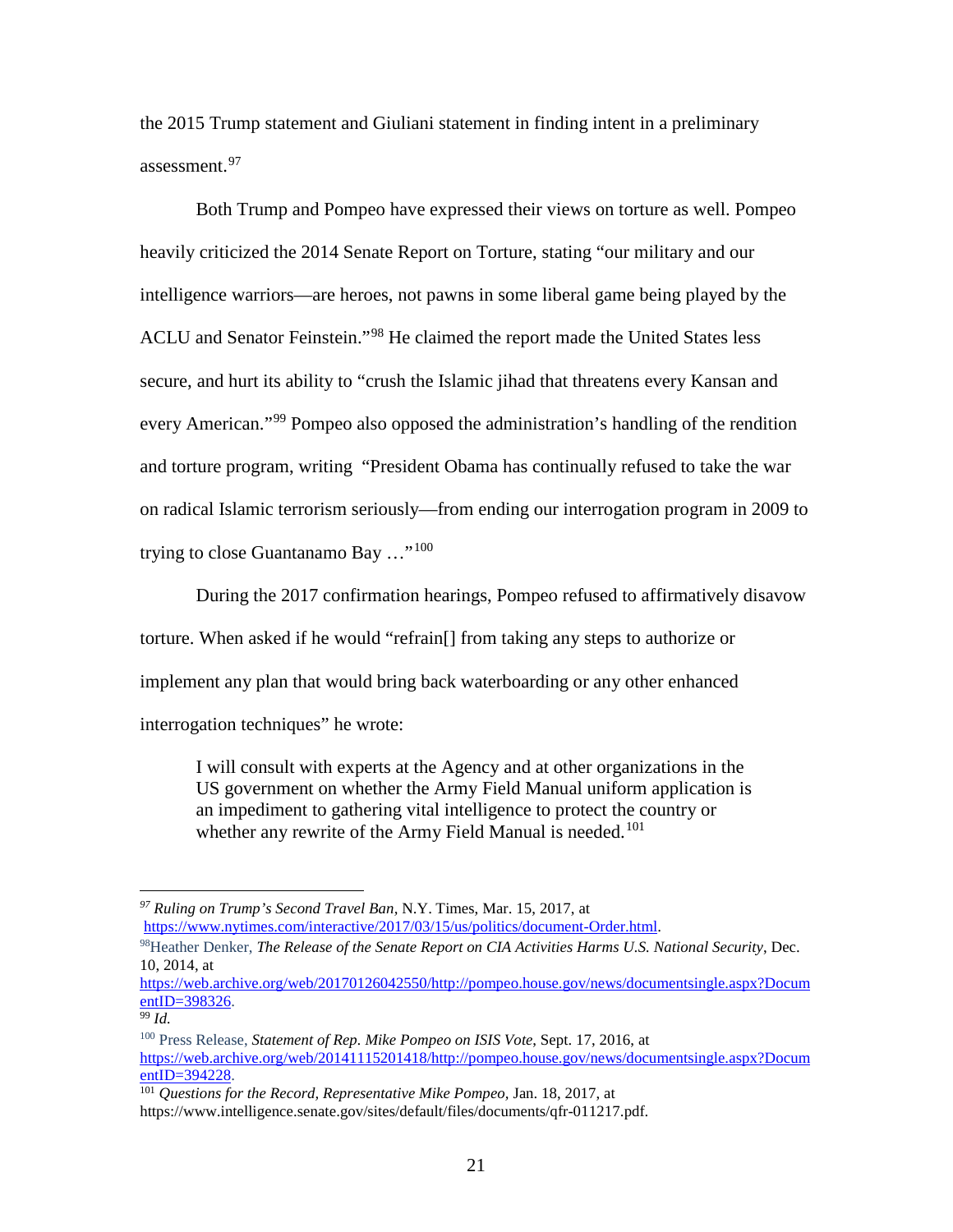the 2015 Trump statement and Giuliani statement in finding intent in a preliminary assessment.[97]

Both Trump and Pompeo have expressed their views on torture as well. Pompeo heavily criticized the 2014 Senate Report on Torture, stating "our military and our intelligence warriors—are heroes, not pawns in some liberal game being played by the ACLU and Senator Feinstein."[98] He claimed the report made the United States less secure, and hurt its ability to "crush the Islamic jihad that threatens every Kansan and every American."[99] Pompeo also opposed the administration's handling of the rendition and torture program, writing "President Obama has continually refused to take the war on radical Islamic terrorism seriously—from ending our interrogation program in 2009 to trying to close Guantanamo Bay …"[100]

During the 2017 confirmation hearings, Pompeo refused to affirmatively disavow torture. When asked if he would "refrain[] from taking any steps to authorize or implement any plan that would bring back waterboarding or any other enhanced interrogation techniques" he wrote:

> I will consult with experts at the Agency and at other organizations in the US government on whether the Army Field Manual uniform application is an impediment to gathering vital intelligence to protect the country or whether any rewrite of the Army Field Manual is needed.[101]

---

[97] *Ruling on Trump's Second Travel Ban*, N.Y. Times, Mar. 15, 2017, at https://www.nytimes.com/interactive/2017/03/15/us/politics/document-Order.html.

[98] Heather Denker, *The Release of the Senate Report on CIA Activities Harms U.S. National Security*, Dec. 10, 2014, at https://web.archive.org/web/20170126042550/http://pompeo.house.gov/news/documentsingle.aspx?DocumentID=398326.

[99] *Id.*

[100] Press Release, *Statement of Rep. Mike Pompeo on ISIS Vote*, Sept. 17, 2016, at https://web.archive.org/web/20141115201418/http://pompeo.house.gov/news/documentsingle.aspx?DocumentID=394228.

[101] *Questions for the Record, Representative Mike Pompeo*, Jan. 18, 2017, at https://www.intelligence.senate.gov/sites/default/files/documents/qfr-011217.pdf.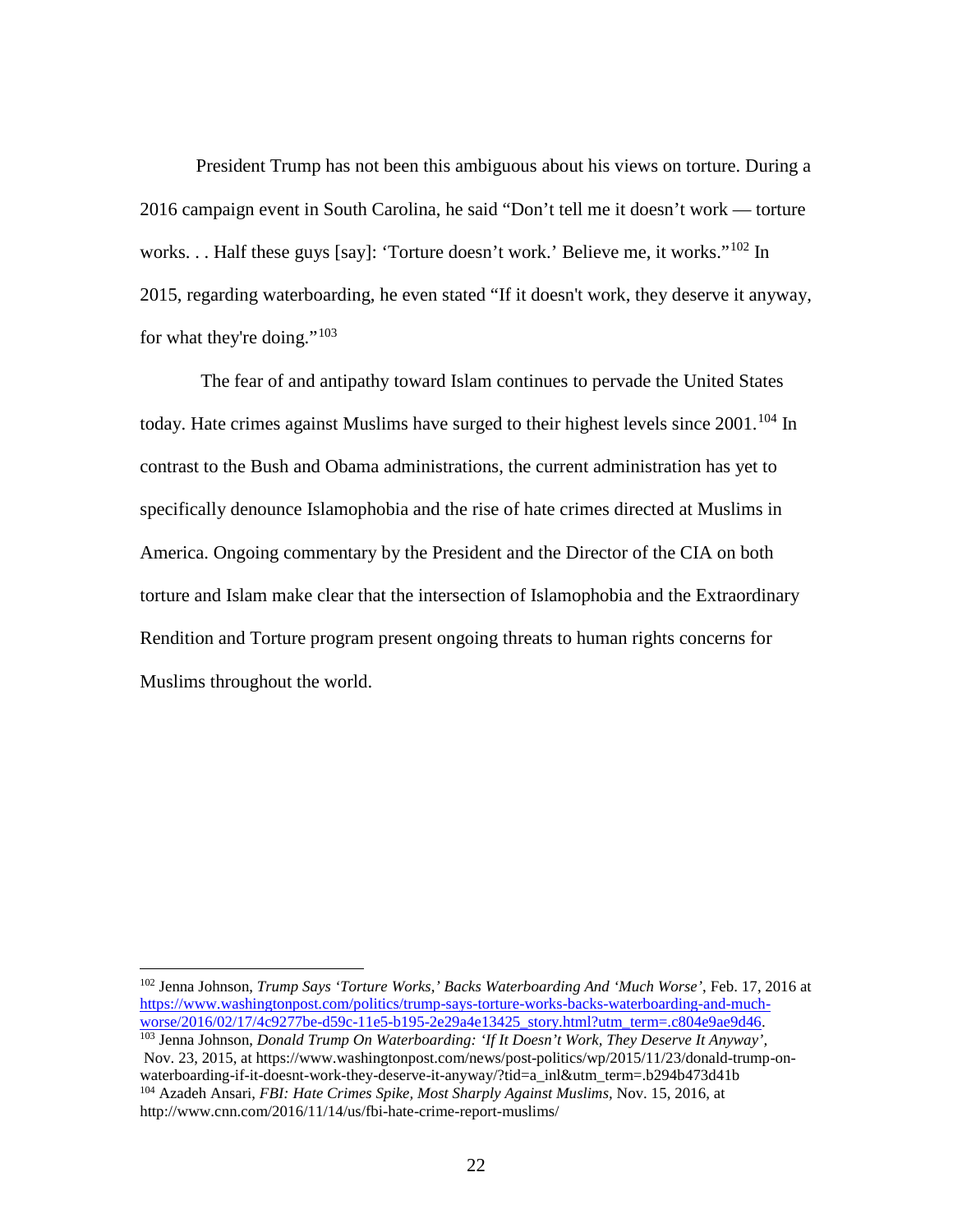President Trump has not been this ambiguous about his views on torture. During a 2016 campaign event in South Carolina, he said "Don't tell me it doesn't work — torture works. . . Half these guys [say]: 'Torture doesn't work.' Believe me, it works."[102] In 2015, regarding waterboarding, he even stated "If it doesn't work, they deserve it anyway, for what they're doing."[103]

The fear of and antipathy toward Islam continues to pervade the United States today. Hate crimes against Muslims have surged to their highest levels since 2001.[104] In contrast to the Bush and Obama administrations, the current administration has yet to specifically denounce Islamophobia and the rise of hate crimes directed at Muslims in America. Ongoing commentary by the President and the Director of the CIA on both torture and Islam make clear that the intersection of Islamophobia and the Extraordinary Rendition and Torture program present ongoing threats to human rights concerns for Muslims throughout the world.

---

[102] Jenna Johnson, *Trump Says 'Torture Works,' Backs Waterboarding And 'Much Worse'*, Feb. 17, 2016 at https://www.washingtonpost.com/politics/trump-says-torture-works-backs-waterboarding-and-much-worse/2016/02/17/4c9277be-d59c-11e5-b195-2e29a4e13425_story.html?utm_term=.c804e9ae9d46.

[103] Jenna Johnson, *Donald Trump On Waterboarding: 'If It Doesn't Work, They Deserve It Anyway'*, Nov. 23, 2015, at https://www.washingtonpost.com/news/post-politics/wp/2015/11/23/donald-trump-on-waterboarding-if-it-doesnt-work-they-deserve-it-anyway/?tid=a_inl&utm_term=.b294b473d41b

[104] Azadeh Ansari, *FBI: Hate Crimes Spike, Most Sharply Against Muslims,* Nov. 15, 2016, at http://www.cnn.com/2016/11/14/us/fbi-hate-crime-report-muslims/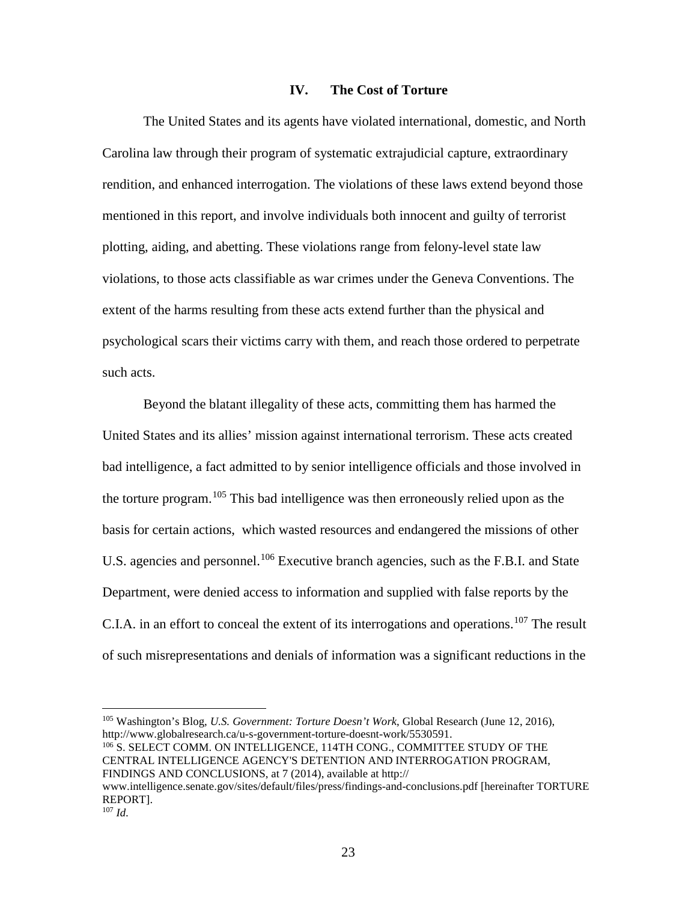## IV. The Cost of Torture

The United States and its agents have violated international, domestic, and North Carolina law through their program of systematic extrajudicial capture, extraordinary rendition, and enhanced interrogation. The violations of these laws extend beyond those mentioned in this report, and involve individuals both innocent and guilty of terrorist plotting, aiding, and abetting. These violations range from felony-level state law violations, to those acts classifiable as war crimes under the Geneva Conventions. The extent of the harms resulting from these acts extend further than the physical and psychological scars their victims carry with them, and reach those ordered to perpetrate such acts.

Beyond the blatant illegality of these acts, committing them has harmed the United States and its allies' mission against international terrorism. These acts created bad intelligence, a fact admitted to by senior intelligence officials and those involved in the torture program.[105] This bad intelligence was then erroneously relied upon as the basis for certain actions, which wasted resources and endangered the missions of other U.S. agencies and personnel.[106] Executive branch agencies, such as the F.B.I. and State Department, were denied access to information and supplied with false reports by the C.I.A. in an effort to conceal the extent of its interrogations and operations.[107] The result of such misrepresentations and denials of information was a significant reductions in the

---

[105] Washington's Blog, *U.S. Government: Torture Doesn't Work*, Global Research (June 12, 2016), http://www.globalresearch.ca/u-s-government-torture-doesnt-work/5530591.

[106] S. SELECT COMM. ON INTELLIGENCE, 114TH CONG., COMMITTEE STUDY OF THE CENTRAL INTELLIGENCE AGENCY'S DETENTION AND INTERROGATION PROGRAM, FINDINGS AND CONCLUSIONS, at 7 (2014), available at http:// www.intelligence.senate.gov/sites/default/files/press/findings-and-conclusions.pdf [hereinafter TORTURE REPORT].

[107] *Id*.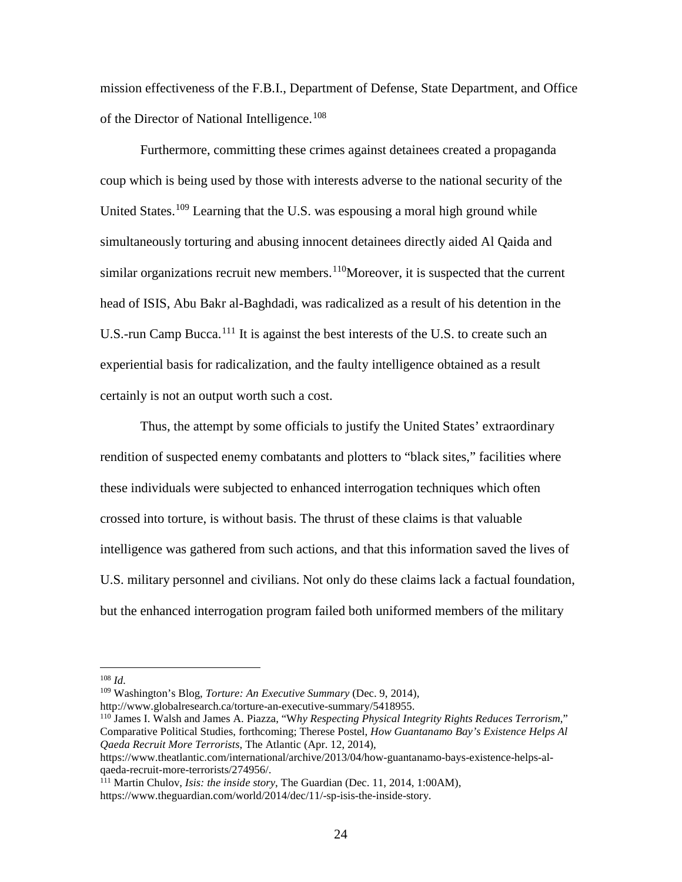mission effectiveness of the F.B.I., Department of Defense, State Department, and Office of the Director of National Intelligence.[108]

Furthermore, committing these crimes against detainees created a propaganda coup which is being used by those with interests adverse to the national security of the United States.[109] Learning that the U.S. was espousing a moral high ground while simultaneously torturing and abusing innocent detainees directly aided Al Qaida and similar organizations recruit new members.[110]Moreover, it is suspected that the current head of ISIS, Abu Bakr al-Baghdadi, was radicalized as a result of his detention in the U.S.-run Camp Bucca.[111] It is against the best interests of the U.S. to create such an experiential basis for radicalization, and the faulty intelligence obtained as a result certainly is not an output worth such a cost.

Thus, the attempt by some officials to justify the United States' extraordinary rendition of suspected enemy combatants and plotters to "black sites," facilities where these individuals were subjected to enhanced interrogation techniques which often crossed into torture, is without basis. The thrust of these claims is that valuable intelligence was gathered from such actions, and that this information saved the lives of U.S. military personnel and civilians. Not only do these claims lack a factual foundation, but the enhanced interrogation program failed both uniformed members of the military

---

[108] *Id.*

[109] Washington's Blog, *Torture: An Executive Summary* (Dec. 9, 2014), http://www.globalresearch.ca/torture-an-executive-summary/5418955.

[110] James I. Walsh and James A. Piazza, "W*hy Respecting Physical Integrity Rights Reduces Terrorism*," Comparative Political Studies, forthcoming; Therese Postel, *How Guantanamo Bay's Existence Helps Al Qaeda Recruit More Terrorists*, The Atlantic (Apr. 12, 2014), https://www.theatlantic.com/international/archive/2013/04/how-guantanamo-bays-existence-helps-al-qaeda-recruit-more-terrorists/274956/.

[111] Martin Chulov, *Isis: the inside story*, The Guardian (Dec. 11, 2014, 1:00AM), https://www.theguardian.com/world/2014/dec/11/-sp-isis-the-inside-story.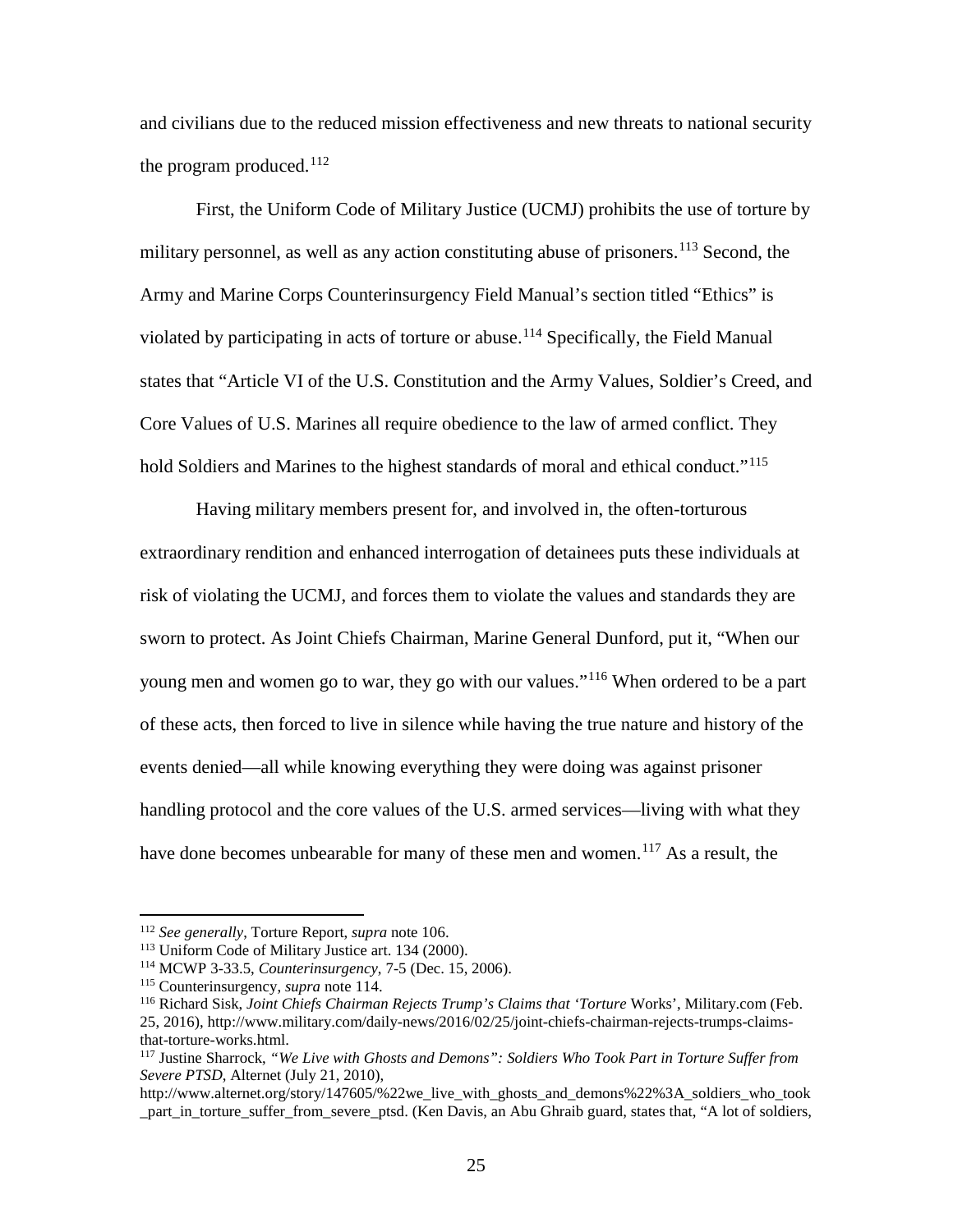and civilians due to the reduced mission effectiveness and new threats to national security the program produced.[112]

First, the Uniform Code of Military Justice (UCMJ) prohibits the use of torture by military personnel, as well as any action constituting abuse of prisoners.[113] Second, the Army and Marine Corps Counterinsurgency Field Manual's section titled "Ethics" is violated by participating in acts of torture or abuse.[114] Specifically, the Field Manual states that "Article VI of the U.S. Constitution and the Army Values, Soldier's Creed, and Core Values of U.S. Marines all require obedience to the law of armed conflict. They hold Soldiers and Marines to the highest standards of moral and ethical conduct."[115]

Having military members present for, and involved in, the often-torturous extraordinary rendition and enhanced interrogation of detainees puts these individuals at risk of violating the UCMJ, and forces them to violate the values and standards they are sworn to protect. As Joint Chiefs Chairman, Marine General Dunford, put it, "When our young men and women go to war, they go with our values."[116] When ordered to be a part of these acts, then forced to live in silence while having the true nature and history of the events denied—all while knowing everything they were doing was against prisoner handling protocol and the core values of the U.S. armed services—living with what they have done becomes unbearable for many of these men and women.[117] As a result, the

---

[112] *See generally*, Torture Report, *supra* note 106.

[113] Uniform Code of Military Justice art. 134 (2000).

[114] MCWP 3-33.5, *Counterinsurgency*, 7-5 (Dec. 15, 2006).

[115] Counterinsurgency, *supra* note 114.

[116] Richard Sisk, *Joint Chiefs Chairman Rejects Trump's Claims that 'Torture* Works', Military.com (Feb. 25, 2016), http://www.military.com/daily-news/2016/02/25/joint-chiefs-chairman-rejects-trumps-claims-that-torture-works.html.

[117] Justine Sharrock, *"We Live with Ghosts and Demons": Soldiers Who Took Part in Torture Suffer from Severe PTSD*, Alternet (July 21, 2010), http://www.alternet.org/story/147605/%22we_live_with_ghosts_and_demons%22%3A_soldiers_who_took_part_in_torture_suffer_from_severe_ptsd. (Ken Davis, an Abu Ghraib guard, states that, "A lot of soldiers,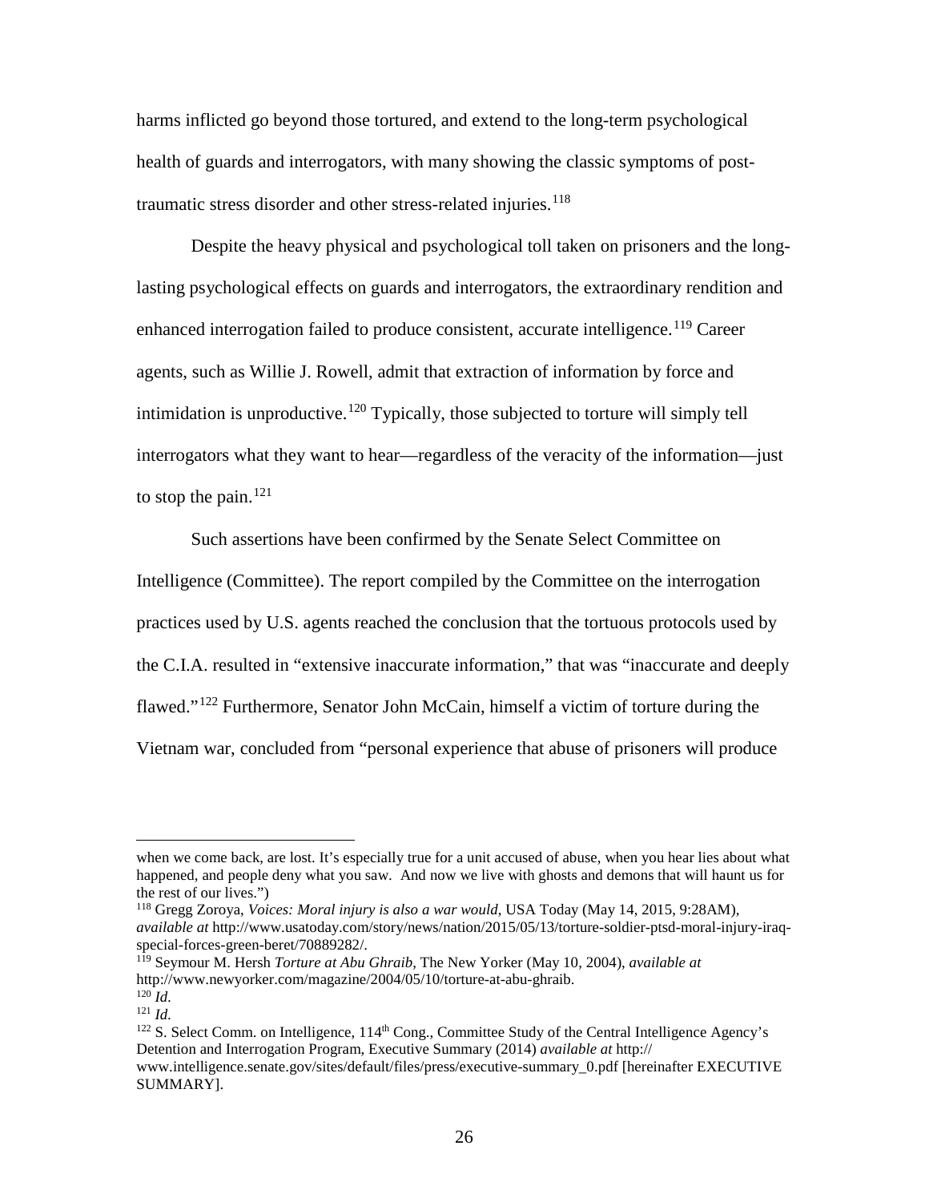harms inflicted go beyond those tortured, and extend to the long-term psychological health of guards and interrogators, with many showing the classic symptoms of post-traumatic stress disorder and other stress-related injuries.[118]

Despite the heavy physical and psychological toll taken on prisoners and the long-lasting psychological effects on guards and interrogators, the extraordinary rendition and enhanced interrogation failed to produce consistent, accurate intelligence.[119] Career agents, such as Willie J. Rowell, admit that extraction of information by force and intimidation is unproductive.[120] Typically, those subjected to torture will simply tell interrogators what they want to hear—regardless of the veracity of the information—just to stop the pain.[121]

Such assertions have been confirmed by the Senate Select Committee on Intelligence (Committee). The report compiled by the Committee on the interrogation practices used by U.S. agents reached the conclusion that the tortuous protocols used by the C.I.A. resulted in "extensive inaccurate information," that was "inaccurate and deeply flawed."[122] Furthermore, Senator John McCain, himself a victim of torture during the Vietnam war, concluded from "personal experience that abuse of prisoners will produce

---

when we come back, are lost. It's especially true for a unit accused of abuse, when you hear lies about what happened, and people deny what you saw. And now we live with ghosts and demons that will haunt us for the rest of our lives.")

[118] Gregg Zoroya, *Voices: Moral injury is also a war would*, USA Today (May 14, 2015, 9:28AM), *available at* http://www.usatoday.com/story/news/nation/2015/05/13/torture-soldier-ptsd-moral-injury-iraq-special-forces-green-beret/70889282/.

[119] Seymour M. Hersh *Torture at Abu Ghraib*, The New Yorker (May 10, 2004), *available at* http://www.newyorker.com/magazine/2004/05/10/torture-at-abu-ghraib.

[120] *Id.*

[121] *Id.*

[122] S. Select Comm. on Intelligence, 114th Cong., Committee Study of the Central Intelligence Agency's Detention and Interrogation Program, Executive Summary (2014) *available at* http:// www.intelligence.senate.gov/sites/default/files/press/executive-summary_0.pdf [hereinafter EXECUTIVE SUMMARY].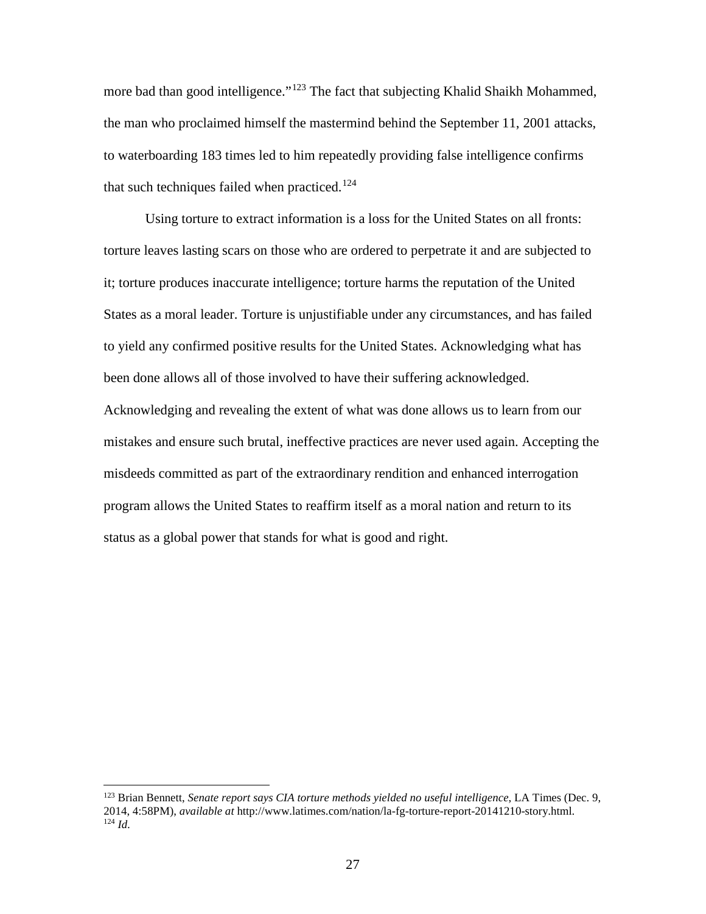more bad than good intelligence."[123] The fact that subjecting Khalid Shaikh Mohammed, the man who proclaimed himself the mastermind behind the September 11, 2001 attacks, to waterboarding 183 times led to him repeatedly providing false intelligence confirms that such techniques failed when practiced.[124]

Using torture to extract information is a loss for the United States on all fronts: torture leaves lasting scars on those who are ordered to perpetrate it and are subjected to it; torture produces inaccurate intelligence; torture harms the reputation of the United States as a moral leader. Torture is unjustifiable under any circumstances, and has failed to yield any confirmed positive results for the United States. Acknowledging what has been done allows all of those involved to have their suffering acknowledged. Acknowledging and revealing the extent of what was done allows us to learn from our mistakes and ensure such brutal, ineffective practices are never used again. Accepting the misdeeds committed as part of the extraordinary rendition and enhanced interrogation program allows the United States to reaffirm itself as a moral nation and return to its status as a global power that stands for what is good and right.

---

[123] Brian Bennett, *Senate report says CIA torture methods yielded no useful intelligence*, LA Times (Dec. 9, 2014, 4:58PM), *available at* http://www.latimes.com/nation/la-fg-torture-report-20141210-story.html.

[124] *Id.*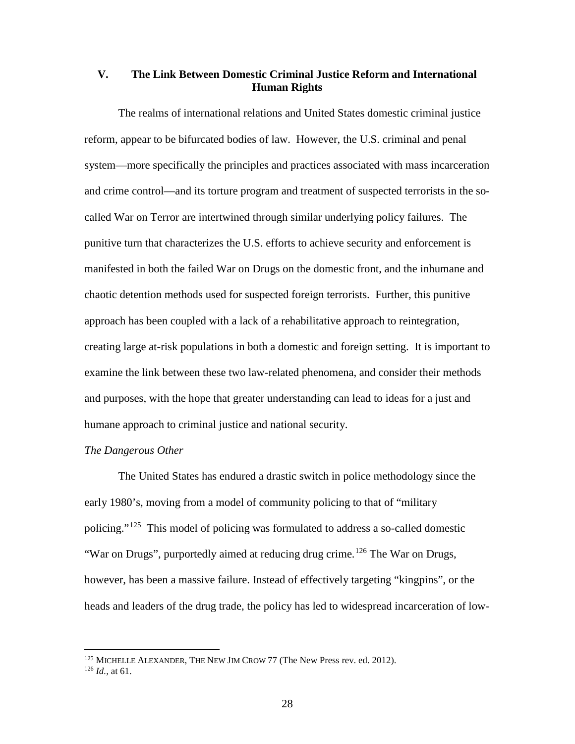## V. The Link Between Domestic Criminal Justice Reform and International Human Rights

The realms of international relations and United States domestic criminal justice reform, appear to be bifurcated bodies of law. However, the U.S. criminal and penal system—more specifically the principles and practices associated with mass incarceration and crime control—and its torture program and treatment of suspected terrorists in the so-called War on Terror are intertwined through similar underlying policy failures. The punitive turn that characterizes the U.S. efforts to achieve security and enforcement is manifested in both the failed War on Drugs on the domestic front, and the inhumane and chaotic detention methods used for suspected foreign terrorists. Further, this punitive approach has been coupled with a lack of a rehabilitative approach to reintegration, creating large at-risk populations in both a domestic and foreign setting. It is important to examine the link between these two law-related phenomena, and consider their methods and purposes, with the hope that greater understanding can lead to ideas for a just and humane approach to criminal justice and national security.

*The Dangerous Other*

The United States has endured a drastic switch in police methodology since the early 1980's, moving from a model of community policing to that of "military policing."[125] This model of policing was formulated to address a so-called domestic "War on Drugs", purportedly aimed at reducing drug crime.[126] The War on Drugs, however, has been a massive failure. Instead of effectively targeting "kingpins", or the heads and leaders of the drug trade, the policy has led to widespread incarceration of low-

---

[125] MICHELLE ALEXANDER, THE NEW JIM CROW 77 (The New Press rev. ed. 2012).

[126] *Id.*, at 61.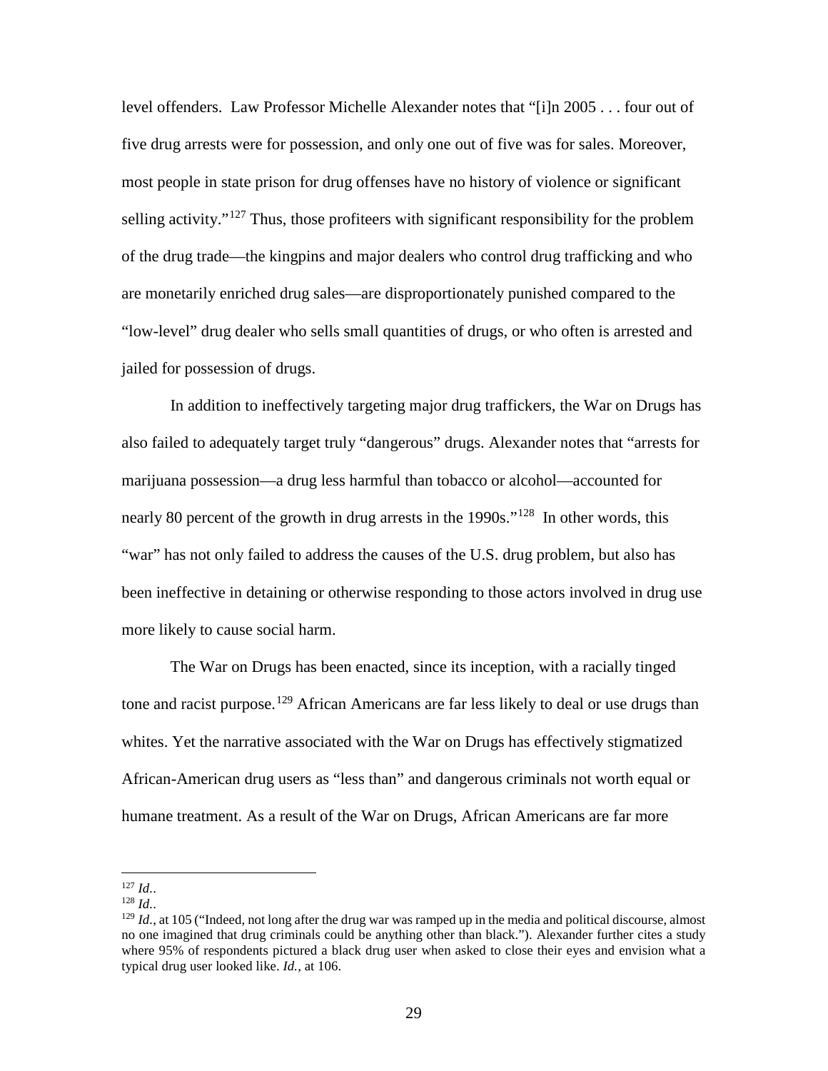level offenders. Law Professor Michelle Alexander notes that "[i]n 2005 . . . four out of five drug arrests were for possession, and only one out of five was for sales. Moreover, most people in state prison for drug offenses have no history of violence or significant selling activity."[127] Thus, those profiteers with significant responsibility for the problem of the drug trade—the kingpins and major dealers who control drug trafficking and who are monetarily enriched drug sales—are disproportionately punished compared to the "low-level" drug dealer who sells small quantities of drugs, or who often is arrested and jailed for possession of drugs.

In addition to ineffectively targeting major drug traffickers, the War on Drugs has also failed to adequately target truly "dangerous" drugs. Alexander notes that "arrests for marijuana possession—a drug less harmful than tobacco or alcohol—accounted for nearly 80 percent of the growth in drug arrests in the 1990s."[128] In other words, this "war" has not only failed to address the causes of the U.S. drug problem, but also has been ineffective in detaining or otherwise responding to those actors involved in drug use more likely to cause social harm.

The War on Drugs has been enacted, since its inception, with a racially tinged tone and racist purpose.[129] African Americans are far less likely to deal or use drugs than whites. Yet the narrative associated with the War on Drugs has effectively stigmatized African-American drug users as "less than" and dangerous criminals not worth equal or humane treatment. As a result of the War on Drugs, African Americans are far more

---

[127] *Id.*.

[128] *Id.*.

[129] *Id.*, at 105 ("Indeed, not long after the drug war was ramped up in the media and political discourse, almost no one imagined that drug criminals could be anything other than black."). Alexander further cites a study where 95% of respondents pictured a black drug user when asked to close their eyes and envision what a typical drug user looked like. *Id.*, at 106.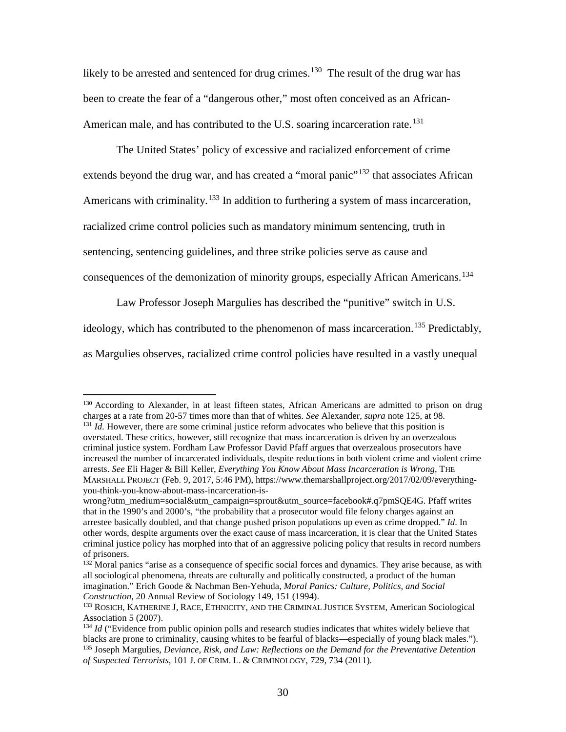likely to be arrested and sentenced for drug crimes.[130] The result of the drug war has been to create the fear of a "dangerous other," most often conceived as an African-American male, and has contributed to the U.S. soaring incarceration rate.[131]

The United States' policy of excessive and racialized enforcement of crime extends beyond the drug war, and has created a "moral panic"[132] that associates African Americans with criminality.[133] In addition to furthering a system of mass incarceration, racialized crime control policies such as mandatory minimum sentencing, truth in sentencing, sentencing guidelines, and three strike policies serve as cause and consequences of the demonization of minority groups, especially African Americans.[134]

Law Professor Joseph Margulies has described the "punitive" switch in U.S. ideology, which has contributed to the phenomenon of mass incarceration.[135] Predictably, as Margulies observes, racialized crime control policies have resulted in a vastly unequal

---

[130] According to Alexander, in at least fifteen states, African Americans are admitted to prison on drug charges at a rate from 20-57 times more than that of whites. *See* Alexander, *supra* note 125, at 98.

[131] *Id.* However, there are some criminal justice reform advocates who believe that this position is overstated. These critics, however, still recognize that mass incarceration is driven by an overzealous criminal justice system. Fordham Law Professor David Pfaff argues that overzealous prosecutors have increased the number of incarcerated individuals, despite reductions in both violent crime and violent crime arrests. *See* Eli Hager & Bill Keller, *Everything You Know About Mass Incarceration is Wrong*, THE MARSHALL PROJECT (Feb. 9, 2017, 5:46 PM), https://www.themarshallproject.org/2017/02/09/everything-you-think-you-know-about-mass-incarceration-is-wrong?utm_medium=social&utm_campaign=sprout&utm_source=facebook#.q7pmSQE4G. Pfaff writes that in the 1990's and 2000's, "the probability that a prosecutor would file felony charges against an arrestee basically doubled, and that change pushed prison populations up even as crime dropped." *Id*. In other words, despite arguments over the exact cause of mass incarceration, it is clear that the United States criminal justice policy has morphed into that of an aggressive policing policy that results in record numbers of prisoners.

[132] Moral panics "arise as a consequence of specific social forces and dynamics. They arise because, as with all sociological phenomena, threats are culturally and politically constructed, a product of the human imagination." Erich Goode & Nachman Ben-Yehuda, *Moral Panics: Culture, Politics, and Social Construction*, 20 Annual Review of Sociology 149, 151 (1994).

[133] ROSICH, KATHERINE J, RACE, ETHNICITY, AND THE CRIMINAL JUSTICE SYSTEM, American Sociological Association 5 (2007).

[134] *Id* ("Evidence from public opinion polls and research studies indicates that whites widely believe that blacks are prone to criminality, causing whites to be fearful of blacks—especially of young black males.").

[135] Joseph Margulies, *Deviance, Risk, and Law: Reflections on the Demand for the Preventative Detention of Suspected Terrorists*, 101 J. OF CRIM. L. & CRIMINOLOGY, 729, 734 (2011).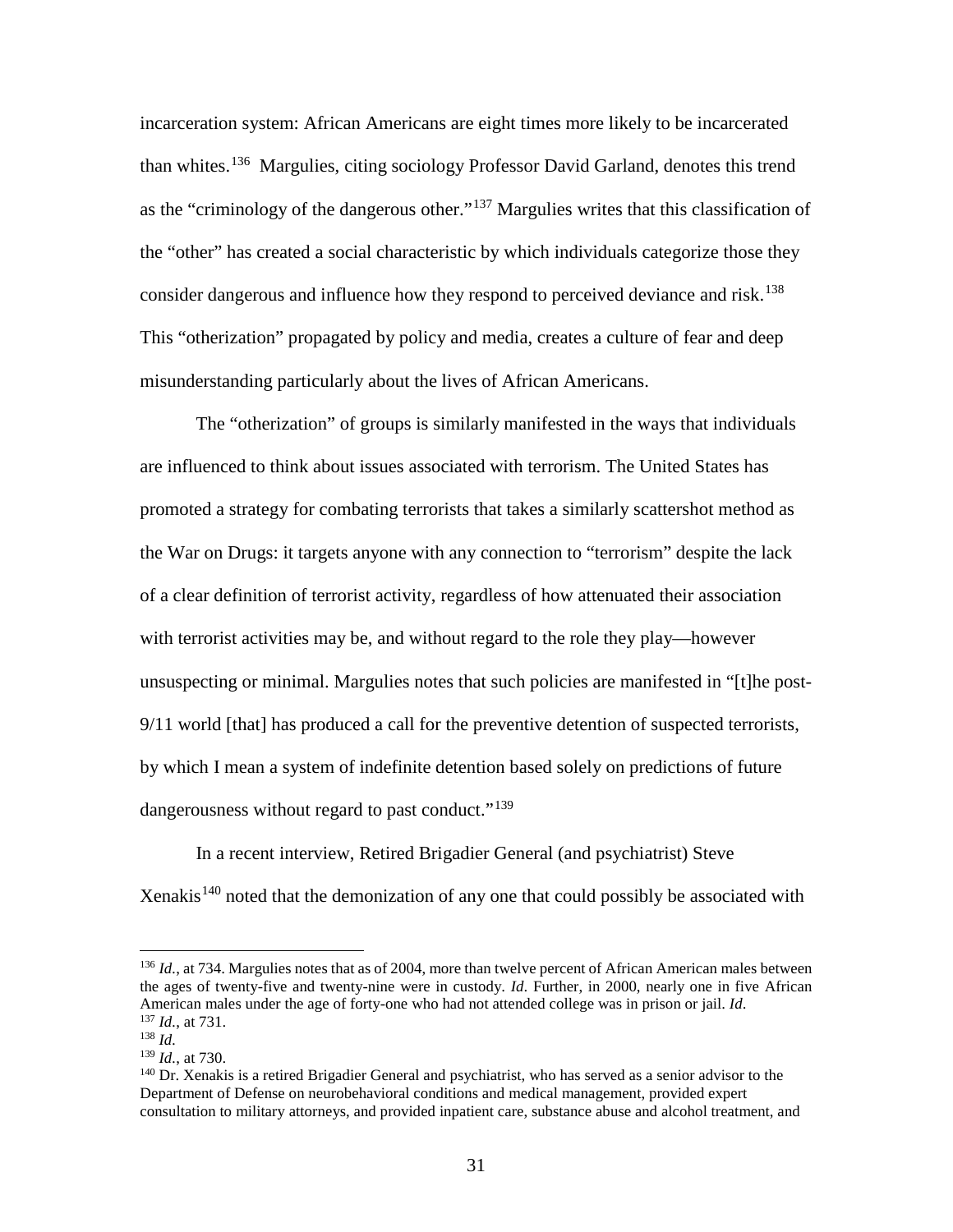incarceration system: African Americans are eight times more likely to be incarcerated than whites.[136] Margulies, citing sociology Professor David Garland, denotes this trend as the "criminology of the dangerous other."[137] Margulies writes that this classification of the "other" has created a social characteristic by which individuals categorize those they consider dangerous and influence how they respond to perceived deviance and risk.[138] This "otherization" propagated by policy and media, creates a culture of fear and deep misunderstanding particularly about the lives of African Americans.

The "otherization" of groups is similarly manifested in the ways that individuals are influenced to think about issues associated with terrorism. The United States has promoted a strategy for combating terrorists that takes a similarly scattershot method as the War on Drugs: it targets anyone with any connection to "terrorism" despite the lack of a clear definition of terrorist activity, regardless of how attenuated their association with terrorist activities may be, and without regard to the role they play—however unsuspecting or minimal. Margulies notes that such policies are manifested in "[t]he post-9/11 world [that] has produced a call for the preventive detention of suspected terrorists, by which I mean a system of indefinite detention based solely on predictions of future dangerousness without regard to past conduct."[139]

In a recent interview, Retired Brigadier General (and psychiatrist) Steve Xenakis[140] noted that the demonization of any one that could possibly be associated with

---

[136] *Id.*, at 734. Margulies notes that as of 2004, more than twelve percent of African American males between the ages of twenty-five and twenty-nine were in custody. *Id*. Further, in 2000, nearly one in five African American males under the age of forty-one who had not attended college was in prison or jail. *Id*.

[137] *Id.*, at 731.

[138] *Id.*

[139] *Id.*, at 730.

[140] Dr. Xenakis is a retired Brigadier General and psychiatrist, who has served as a senior advisor to the Department of Defense on neurobehavioral conditions and medical management, provided expert consultation to military attorneys, and provided inpatient care, substance abuse and alcohol treatment, and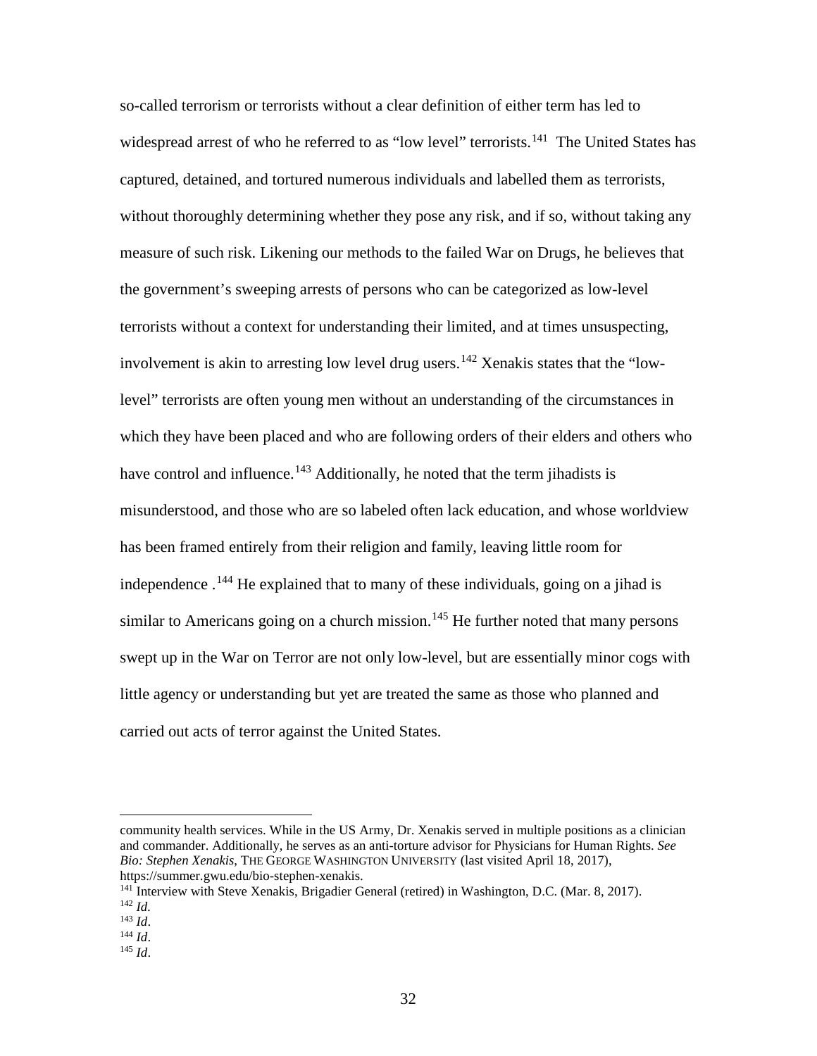so-called terrorism or terrorists without a clear definition of either term has led to widespread arrest of who he referred to as "low level" terrorists.[141] The United States has captured, detained, and tortured numerous individuals and labelled them as terrorists, without thoroughly determining whether they pose any risk, and if so, without taking any measure of such risk. Likening our methods to the failed War on Drugs, he believes that the government's sweeping arrests of persons who can be categorized as low-level terrorists without a context for understanding their limited, and at times unsuspecting, involvement is akin to arresting low level drug users.[142] Xenakis states that the "low-level" terrorists are often young men without an understanding of the circumstances in which they have been placed and who are following orders of their elders and others who have control and influence.[143] Additionally, he noted that the term jihadists is misunderstood, and those who are so labeled often lack education, and whose worldview has been framed entirely from their religion and family, leaving little room for independence .[144] He explained that to many of these individuals, going on a jihad is similar to Americans going on a church mission.[145] He further noted that many persons swept up in the War on Terror are not only low-level, but are essentially minor cogs with little agency or understanding but yet are treated the same as those who planned and carried out acts of terror against the United States.

---

community health services. While in the US Army, Dr. Xenakis served in multiple positions as a clinician and commander. Additionally, he serves as an anti-torture advisor for Physicians for Human Rights. *See Bio: Stephen Xenakis*, THE GEORGE WASHINGTON UNIVERSITY (last visited April 18, 2017), https://summer.gwu.edu/bio-stephen-xenakis.

[141] Interview with Steve Xenakis, Brigadier General (retired) in Washington, D.C. (Mar. 8, 2017).

[142] *Id.*

[143] *Id*.

[144] *Id*.

[145] *Id*.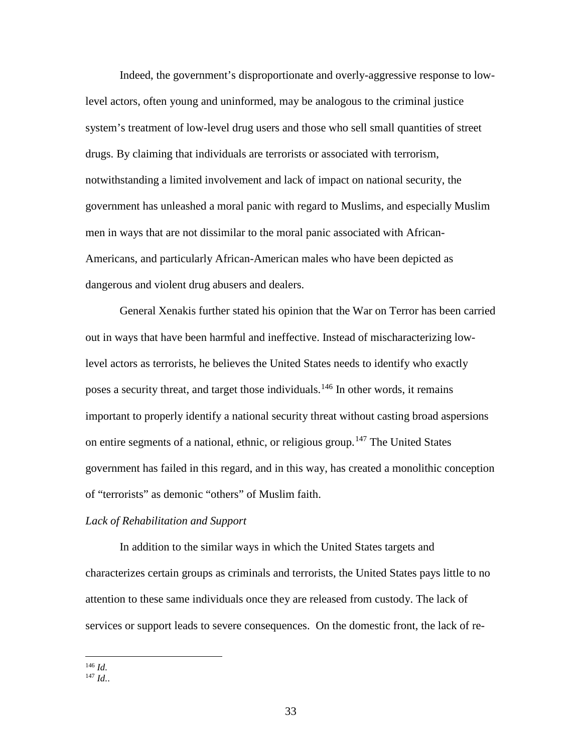Indeed, the government's disproportionate and overly-aggressive response to low-level actors, often young and uninformed, may be analogous to the criminal justice system's treatment of low-level drug users and those who sell small quantities of street drugs. By claiming that individuals are terrorists or associated with terrorism, notwithstanding a limited involvement and lack of impact on national security, the government has unleashed a moral panic with regard to Muslims, and especially Muslim men in ways that are not dissimilar to the moral panic associated with African-Americans, and particularly African-American males who have been depicted as dangerous and violent drug abusers and dealers.

General Xenakis further stated his opinion that the War on Terror has been carried out in ways that have been harmful and ineffective. Instead of mischaracterizing low-level actors as terrorists, he believes the United States needs to identify who exactly poses a security threat, and target those individuals.[146] In other words, it remains important to properly identify a national security threat without casting broad aspersions on entire segments of a national, ethnic, or religious group.[147] The United States government has failed in this regard, and in this way, has created a monolithic conception of "terrorists" as demonic "others" of Muslim faith.

*Lack of Rehabilitation and Support*

In addition to the similar ways in which the United States targets and characterizes certain groups as criminals and terrorists, the United States pays little to no attention to these same individuals once they are released from custody. The lack of services or support leads to severe consequences. On the domestic front, the lack of re-

---

[146] *Id.*

[147] *Id.*.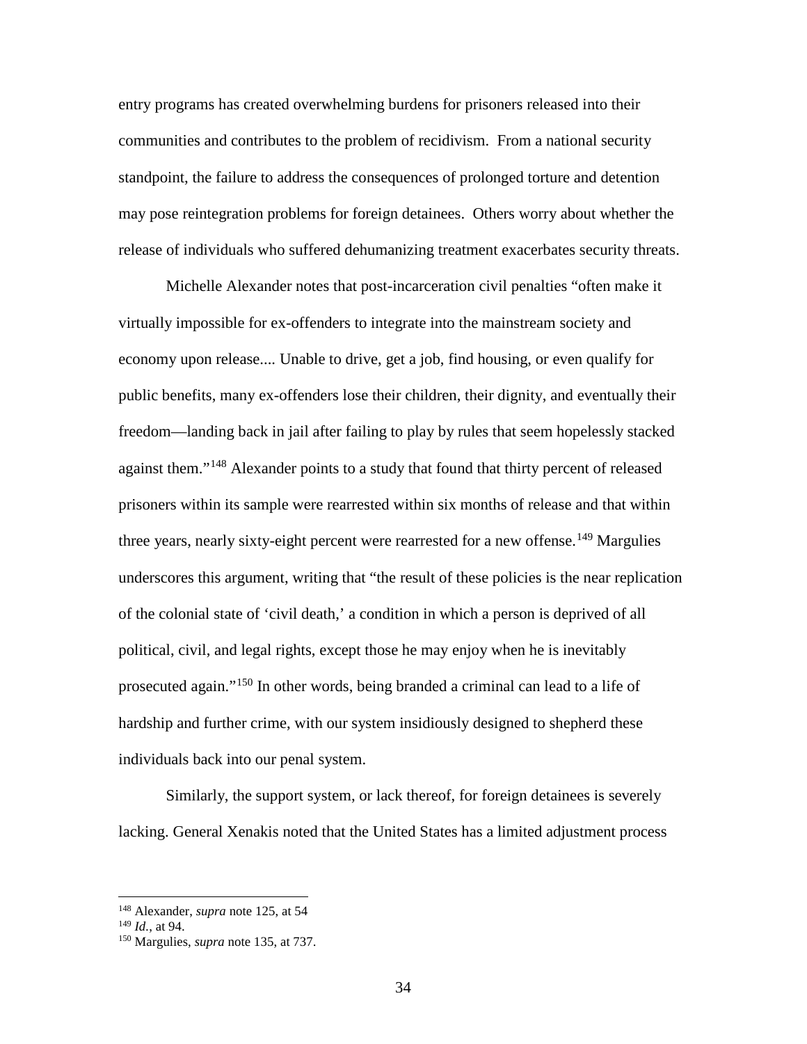entry programs has created overwhelming burdens for prisoners released into their communities and contributes to the problem of recidivism. From a national security standpoint, the failure to address the consequences of prolonged torture and detention may pose reintegration problems for foreign detainees. Others worry about whether the release of individuals who suffered dehumanizing treatment exacerbates security threats.

Michelle Alexander notes that post-incarceration civil penalties "often make it virtually impossible for ex-offenders to integrate into the mainstream society and economy upon release.... Unable to drive, get a job, find housing, or even qualify for public benefits, many ex-offenders lose their children, their dignity, and eventually their freedom—landing back in jail after failing to play by rules that seem hopelessly stacked against them."[148] Alexander points to a study that found that thirty percent of released prisoners within its sample were rearrested within six months of release and that within three years, nearly sixty-eight percent were rearrested for a new offense.[149] Margulies underscores this argument, writing that "the result of these policies is the near replication of the colonial state of 'civil death,' a condition in which a person is deprived of all political, civil, and legal rights, except those he may enjoy when he is inevitably prosecuted again."[150] In other words, being branded a criminal can lead to a life of hardship and further crime, with our system insidiously designed to shepherd these individuals back into our penal system.

Similarly, the support system, or lack thereof, for foreign detainees is severely lacking. General Xenakis noted that the United States has a limited adjustment process

---

[148] Alexander, *supra* note 125, at 54

[149] *Id.*, at 94.

[150] Margulies, *supra* note 135, at 737.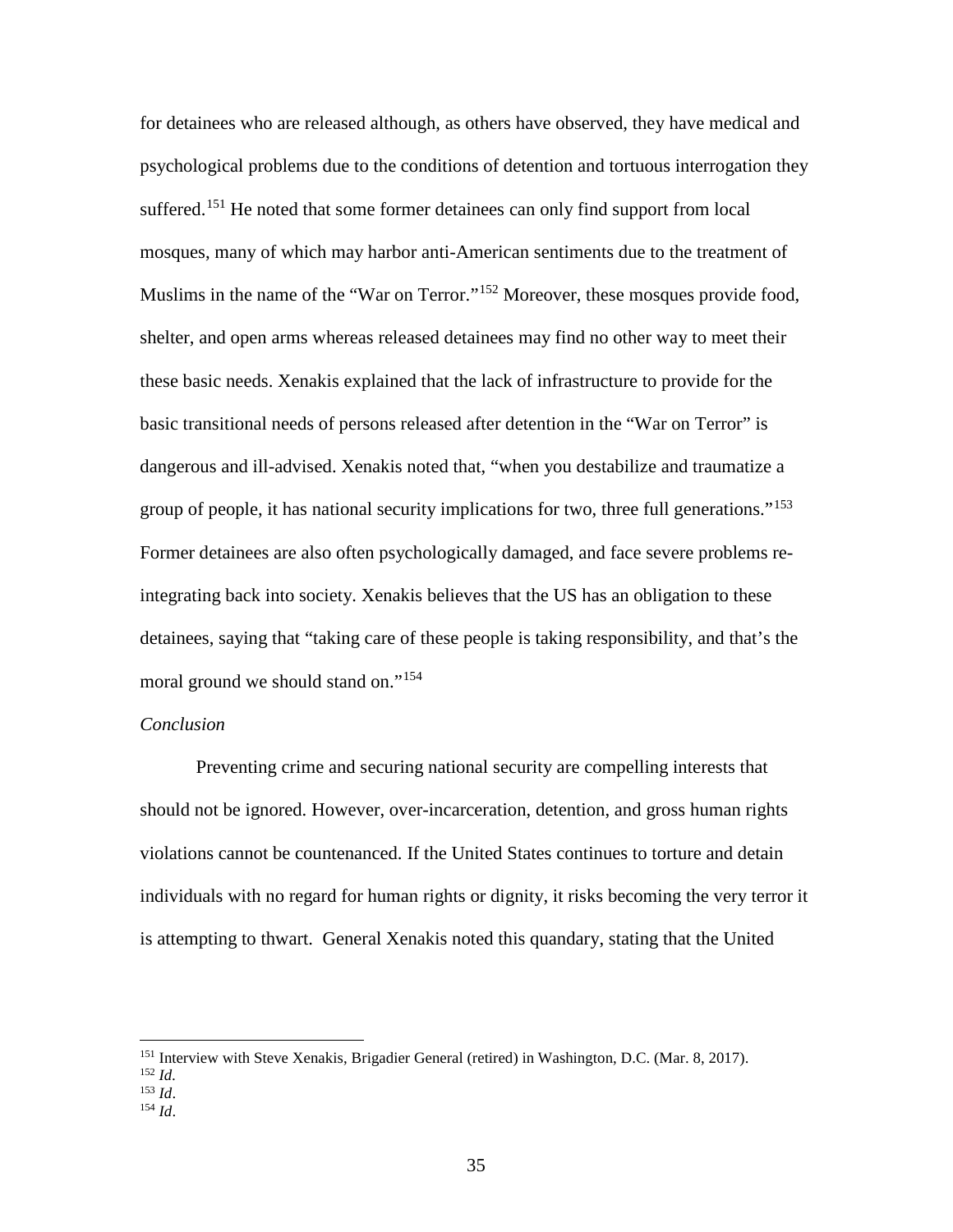for detainees who are released although, as others have observed, they have medical and psychological problems due to the conditions of detention and tortuous interrogation they suffered.[151] He noted that some former detainees can only find support from local mosques, many of which may harbor anti-American sentiments due to the treatment of Muslims in the name of the "War on Terror."[152] Moreover, these mosques provide food, shelter, and open arms whereas released detainees may find no other way to meet their these basic needs. Xenakis explained that the lack of infrastructure to provide for the basic transitional needs of persons released after detention in the "War on Terror" is dangerous and ill-advised. Xenakis noted that, "when you destabilize and traumatize a group of people, it has national security implications for two, three full generations."[153] Former detainees are also often psychologically damaged, and face severe problems re-integrating back into society. Xenakis believes that the US has an obligation to these detainees, saying that "taking care of these people is taking responsibility, and that's the moral ground we should stand on."[154]

*Conclusion*

Preventing crime and securing national security are compelling interests that should not be ignored. However, over-incarceration, detention, and gross human rights violations cannot be countenanced. If the United States continues to torture and detain individuals with no regard for human rights or dignity, it risks becoming the very terror it is attempting to thwart. General Xenakis noted this quandary, stating that the United

---

[151] Interview with Steve Xenakis, Brigadier General (retired) in Washington, D.C. (Mar. 8, 2017).

[152] *Id.*

[153] *Id*.

[154] *Id*.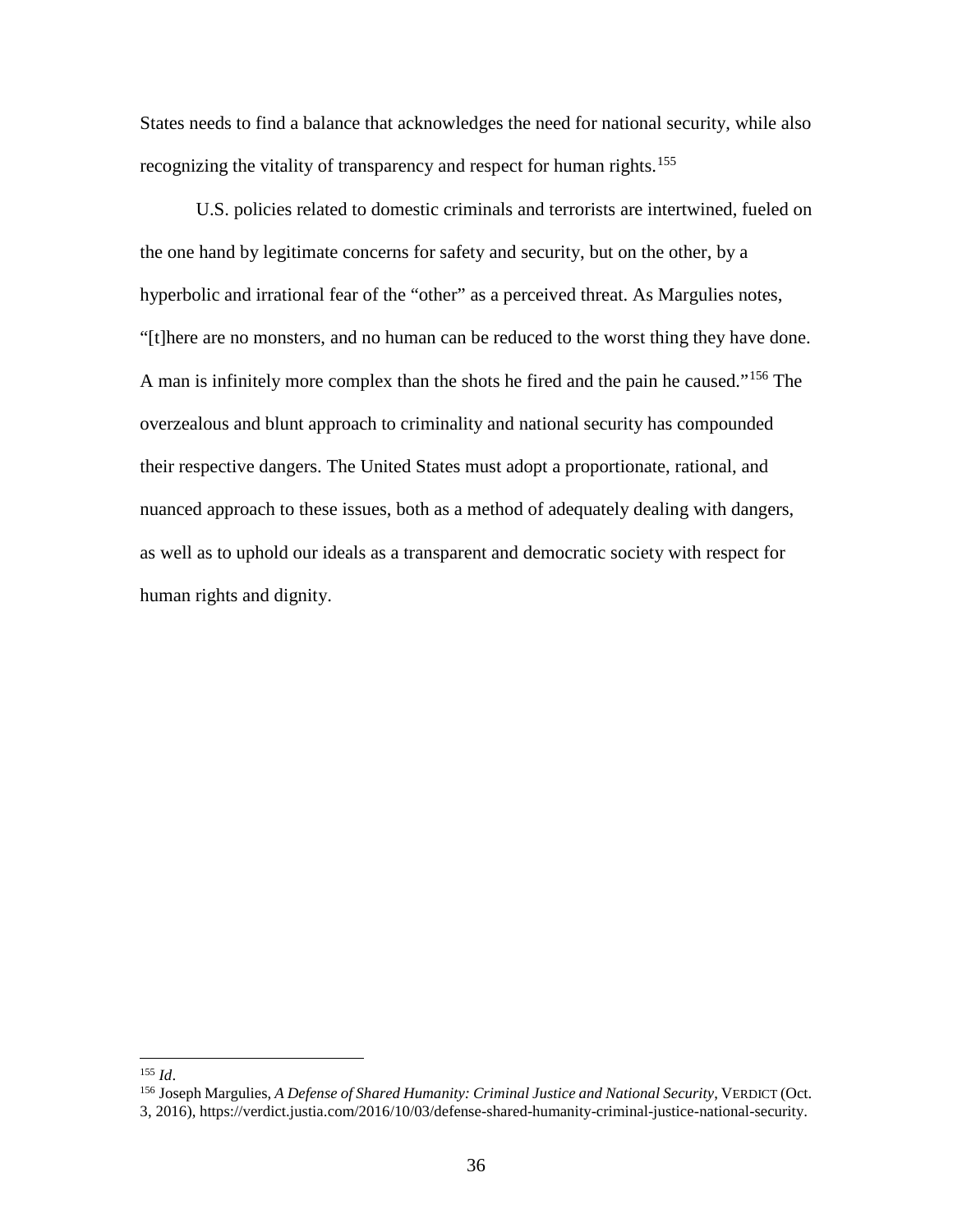States needs to find a balance that acknowledges the need for national security, while also recognizing the vitality of transparency and respect for human rights.[155]

U.S. policies related to domestic criminals and terrorists are intertwined, fueled on the one hand by legitimate concerns for safety and security, but on the other, by a hyperbolic and irrational fear of the "other" as a perceived threat. As Margulies notes, "[t]here are no monsters, and no human can be reduced to the worst thing they have done. A man is infinitely more complex than the shots he fired and the pain he caused."[156] The overzealous and blunt approach to criminality and national security has compounded their respective dangers. The United States must adopt a proportionate, rational, and nuanced approach to these issues, both as a method of adequately dealing with dangers, as well as to uphold our ideals as a transparent and democratic society with respect for human rights and dignity.

---

[155] *Id*.

[156] Joseph Margulies, *A Defense of Shared Humanity: Criminal Justice and National Security*, VERDICT (Oct. 3, 2016), https://verdict.justia.com/2016/10/03/defense-shared-humanity-criminal-justice-national-security.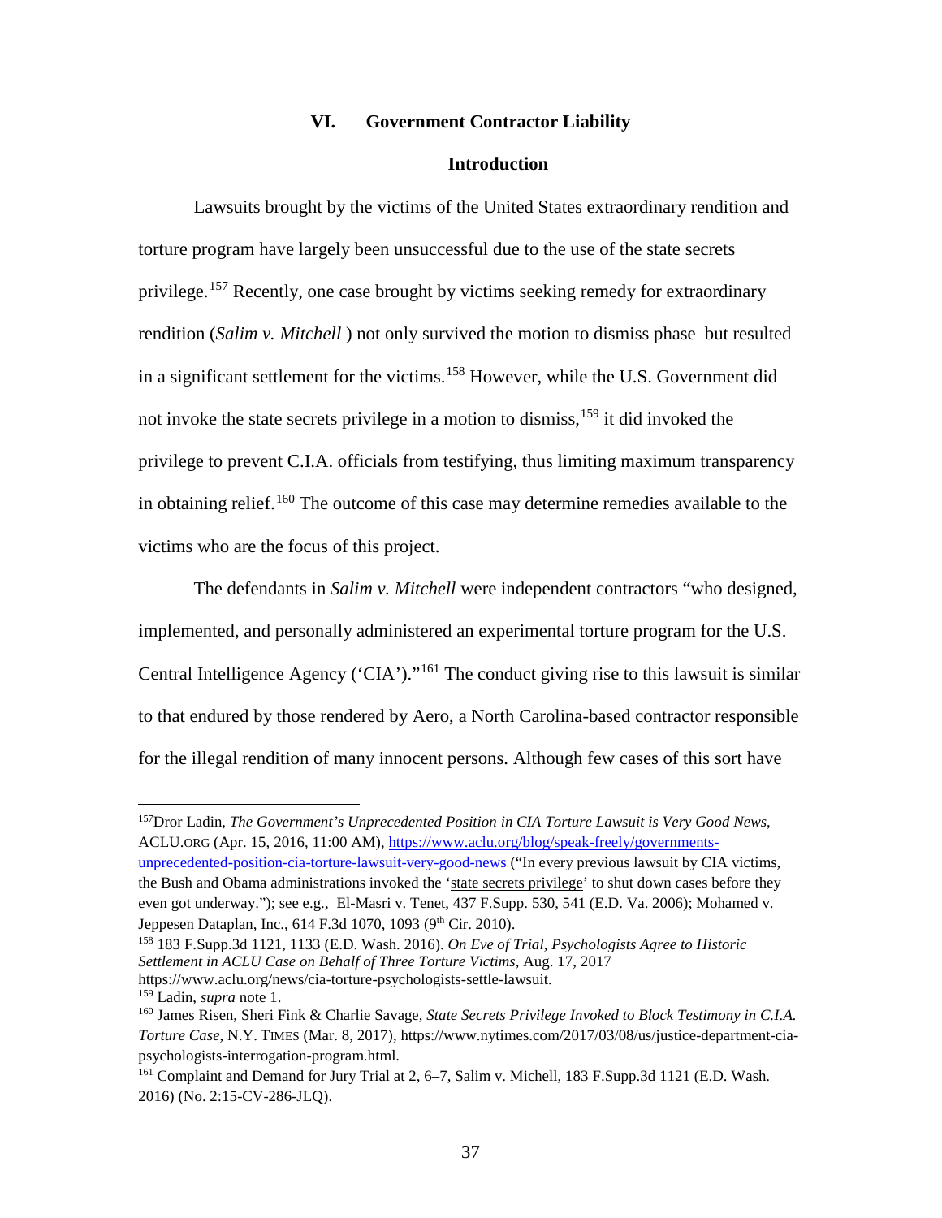## VI. Government Contractor Liability

### Introduction

Lawsuits brought by the victims of the United States extraordinary rendition and torture program have largely been unsuccessful due to the use of the state secrets privilege.[157] Recently, one case brought by victims seeking remedy for extraordinary rendition (*Salim v. Mitchell* ) not only survived the motion to dismiss phase but resulted in a significant settlement for the victims.[158] However, while the U.S. Government did not invoke the state secrets privilege in a motion to dismiss,[159] it did invoked the privilege to prevent C.I.A. officials from testifying, thus limiting maximum transparency in obtaining relief.[160] The outcome of this case may determine remedies available to the victims who are the focus of this project.

The defendants in *Salim v. Mitchell* were independent contractors "who designed, implemented, and personally administered an experimental torture program for the U.S. Central Intelligence Agency ('CIA')."[161] The conduct giving rise to this lawsuit is similar to that endured by those rendered by Aero, a North Carolina-based contractor responsible for the illegal rendition of many innocent persons. Although few cases of this sort have

---

[157] Dror Ladin, *The Government's Unprecedented Position in CIA Torture Lawsuit is Very Good News*, ACLU.ORG (Apr. 15, 2016, 11:00 AM), https://www.aclu.org/blog/speak-freely/governments-unprecedented-position-cia-torture-lawsuit-very-good-news ("In every previous lawsuit by CIA victims, the Bush and Obama administrations invoked the 'state secrets privilege' to shut down cases before they even got underway."); see e.g., El-Masri v. Tenet, 437 F.Supp. 530, 541 (E.D. Va. 2006); Mohamed v. Jeppesen Dataplan, Inc., 614 F.3d 1070, 1093 (9th Cir. 2010).

[158] 183 F.Supp.3d 1121, 1133 (E.D. Wash. 2016). *On Eve of Trial, Psychologists Agree to Historic Settlement in ACLU Case on Behalf of Three Torture Victims*, Aug. 17, 2017 https://www.aclu.org/news/cia-torture-psychologists-settle-lawsuit.

[159] Ladin, *supra* note 1.

[160] James Risen, Sheri Fink & Charlie Savage, *State Secrets Privilege Invoked to Block Testimony in C.I.A. Torture Case*, N.Y. TIMES (Mar. 8, 2017), https://www.nytimes.com/2017/03/08/us/justice-department-cia-psychologists-interrogation-program.html.

[161] Complaint and Demand for Jury Trial at 2, 6–7, Salim v. Michell, 183 F.Supp.3d 1121 (E.D. Wash. 2016) (No. 2:15-CV-286-JLQ).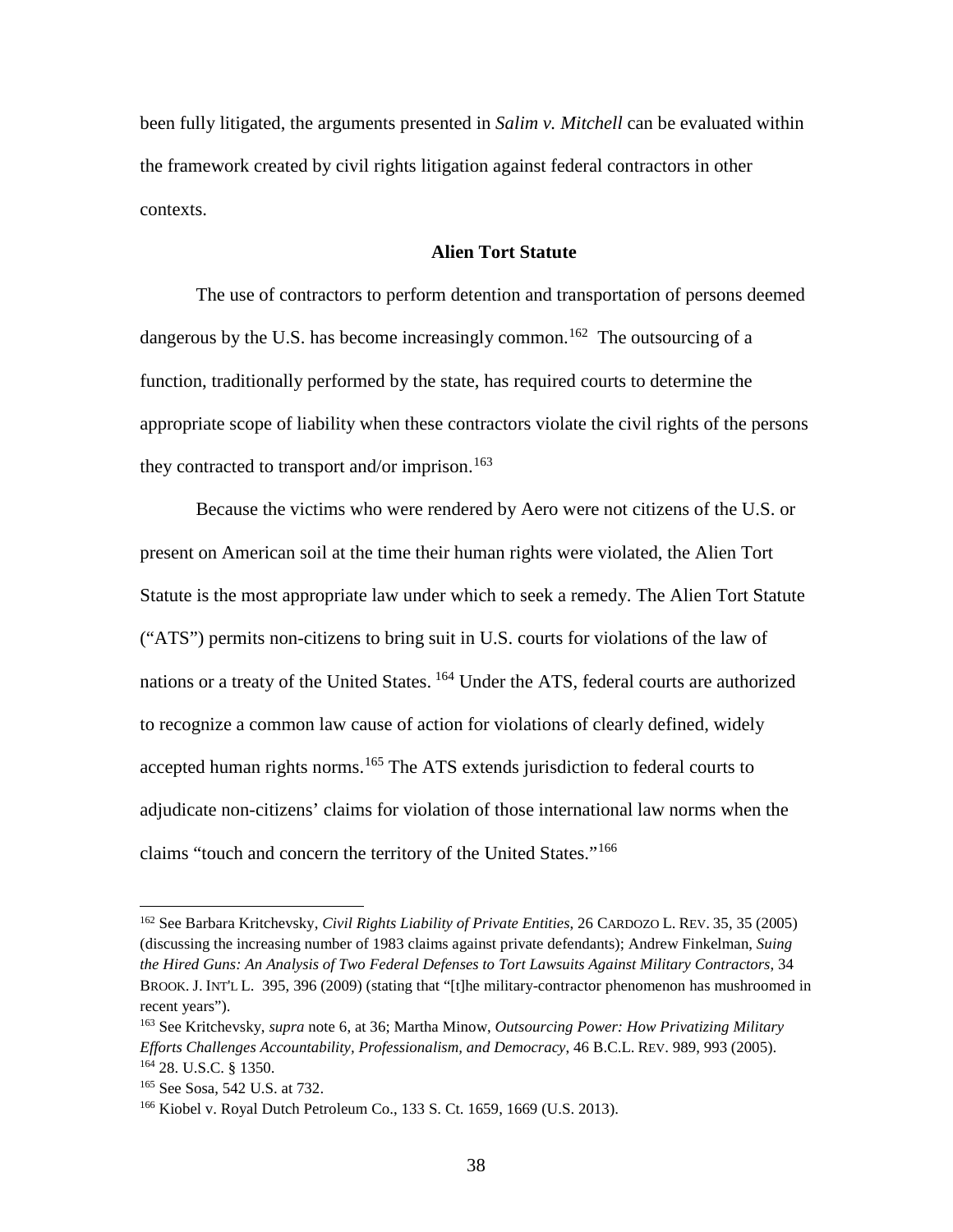been fully litigated, the arguments presented in *Salim v. Mitchell* can be evaluated within the framework created by civil rights litigation against federal contractors in other contexts.

### Alien Tort Statute

The use of contractors to perform detention and transportation of persons deemed dangerous by the U.S. has become increasingly common.[162] The outsourcing of a function, traditionally performed by the state, has required courts to determine the appropriate scope of liability when these contractors violate the civil rights of the persons they contracted to transport and/or imprison.[163]

Because the victims who were rendered by Aero were not citizens of the U.S. or present on American soil at the time their human rights were violated, the Alien Tort Statute is the most appropriate law under which to seek a remedy. The Alien Tort Statute ("ATS") permits non-citizens to bring suit in U.S. courts for violations of the law of nations or a treaty of the United States. [164] Under the ATS, federal courts are authorized to recognize a common law cause of action for violations of clearly defined, widely accepted human rights norms.[165] The ATS extends jurisdiction to federal courts to adjudicate non-citizens' claims for violation of those international law norms when the claims "touch and concern the territory of the United States."[166]

---

[162] See Barbara Kritchevsky, *Civil Rights Liability of Private Entities*, 26 CARDOZO L. REV. 35, 35 (2005) (discussing the increasing number of 1983 claims against private defendants); Andrew Finkelman, *Suing the Hired Guns: An Analysis of Two Federal Defenses to Tort Lawsuits Against Military Contractors*, 34 BROOK. J. INT'L L. 395, 396 (2009) (stating that "[t]he military-contractor phenomenon has mushroomed in recent years").

[163] See Kritchevsky, *supra* note 6, at 36; Martha Minow, *Outsourcing Power: How Privatizing Military Efforts Challenges Accountability, Professionalism, and Democracy*, 46 B.C.L. REV. 989, 993 (2005).

[164] 28. U.S.C. § 1350.

[165] See Sosa, 542 U.S. at 732.

[166] Kiobel v. Royal Dutch Petroleum Co., 133 S. Ct. 1659, 1669 (U.S. 2013).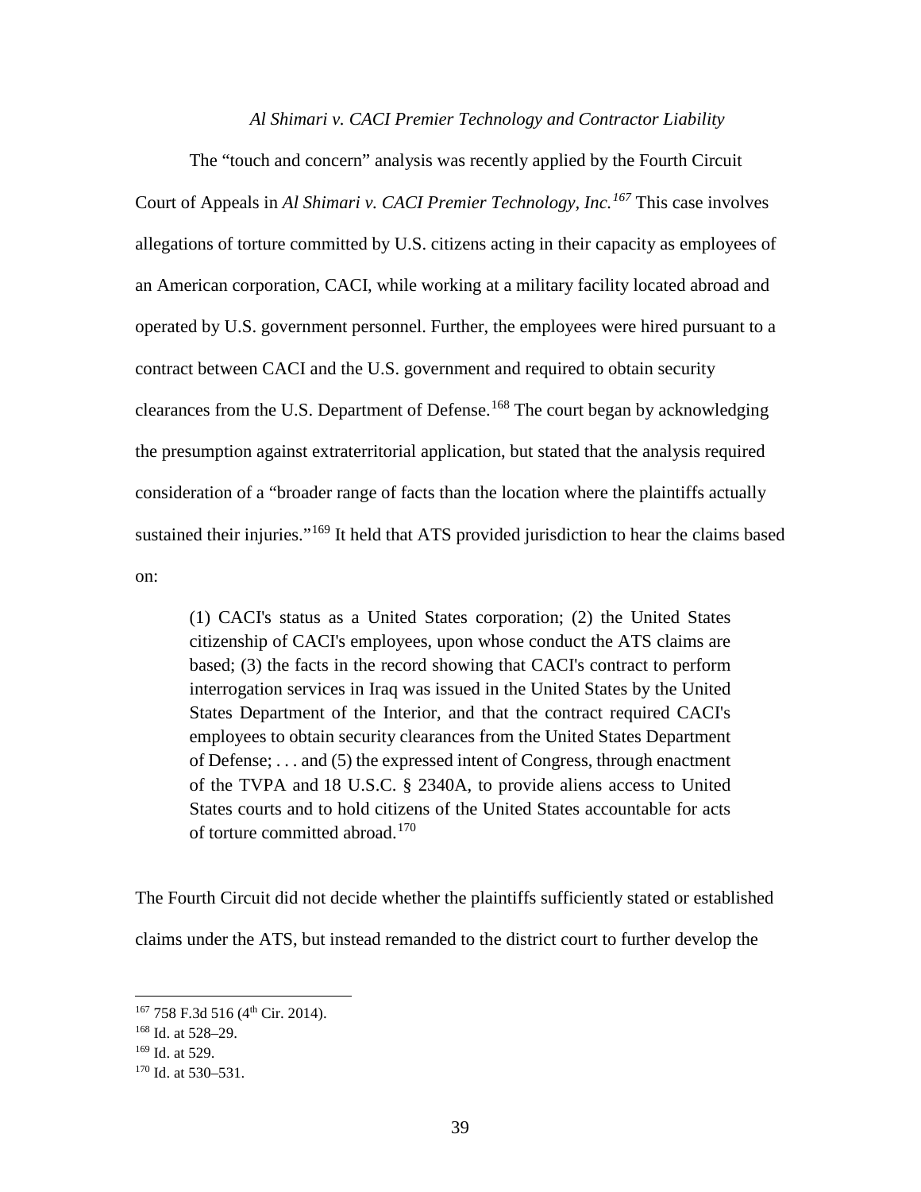### *Al Shimari v. CACI Premier Technology and Contractor Liability*

The "touch and concern" analysis was recently applied by the Fourth Circuit Court of Appeals in *Al Shimari v. CACI Premier Technology, Inc.*[167] This case involves allegations of torture committed by U.S. citizens acting in their capacity as employees of an American corporation, CACI, while working at a military facility located abroad and operated by U.S. government personnel. Further, the employees were hired pursuant to a contract between CACI and the U.S. government and required to obtain security clearances from the U.S. Department of Defense.[168] The court began by acknowledging the presumption against extraterritorial application, but stated that the analysis required consideration of a "broader range of facts than the location where the plaintiffs actually sustained their injuries."[169] It held that ATS provided jurisdiction to hear the claims based on:

> (1) CACI's status as a United States corporation; (2) the United States citizenship of CACI's employees, upon whose conduct the ATS claims are based; (3) the facts in the record showing that CACI's contract to perform interrogation services in Iraq was issued in the United States by the United States Department of the Interior, and that the contract required CACI's employees to obtain security clearances from the United States Department of Defense; . . . and (5) the expressed intent of Congress, through enactment of the TVPA and 18 U.S.C. § 2340A, to provide aliens access to United States courts and to hold citizens of the United States accountable for acts of torture committed abroad.[170]

The Fourth Circuit did not decide whether the plaintiffs sufficiently stated or established claims under the ATS, but instead remanded to the district court to further develop the

---

[167] 758 F.3d 516 (4th Cir. 2014).

[168] Id. at 528–29.

[169] Id. at 529.

[170] Id. at 530–531.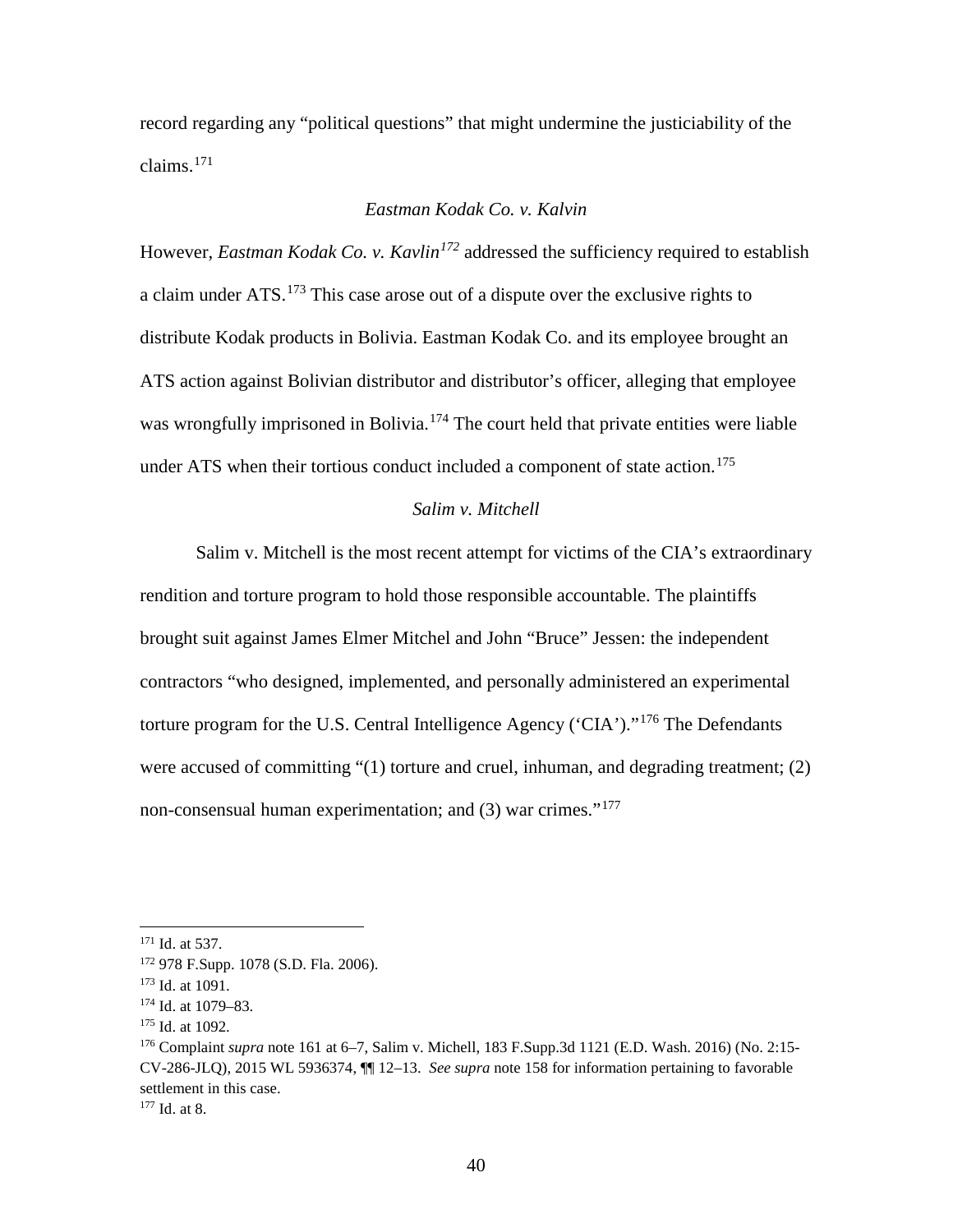record regarding any "political questions" that might undermine the justiciability of the claims.[171]

### *Eastman Kodak Co. v. Kalvin*

However, *Eastman Kodak Co. v. Kavlin*[172] addressed the sufficiency required to establish a claim under ATS.[173] This case arose out of a dispute over the exclusive rights to distribute Kodak products in Bolivia. Eastman Kodak Co. and its employee brought an ATS action against Bolivian distributor and distributor's officer, alleging that employee was wrongfully imprisoned in Bolivia.[174] The court held that private entities were liable under ATS when their tortious conduct included a component of state action.[175]

### *Salim v. Mitchell*

Salim v. Mitchell is the most recent attempt for victims of the CIA's extraordinary rendition and torture program to hold those responsible accountable. The plaintiffs brought suit against James Elmer Mitchel and John "Bruce" Jessen: the independent contractors "who designed, implemented, and personally administered an experimental torture program for the U.S. Central Intelligence Agency ('CIA')."[176] The Defendants were accused of committing "(1) torture and cruel, inhuman, and degrading treatment; (2) non-consensual human experimentation; and (3) war crimes."[177]

---

[171] Id. at 537.
[172] 978 F.Supp. 1078 (S.D. Fla. 2006).
[173] Id. at 1091.
[174] Id. at 1079–83.
[175] Id. at 1092.
[176] Complaint *supra* note 161 at 6–7, Salim v. Michell, 183 F.Supp.3d 1121 (E.D. Wash. 2016) (No. 2:15-CV-286-JLQ), 2015 WL 5936374, ¶¶ 12–13. *See supra* note 158 for information pertaining to favorable settlement in this case.
[177] Id. at 8.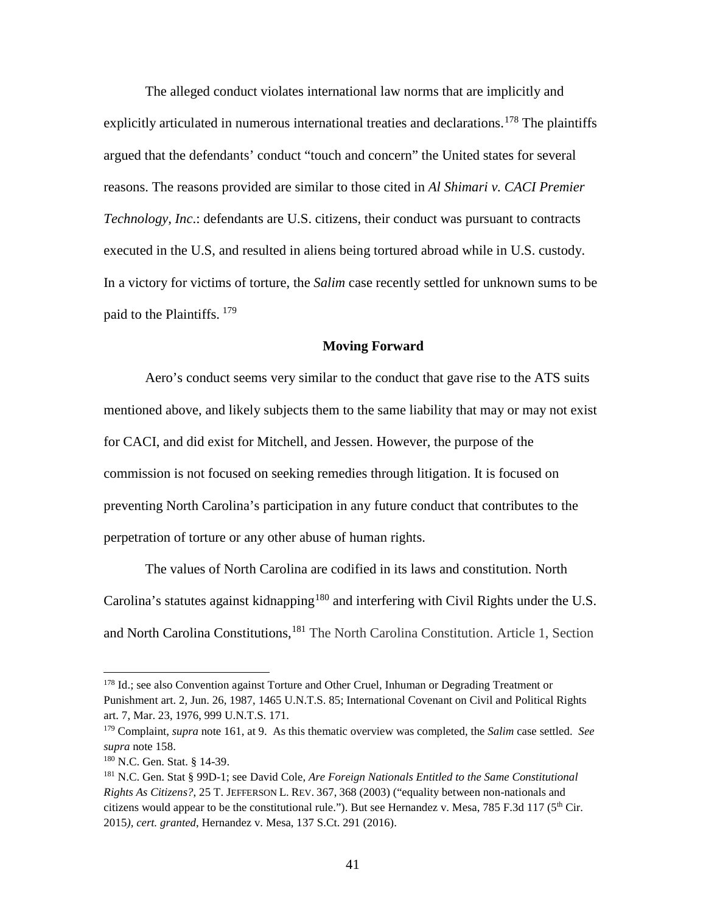The alleged conduct violates international law norms that are implicitly and explicitly articulated in numerous international treaties and declarations.[178] The plaintiffs argued that the defendants' conduct "touch and concern" the United states for several reasons. The reasons provided are similar to those cited in *Al Shimari v. CACI Premier Technology, Inc*.: defendants are U.S. citizens, their conduct was pursuant to contracts executed in the U.S, and resulted in aliens being tortured abroad while in U.S. custody. In a victory for victims of torture, the *Salim* case recently settled for unknown sums to be paid to the Plaintiffs. [179]

**Moving Forward**

Aero's conduct seems very similar to the conduct that gave rise to the ATS suits mentioned above, and likely subjects them to the same liability that may or may not exist for CACI, and did exist for Mitchell, and Jessen. However, the purpose of the commission is not focused on seeking remedies through litigation. It is focused on preventing North Carolina's participation in any future conduct that contributes to the perpetration of torture or any other abuse of human rights.

The values of North Carolina are codified in its laws and constitution. North Carolina's statutes against kidnapping[180] and interfering with Civil Rights under the U.S. and North Carolina Constitutions,[181] The North Carolina Constitution. Article 1, Section

---

[178] Id.; see also Convention against Torture and Other Cruel, Inhuman or Degrading Treatment or Punishment art. 2, Jun. 26, 1987, 1465 U.N.T.S. 85; International Covenant on Civil and Political Rights art. 7, Mar. 23, 1976, 999 U.N.T.S. 171.

[179] Complaint, *supra* note 161, at 9. As this thematic overview was completed, the *Salim* case settled. *See supra* note 158.

[180] N.C. Gen. Stat. § 14-39.

[181] N.C. Gen. Stat § 99D-1; see David Cole, *Are Foreign Nationals Entitled to the Same Constitutional Rights As Citizens?*, 25 T. JEFFERSON L. REV. 367, 368 (2003) ("equality between non-nationals and citizens would appear to be the constitutional rule."). But see Hernandez v. Mesa, 785 F.3d 117 (5th Cir. 2015), *cert. granted*, Hernandez v. Mesa, 137 S.Ct. 291 (2016).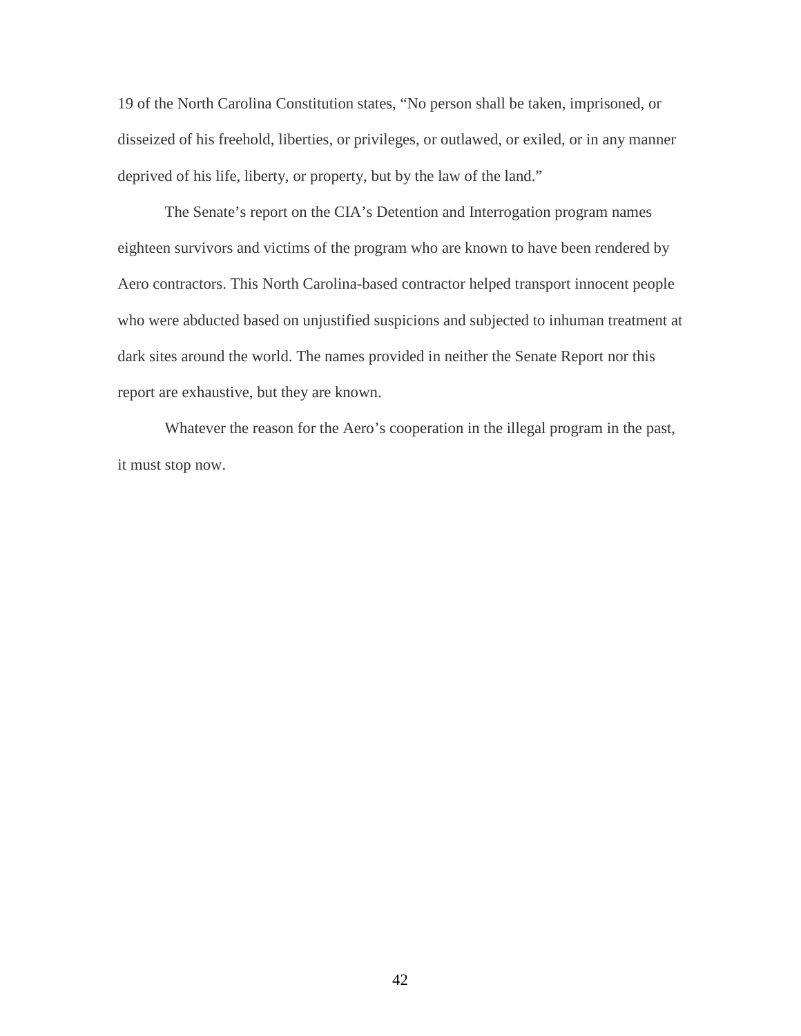19 of the North Carolina Constitution states, "No person shall be taken, imprisoned, or disseized of his freehold, liberties, or privileges, or outlawed, or exiled, or in any manner deprived of his life, liberty, or property, but by the law of the land."

The Senate's report on the CIA's Detention and Interrogation program names eighteen survivors and victims of the program who are known to have been rendered by Aero contractors. This North Carolina-based contractor helped transport innocent people who were abducted based on unjustified suspicions and subjected to inhuman treatment at dark sites around the world. The names provided in neither the Senate Report nor this report are exhaustive, but they are known.

Whatever the reason for the Aero's cooperation in the illegal program in the past, it must stop now.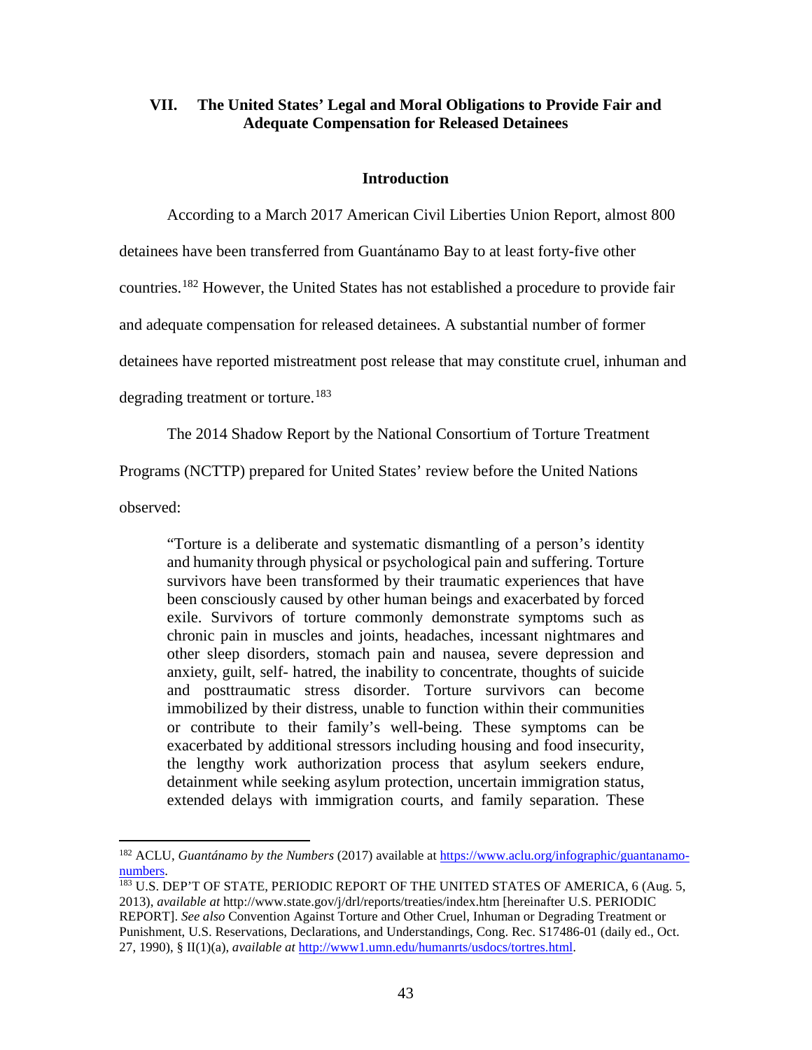## VII. The United States' Legal and Moral Obligations to Provide Fair and Adequate Compensation for Released Detainees

### Introduction

According to a March 2017 American Civil Liberties Union Report, almost 800 detainees have been transferred from Guantánamo Bay to at least forty-five other countries.[182] However, the United States has not established a procedure to provide fair and adequate compensation for released detainees. A substantial number of former detainees have reported mistreatment post release that may constitute cruel, inhuman and degrading treatment or torture.[183]

The 2014 Shadow Report by the National Consortium of Torture Treatment Programs (NCTTP) prepared for United States' review before the United Nations observed:

> "Torture is a deliberate and systematic dismantling of a person's identity and humanity through physical or psychological pain and suffering. Torture survivors have been transformed by their traumatic experiences that have been consciously caused by other human beings and exacerbated by forced exile. Survivors of torture commonly demonstrate symptoms such as chronic pain in muscles and joints, headaches, incessant nightmares and other sleep disorders, stomach pain and nausea, severe depression and anxiety, guilt, self- hatred, the inability to concentrate, thoughts of suicide and posttraumatic stress disorder. Torture survivors can become immobilized by their distress, unable to function within their communities or contribute to their family's well-being. These symptoms can be exacerbated by additional stressors including housing and food insecurity, the lengthy work authorization process that asylum seekers endure, detainment while seeking asylum protection, uncertain immigration status, extended delays with immigration courts, and family separation. These

---

[182] ACLU, *Guantánamo by the Numbers* (2017) available at https://www.aclu.org/infographic/guantanamo-numbers.

[183] U.S. DEP'T OF STATE, PERIODIC REPORT OF THE UNITED STATES OF AMERICA, 6 (Aug. 5, 2013), *available at* http://www.state.gov/j/drl/reports/treaties/index.htm [hereinafter U.S. PERIODIC REPORT]. *See also* Convention Against Torture and Other Cruel, Inhuman or Degrading Treatment or Punishment, U.S. Reservations, Declarations, and Understandings, Cong. Rec. S17486-01 (daily ed., Oct. 27, 1990), § II(1)(a), *available at* http://www1.umn.edu/humanrts/usdocs/tortres.html.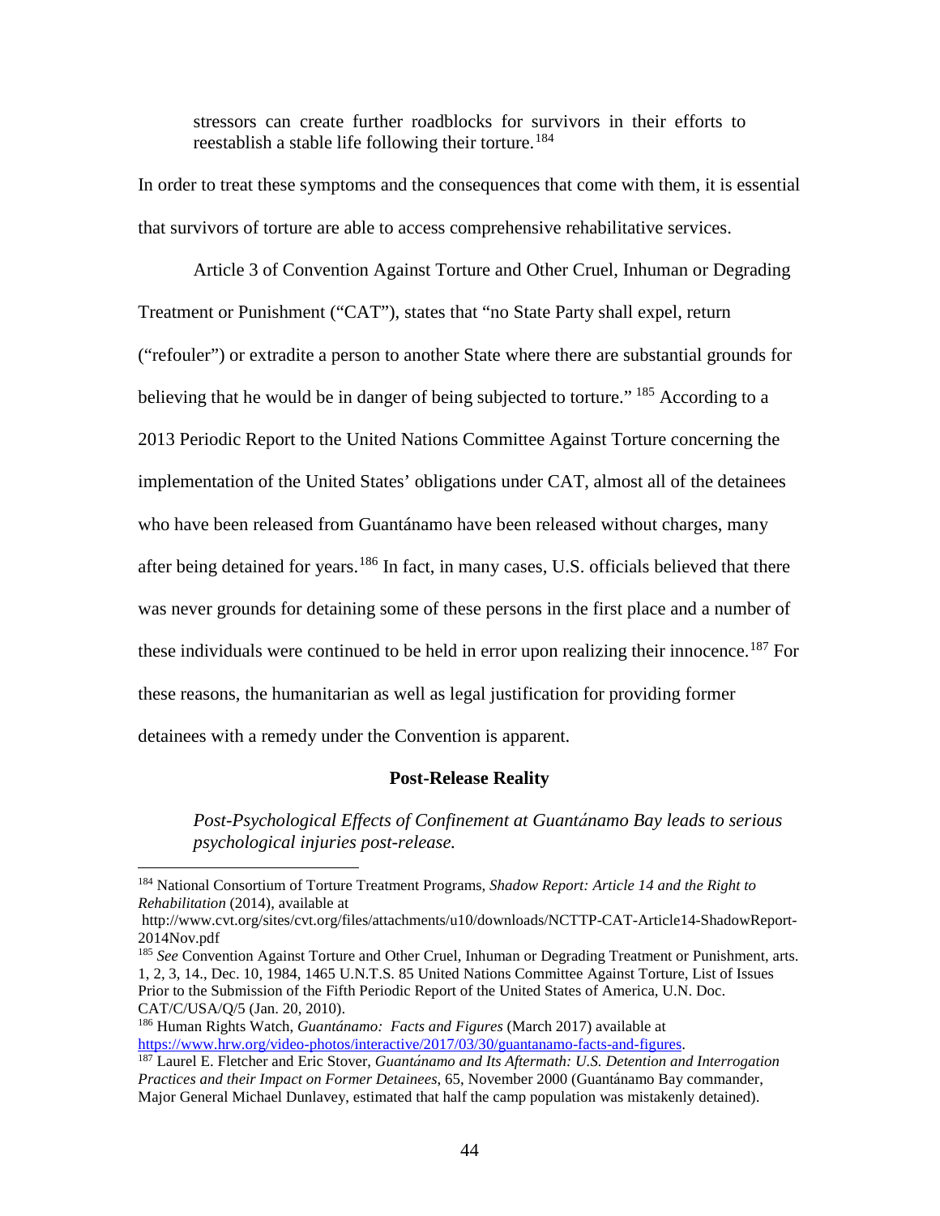stressors can create further roadblocks for survivors in their efforts to reestablish a stable life following their torture.[184]

In order to treat these symptoms and the consequences that come with them, it is essential that survivors of torture are able to access comprehensive rehabilitative services.

Article 3 of Convention Against Torture and Other Cruel, Inhuman or Degrading Treatment or Punishment ("CAT"), states that "no State Party shall expel, return ("refouler") or extradite a person to another State where there are substantial grounds for believing that he would be in danger of being subjected to torture." [185] According to a 2013 Periodic Report to the United Nations Committee Against Torture concerning the implementation of the United States' obligations under CAT, almost all of the detainees who have been released from Guantánamo have been released without charges, many after being detained for years.[186] In fact, in many cases, U.S. officials believed that there was never grounds for detaining some of these persons in the first place and a number of these individuals were continued to be held in error upon realizing their innocence.[187] For these reasons, the humanitarian as well as legal justification for providing former detainees with a remedy under the Convention is apparent.

**Post-Release Reality**

*Post-Psychological Effects of Confinement at Guantánamo Bay leads to serious psychological injuries post-release.*

---

[184] National Consortium of Torture Treatment Programs, *Shadow Report: Article 14 and the Right to Rehabilitation* (2014), available at http://www.cvt.org/sites/cvt.org/files/attachments/u10/downloads/NCTTP-CAT-Article14-ShadowReport-2014Nov.pdf

[185] *See* Convention Against Torture and Other Cruel, Inhuman or Degrading Treatment or Punishment, arts. 1, 2, 3, 14., Dec. 10, 1984, 1465 U.N.T.S. 85 United Nations Committee Against Torture, List of Issues Prior to the Submission of the Fifth Periodic Report of the United States of America, U.N. Doc. CAT/C/USA/Q/5 (Jan. 20, 2010).

[186] Human Rights Watch, *Guantánamo: Facts and Figures* (March 2017) available at https://www.hrw.org/video-photos/interactive/2017/03/30/guantanamo-facts-and-figures.

[187] Laurel E. Fletcher and Eric Stover, *Guantánamo and Its Aftermath: U.S. Detention and Interrogation Practices and their Impact on Former Detainees*, 65, November 2000 (Guantánamo Bay commander, Major General Michael Dunlavey, estimated that half the camp population was mistakenly detained).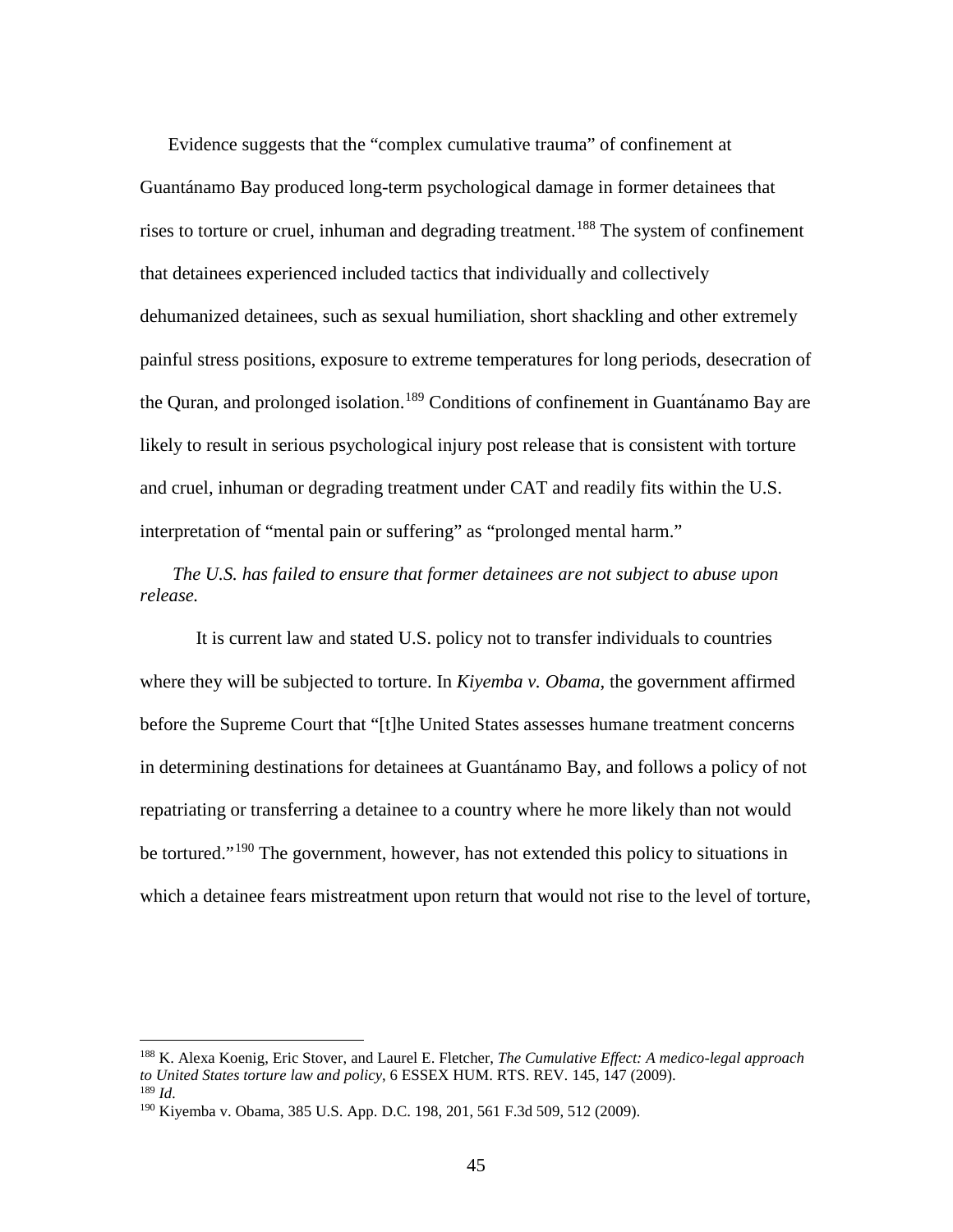Evidence suggests that the "complex cumulative trauma" of confinement at Guantánamo Bay produced long-term psychological damage in former detainees that rises to torture or cruel, inhuman and degrading treatment.[188] The system of confinement that detainees experienced included tactics that individually and collectively dehumanized detainees, such as sexual humiliation, short shackling and other extremely painful stress positions, exposure to extreme temperatures for long periods, desecration of the Quran, and prolonged isolation.[189] Conditions of confinement in Guantánamo Bay are likely to result in serious psychological injury post release that is consistent with torture and cruel, inhuman or degrading treatment under CAT and readily fits within the U.S. interpretation of "mental pain or suffering" as "prolonged mental harm."

*The U.S. has failed to ensure that former detainees are not subject to abuse upon release.*

It is current law and stated U.S. policy not to transfer individuals to countries where they will be subjected to torture. In *Kiyemba v. Obama*, the government affirmed before the Supreme Court that "[t]he United States assesses humane treatment concerns in determining destinations for detainees at Guantánamo Bay, and follows a policy of not repatriating or transferring a detainee to a country where he more likely than not would be tortured."[190] The government, however, has not extended this policy to situations in which a detainee fears mistreatment upon return that would not rise to the level of torture,

---

[188] K. Alexa Koenig, Eric Stover, and Laurel E. Fletcher, *The Cumulative Effect: A medico-legal approach to United States torture law and policy*, 6 ESSEX HUM. RTS. REV. 145, 147 (2009).

[189] *Id.*

[190] Kiyemba v. Obama, 385 U.S. App. D.C. 198, 201, 561 F.3d 509, 512 (2009).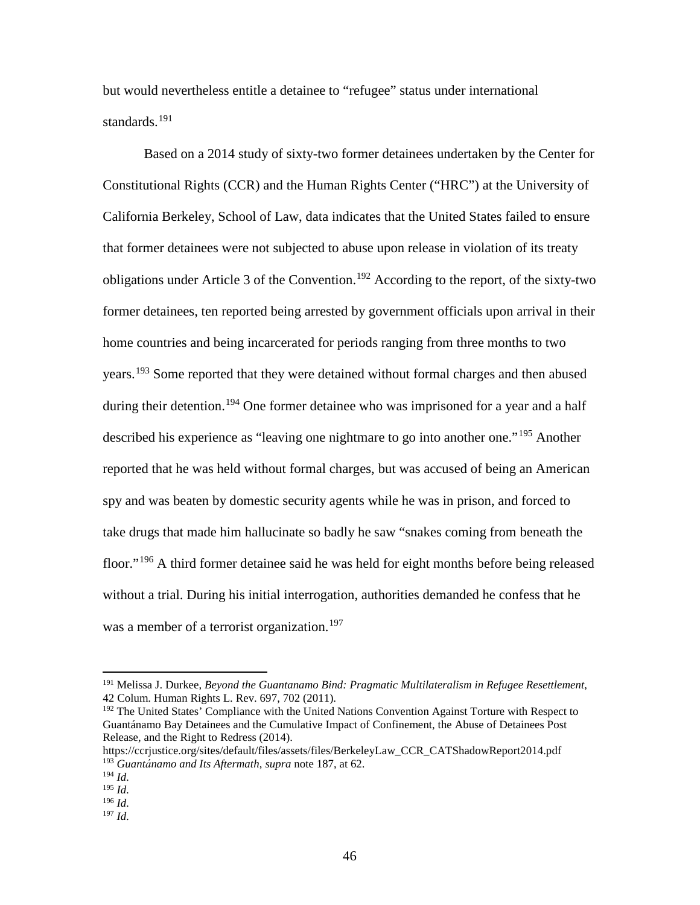but would nevertheless entitle a detainee to "refugee" status under international standards.[191]

Based on a 2014 study of sixty-two former detainees undertaken by the Center for Constitutional Rights (CCR) and the Human Rights Center ("HRC") at the University of California Berkeley, School of Law, data indicates that the United States failed to ensure that former detainees were not subjected to abuse upon release in violation of its treaty obligations under Article 3 of the Convention.[192] According to the report, of the sixty-two former detainees, ten reported being arrested by government officials upon arrival in their home countries and being incarcerated for periods ranging from three months to two years.[193] Some reported that they were detained without formal charges and then abused during their detention.[194] One former detainee who was imprisoned for a year and a half described his experience as "leaving one nightmare to go into another one."[195] Another reported that he was held without formal charges, but was accused of being an American spy and was beaten by domestic security agents while he was in prison, and forced to take drugs that made him hallucinate so badly he saw "snakes coming from beneath the floor."[196] A third former detainee said he was held for eight months before being released without a trial. During his initial interrogation, authorities demanded he confess that he was a member of a terrorist organization.[197]

---

[191] Melissa J. Durkee, *Beyond the Guantanamo Bind: Pragmatic Multilateralism in Refugee Resettlement*, 42 Colum. Human Rights L. Rev. 697, 702 (2011).

[192] The United States' Compliance with the United Nations Convention Against Torture with Respect to Guantánamo Bay Detainees and the Cumulative Impact of Confinement, the Abuse of Detainees Post Release, and the Right to Redress (2014). https://ccrjustice.org/sites/default/files/assets/files/BerkeleyLaw_CCR_CATShadowReport2014.pdf

[193] *Guantánamo and Its Aftermath*, *supra* note 187, at 62.

[194] *Id.*

[195] *Id.*

[196] *Id.*

[197] *Id.*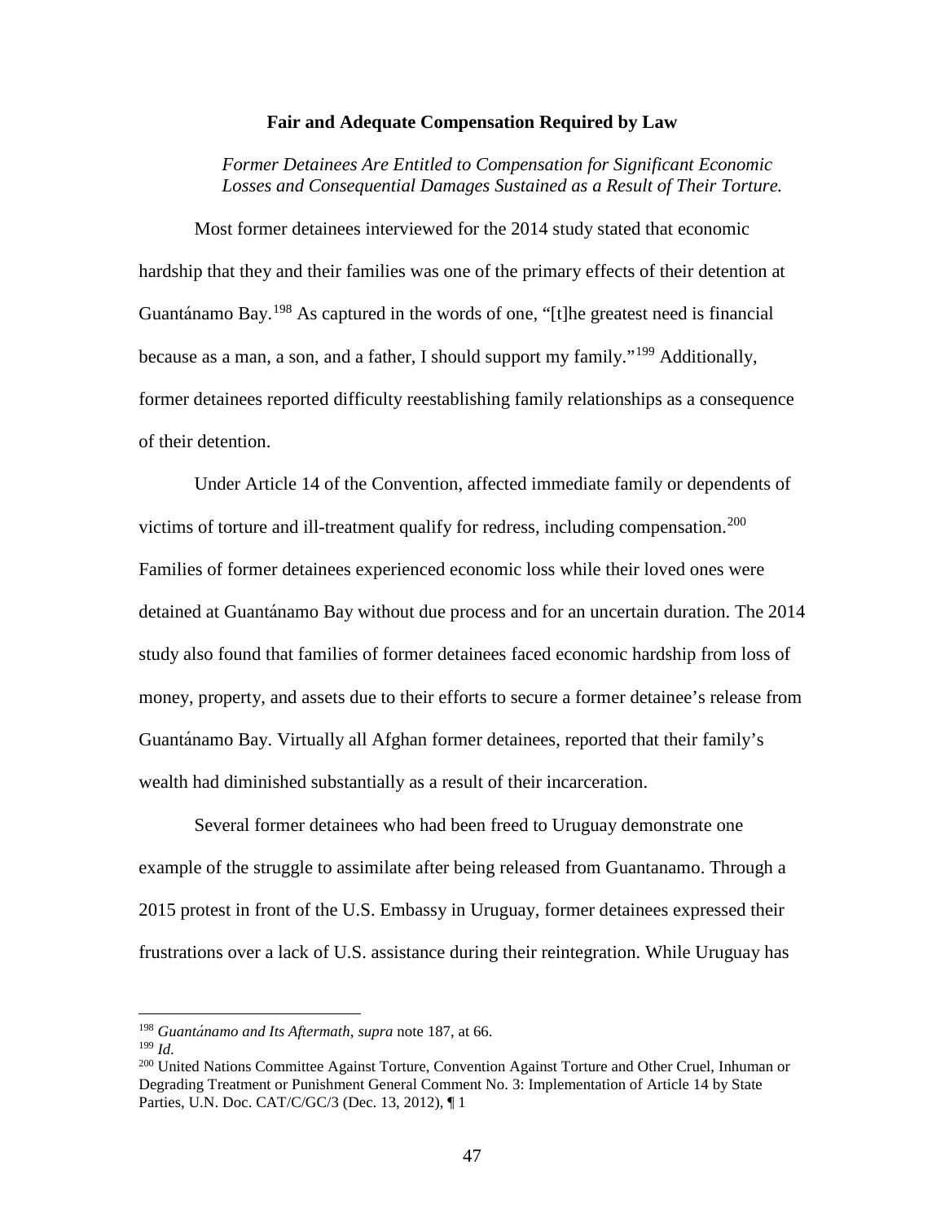**Fair and Adequate Compensation Required by Law**

*Former Detainees Are Entitled to Compensation for Significant Economic Losses and Consequential Damages Sustained as a Result of Their Torture.*

Most former detainees interviewed for the 2014 study stated that economic hardship that they and their families was one of the primary effects of their detention at Guantánamo Bay.[198] As captured in the words of one, "[t]he greatest need is financial because as a man, a son, and a father, I should support my family."[199] Additionally, former detainees reported difficulty reestablishing family relationships as a consequence of their detention.

Under Article 14 of the Convention, affected immediate family or dependents of victims of torture and ill-treatment qualify for redress, including compensation.[200] Families of former detainees experienced economic loss while their loved ones were detained at Guantánamo Bay without due process and for an uncertain duration. The 2014 study also found that families of former detainees faced economic hardship from loss of money, property, and assets due to their efforts to secure a former detainee's release from Guantánamo Bay. Virtually all Afghan former detainees, reported that their family's wealth had diminished substantially as a result of their incarceration.

Several former detainees who had been freed to Uruguay demonstrate one example of the struggle to assimilate after being released from Guantanamo. Through a 2015 protest in front of the U.S. Embassy in Uruguay, former detainees expressed their frustrations over a lack of U.S. assistance during their reintegration. While Uruguay has

---

[198] *Guantánamo and Its Aftermath*, *supra* note 187, at 66.

[199] *Id*.

[200] United Nations Committee Against Torture, Convention Against Torture and Other Cruel, Inhuman or Degrading Treatment or Punishment General Comment No. 3: Implementation of Article 14 by State Parties, U.N. Doc. CAT/C/GC/3 (Dec. 13, 2012), ¶ 1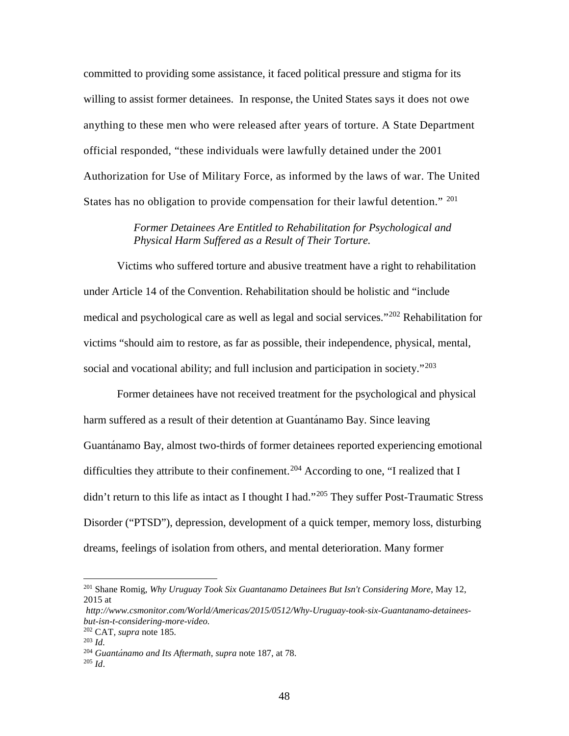committed to providing some assistance, it faced political pressure and stigma for its willing to assist former detainees. In response, the United States says it does not owe anything to these men who were released after years of torture. A State Department official responded, "these individuals were lawfully detained under the 2001 Authorization for Use of Military Force, as informed by the laws of war. The United States has no obligation to provide compensation for their lawful detention." [201]

*Former Detainees Are Entitled to Rehabilitation for Psychological and Physical Harm Suffered as a Result of Their Torture.*

Victims who suffered torture and abusive treatment have a right to rehabilitation under Article 14 of the Convention. Rehabilitation should be holistic and "include medical and psychological care as well as legal and social services."[202] Rehabilitation for victims "should aim to restore, as far as possible, their independence, physical, mental, social and vocational ability; and full inclusion and participation in society."[203]

Former detainees have not received treatment for the psychological and physical harm suffered as a result of their detention at Guantánamo Bay. Since leaving Guantánamo Bay, almost two-thirds of former detainees reported experiencing emotional difficulties they attribute to their confinement.[204] According to one, "I realized that I didn't return to this life as intact as I thought I had."[205] They suffer Post-Traumatic Stress Disorder ("PTSD"), depression, development of a quick temper, memory loss, disturbing dreams, feelings of isolation from others, and mental deterioration. Many former

---

[201] Shane Romig, *Why Uruguay Took Six Guantanamo Detainees But Isn't Considering More*, May 12, 2015 at *http://www.csmonitor.com/World/Americas/2015/0512/Why-Uruguay-took-six-Guantanamo-detainees-but-isn-t-considering-more-video.*

[202] CAT, *supra* note 185.

[203] *Id.*

[204] *Guantánamo and Its Aftermath*, *supra* note 187, at 78.

[205] *Id*.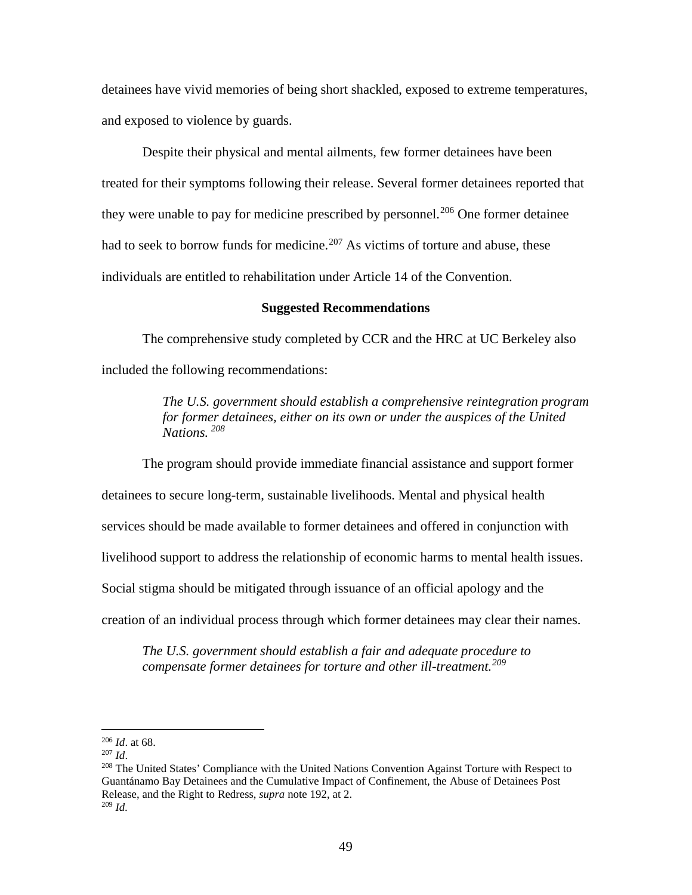detainees have vivid memories of being short shackled, exposed to extreme temperatures, and exposed to violence by guards.

Despite their physical and mental ailments, few former detainees have been treated for their symptoms following their release. Several former detainees reported that they were unable to pay for medicine prescribed by personnel.[206] One former detainee had to seek to borrow funds for medicine.[207] As victims of torture and abuse, these individuals are entitled to rehabilitation under Article 14 of the Convention.

**Suggested Recommendations**

The comprehensive study completed by CCR and the HRC at UC Berkeley also included the following recommendations:

> *The U.S. government should establish a comprehensive reintegration program for former detainees, either on its own or under the auspices of the United Nations.*[208]

The program should provide immediate financial assistance and support former detainees to secure long-term, sustainable livelihoods. Mental and physical health services should be made available to former detainees and offered in conjunction with livelihood support to address the relationship of economic harms to mental health issues. Social stigma should be mitigated through issuance of an official apology and the creation of an individual process through which former detainees may clear their names.

*The U.S. government should establish a fair and adequate procedure to compensate former detainees for torture and other ill-treatment.*[209]

---

[206] *Id*. at 68.
[207] *Id*.
[208] The United States' Compliance with the United Nations Convention Against Torture with Respect to Guantánamo Bay Detainees and the Cumulative Impact of Confinement, the Abuse of Detainees Post Release, and the Right to Redress, *supra* note 192, at 2.
[209] *Id*.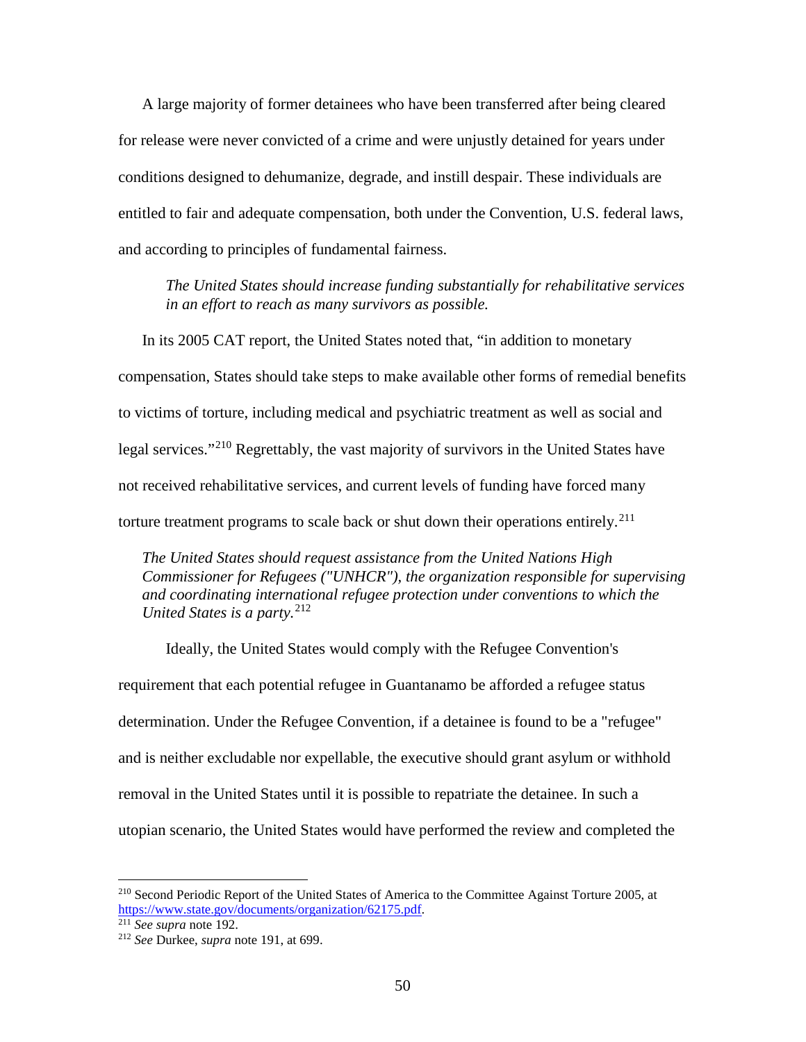A large majority of former detainees who have been transferred after being cleared for release were never convicted of a crime and were unjustly detained for years under conditions designed to dehumanize, degrade, and instill despair. These individuals are entitled to fair and adequate compensation, both under the Convention, U.S. federal laws, and according to principles of fundamental fairness.

> *The United States should increase funding substantially for rehabilitative services in an effort to reach as many survivors as possible.*

In its 2005 CAT report, the United States noted that, "in addition to monetary compensation, States should take steps to make available other forms of remedial benefits to victims of torture, including medical and psychiatric treatment as well as social and legal services."[210] Regrettably, the vast majority of survivors in the United States have not received rehabilitative services, and current levels of funding have forced many torture treatment programs to scale back or shut down their operations entirely.[211]

*The United States should request assistance from the United Nations High Commissioner for Refugees ("UNHCR"), the organization responsible for supervising and coordinating international refugee protection under conventions to which the United States is a party.*[212]

Ideally, the United States would comply with the Refugee Convention's requirement that each potential refugee in Guantanamo be afforded a refugee status determination. Under the Refugee Convention, if a detainee is found to be a "refugee" and is neither excludable nor expellable, the executive should grant asylum or withhold removal in the United States until it is possible to repatriate the detainee. In such a utopian scenario, the United States would have performed the review and completed the

---

[210] Second Periodic Report of the United States of America to the Committee Against Torture 2005, at https://www.state.gov/documents/organization/62175.pdf.

[211] *See supra* note 192.

[212] *See* Durkee, *supra* note 191, at 699.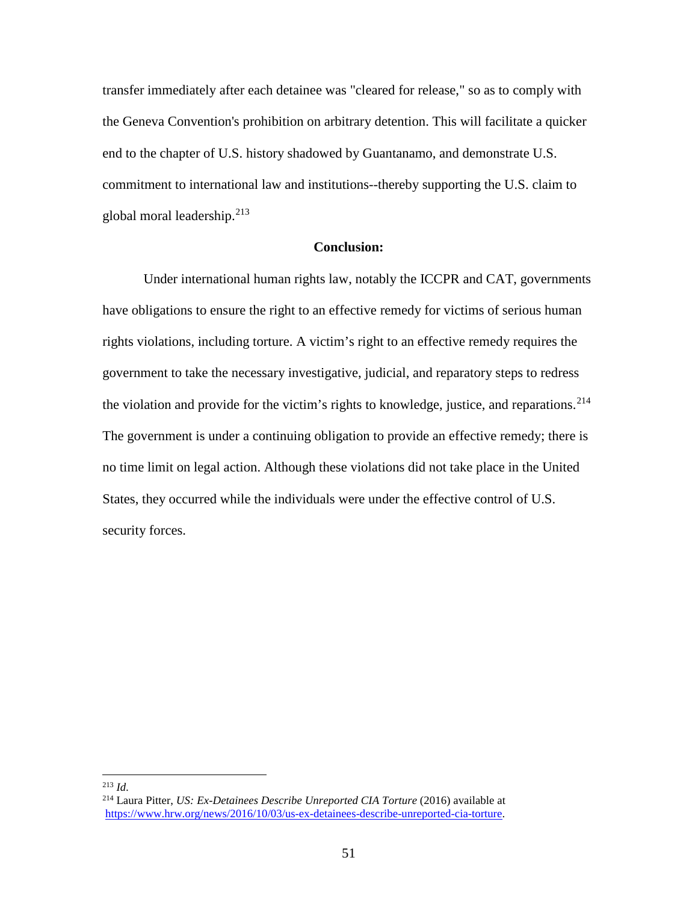transfer immediately after each detainee was "cleared for release," so as to comply with the Geneva Convention's prohibition on arbitrary detention. This will facilitate a quicker end to the chapter of U.S. history shadowed by Guantanamo, and demonstrate U.S. commitment to international law and institutions--thereby supporting the U.S. claim to global moral leadership.[213]

## Conclusion:

Under international human rights law, notably the ICCPR and CAT, governments have obligations to ensure the right to an effective remedy for victims of serious human rights violations, including torture. A victim's right to an effective remedy requires the government to take the necessary investigative, judicial, and reparatory steps to redress the violation and provide for the victim's rights to knowledge, justice, and reparations.[214] The government is under a continuing obligation to provide an effective remedy; there is no time limit on legal action. Although these violations did not take place in the United States, they occurred while the individuals were under the effective control of U.S. security forces.

---

[213] *Id.*

[214] Laura Pitter, *US: Ex-Detainees Describe Unreported CIA Torture* (2016) available at https://www.hrw.org/news/2016/10/03/us-ex-detainees-describe-unreported-cia-torture.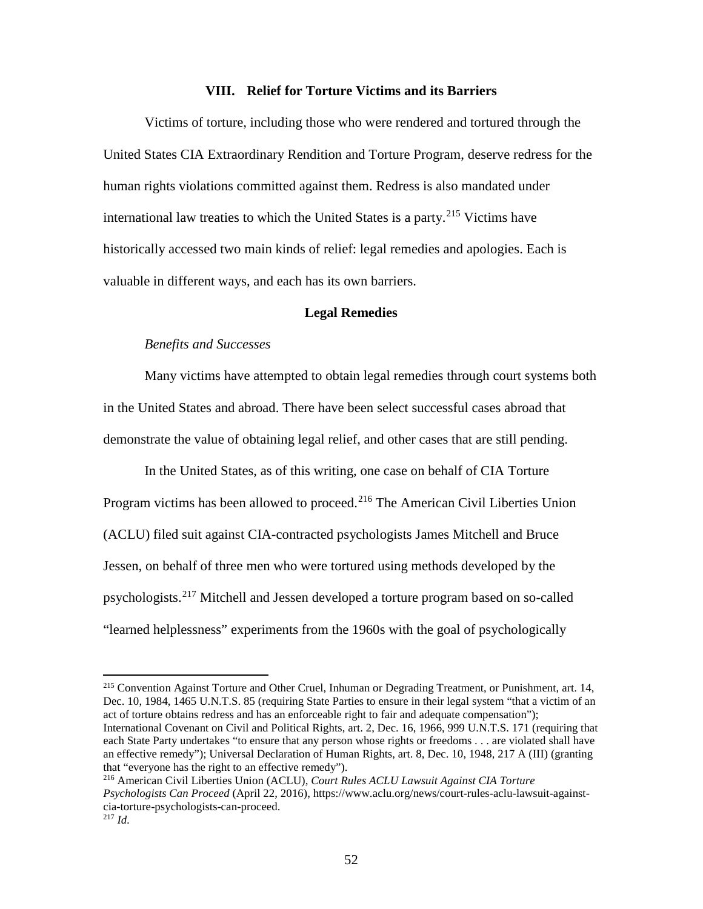## VIII. Relief for Torture Victims and its Barriers

Victims of torture, including those who were rendered and tortured through the United States CIA Extraordinary Rendition and Torture Program, deserve redress for the human rights violations committed against them. Redress is also mandated under international law treaties to which the United States is a party.[215] Victims have historically accessed two main kinds of relief: legal remedies and apologies. Each is valuable in different ways, and each has its own barriers.

### Legal Remedies

*Benefits and Successes*

Many victims have attempted to obtain legal remedies through court systems both in the United States and abroad. There have been select successful cases abroad that demonstrate the value of obtaining legal relief, and other cases that are still pending.

In the United States, as of this writing, one case on behalf of CIA Torture Program victims has been allowed to proceed.[216] The American Civil Liberties Union (ACLU) filed suit against CIA-contracted psychologists James Mitchell and Bruce Jessen, on behalf of three men who were tortured using methods developed by the psychologists.[217] Mitchell and Jessen developed a torture program based on so-called "learned helplessness" experiments from the 1960s with the goal of psychologically

---

[215] Convention Against Torture and Other Cruel, Inhuman or Degrading Treatment, or Punishment, art. 14, Dec. 10, 1984, 1465 U.N.T.S. 85 (requiring State Parties to ensure in their legal system "that a victim of an act of torture obtains redress and has an enforceable right to fair and adequate compensation"); International Covenant on Civil and Political Rights, art. 2, Dec. 16, 1966, 999 U.N.T.S. 171 (requiring that each State Party undertakes "to ensure that any person whose rights or freedoms . . . are violated shall have an effective remedy"); Universal Declaration of Human Rights, art. 8, Dec. 10, 1948, 217 A (III) (granting that "everyone has the right to an effective remedy").

[216] American Civil Liberties Union (ACLU), *Court Rules ACLU Lawsuit Against CIA Torture Psychologists Can Proceed* (April 22, 2016), https://www.aclu.org/news/court-rules-aclu-lawsuit-against-cia-torture-psychologists-can-proceed.

[217] *Id.*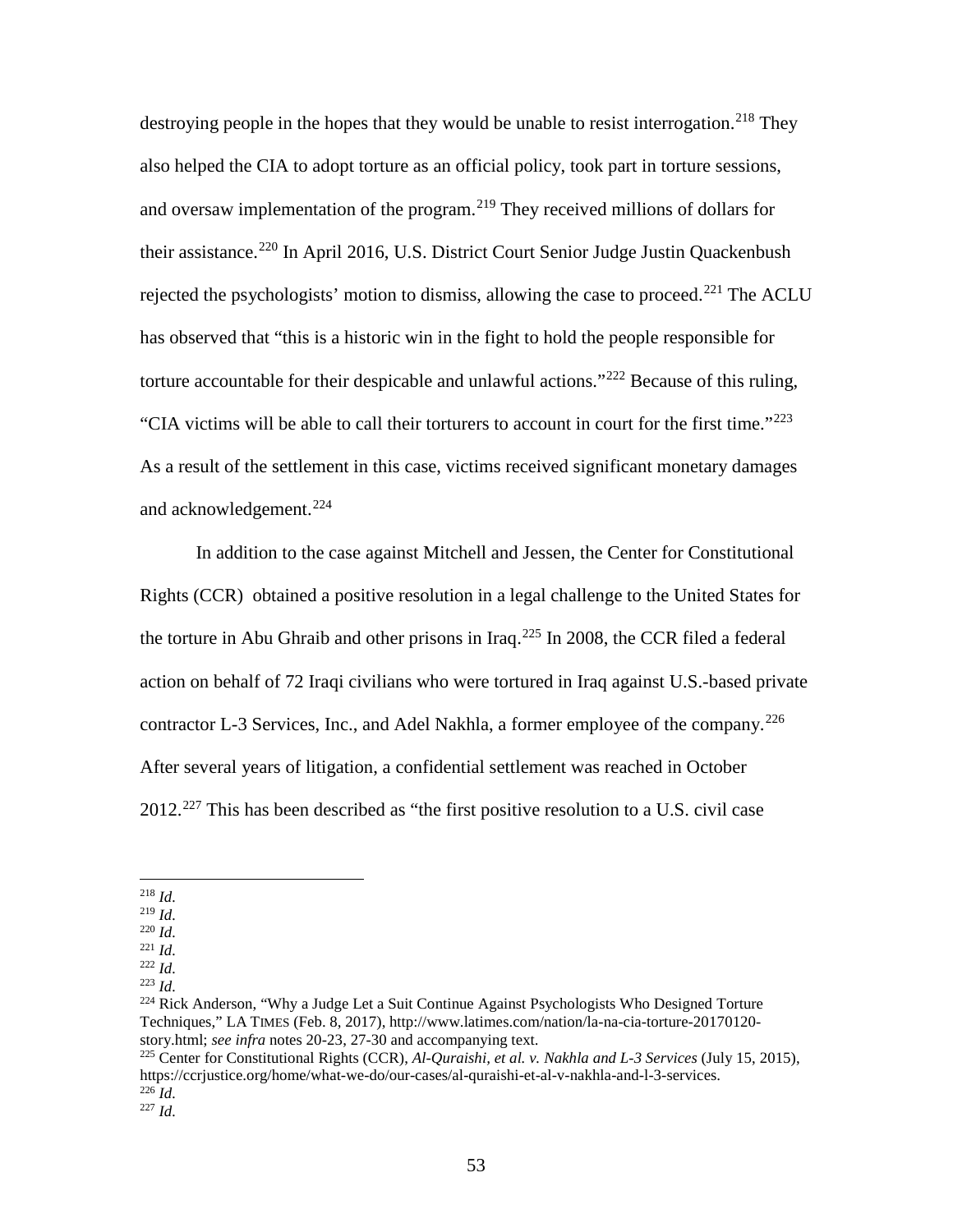destroying people in the hopes that they would be unable to resist interrogation.[218] They also helped the CIA to adopt torture as an official policy, took part in torture sessions, and oversaw implementation of the program.[219] They received millions of dollars for their assistance.[220] In April 2016, U.S. District Court Senior Judge Justin Quackenbush rejected the psychologists' motion to dismiss, allowing the case to proceed.[221] The ACLU has observed that "this is a historic win in the fight to hold the people responsible for torture accountable for their despicable and unlawful actions."[222] Because of this ruling, "CIA victims will be able to call their torturers to account in court for the first time."[223] As a result of the settlement in this case, victims received significant monetary damages and acknowledgement.[224]

In addition to the case against Mitchell and Jessen, the Center for Constitutional Rights (CCR) obtained a positive resolution in a legal challenge to the United States for the torture in Abu Ghraib and other prisons in Iraq.[225] In 2008, the CCR filed a federal action on behalf of 72 Iraqi civilians who were tortured in Iraq against U.S.-based private contractor L-3 Services, Inc., and Adel Nakhla, a former employee of the company.[226] After several years of litigation, a confidential settlement was reached in October 2012.[227] This has been described as "the first positive resolution to a U.S. civil case

---

[218] *Id.*
[219] *Id.*
[220] *Id.*
[221] *Id.*
[222] *Id.*
[223] *Id.*
[224] Rick Anderson, "Why a Judge Let a Suit Continue Against Psychologists Who Designed Torture Techniques," LA TIMES (Feb. 8, 2017), http://www.latimes.com/nation/la-na-cia-torture-20170120-story.html; *see infra* notes 20-23, 27-30 and accompanying text.
[225] Center for Constitutional Rights (CCR), *Al-Quraishi, et al. v. Nakhla and L-3 Services* (July 15, 2015), https://ccrjustice.org/home/what-we-do/our-cases/al-quraishi-et-al-v-nakhla-and-l-3-services.
[226] *Id.*
[227] *Id.*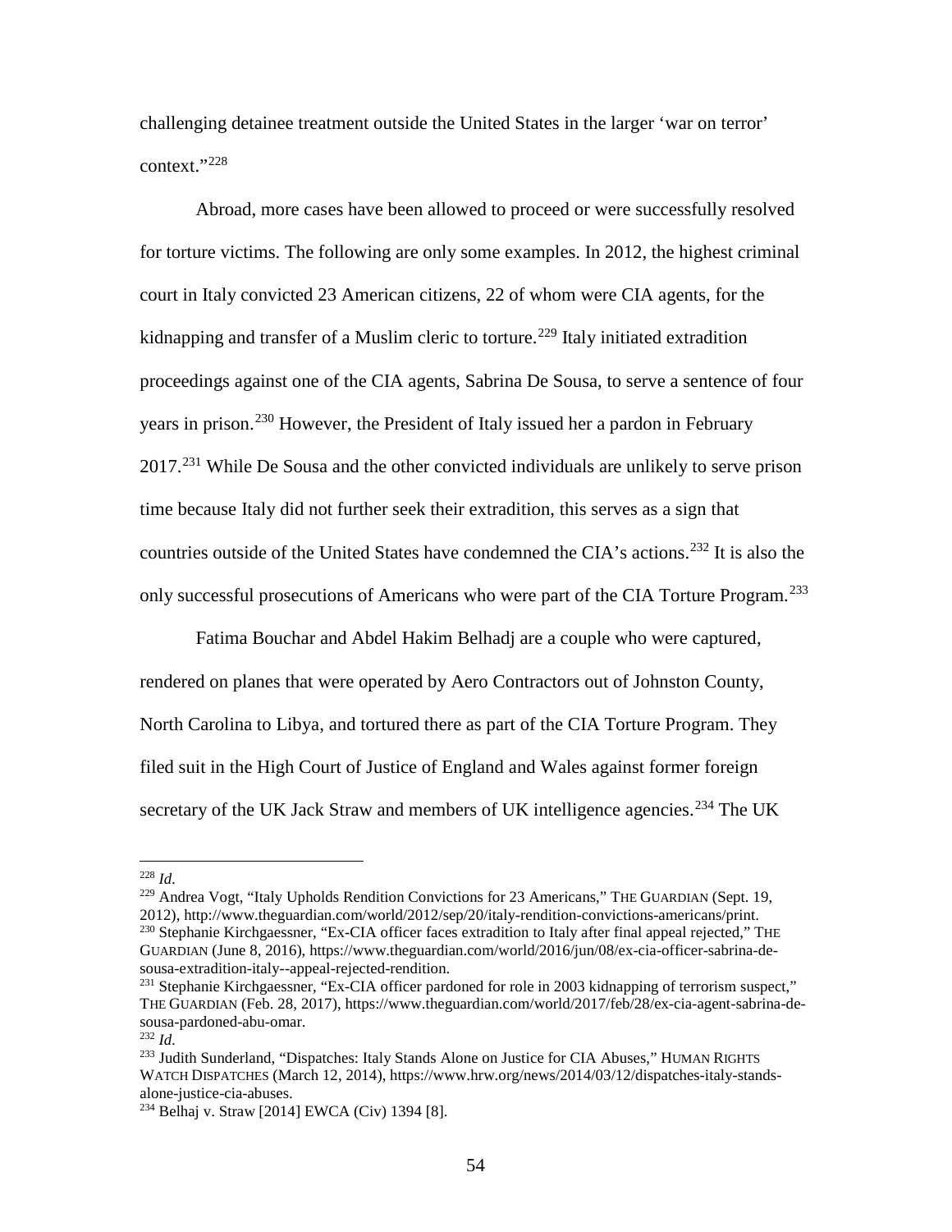challenging detainee treatment outside the United States in the larger 'war on terror' context."[228]

Abroad, more cases have been allowed to proceed or were successfully resolved for torture victims. The following are only some examples. In 2012, the highest criminal court in Italy convicted 23 American citizens, 22 of whom were CIA agents, for the kidnapping and transfer of a Muslim cleric to torture.[229] Italy initiated extradition proceedings against one of the CIA agents, Sabrina De Sousa, to serve a sentence of four years in prison.[230] However, the President of Italy issued her a pardon in February 2017.[231] While De Sousa and the other convicted individuals are unlikely to serve prison time because Italy did not further seek their extradition, this serves as a sign that countries outside of the United States have condemned the CIA's actions.[232] It is also the only successful prosecutions of Americans who were part of the CIA Torture Program.[233]

Fatima Bouchar and Abdel Hakim Belhadj are a couple who were captured, rendered on planes that were operated by Aero Contractors out of Johnston County, North Carolina to Libya, and tortured there as part of the CIA Torture Program. They filed suit in the High Court of Justice of England and Wales against former foreign secretary of the UK Jack Straw and members of UK intelligence agencies.[234] The UK

---

[228] *Id.*

[229] Andrea Vogt, "Italy Upholds Rendition Convictions for 23 Americans," THE GUARDIAN (Sept. 19, 2012), http://www.theguardian.com/world/2012/sep/20/italy-rendition-convictions-americans/print.

[230] Stephanie Kirchgaessner, "Ex-CIA officer faces extradition to Italy after final appeal rejected," THE GUARDIAN (June 8, 2016), https://www.theguardian.com/world/2016/jun/08/ex-cia-officer-sabrina-de-sousa-extradition-italy--appeal-rejected-rendition.

[231] Stephanie Kirchgaessner, "Ex-CIA officer pardoned for role in 2003 kidnapping of terrorism suspect," THE GUARDIAN (Feb. 28, 2017), https://www.theguardian.com/world/2017/feb/28/ex-cia-agent-sabrina-de-sousa-pardoned-abu-omar.

[232] *Id.*

[233] Judith Sunderland, "Dispatches: Italy Stands Alone on Justice for CIA Abuses," HUMAN RIGHTS WATCH DISPATCHES (March 12, 2014), https://www.hrw.org/news/2014/03/12/dispatches-italy-stands-alone-justice-cia-abuses.

[234] Belhaj v. Straw [2014] EWCA (Civ) 1394 [8].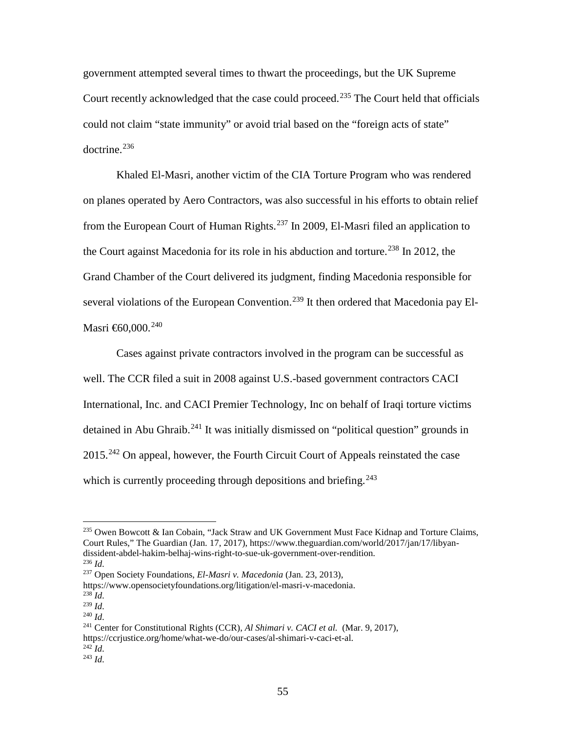government attempted several times to thwart the proceedings, but the UK Supreme Court recently acknowledged that the case could proceed.[235] The Court held that officials could not claim "state immunity" or avoid trial based on the "foreign acts of state" doctrine.[236]

Khaled El-Masri, another victim of the CIA Torture Program who was rendered on planes operated by Aero Contractors, was also successful in his efforts to obtain relief from the European Court of Human Rights.[237] In 2009, El-Masri filed an application to the Court against Macedonia for its role in his abduction and torture.[238] In 2012, the Grand Chamber of the Court delivered its judgment, finding Macedonia responsible for several violations of the European Convention.[239] It then ordered that Macedonia pay El-Masri €60,000.[240]

Cases against private contractors involved in the program can be successful as well. The CCR filed a suit in 2008 against U.S.-based government contractors CACI International, Inc. and CACI Premier Technology, Inc on behalf of Iraqi torture victims detained in Abu Ghraib.[241] It was initially dismissed on "political question" grounds in 2015.[242] On appeal, however, the Fourth Circuit Court of Appeals reinstated the case which is currently proceeding through depositions and briefing.[243]

---

[235] Owen Bowcott & Ian Cobain, "Jack Straw and UK Government Must Face Kidnap and Torture Claims, Court Rules," The Guardian (Jan. 17, 2017), https://www.theguardian.com/world/2017/jan/17/libyan-dissident-abdel-hakim-belhaj-wins-right-to-sue-uk-government-over-rendition.
[236] *Id*.
[237] Open Society Foundations, *El-Masri v. Macedonia* (Jan. 23, 2013), https://www.opensocietyfoundations.org/litigation/el-masri-v-macedonia.
[238] *Id*.
[239] *Id*.
[240] *Id*.
[241] Center for Constitutional Rights (CCR), *Al Shimari v. CACI et al.* (Mar. 9, 2017), https://ccrjustice.org/home/what-we-do/our-cases/al-shimari-v-caci-et-al.
[242] *Id*.
[243] *Id*.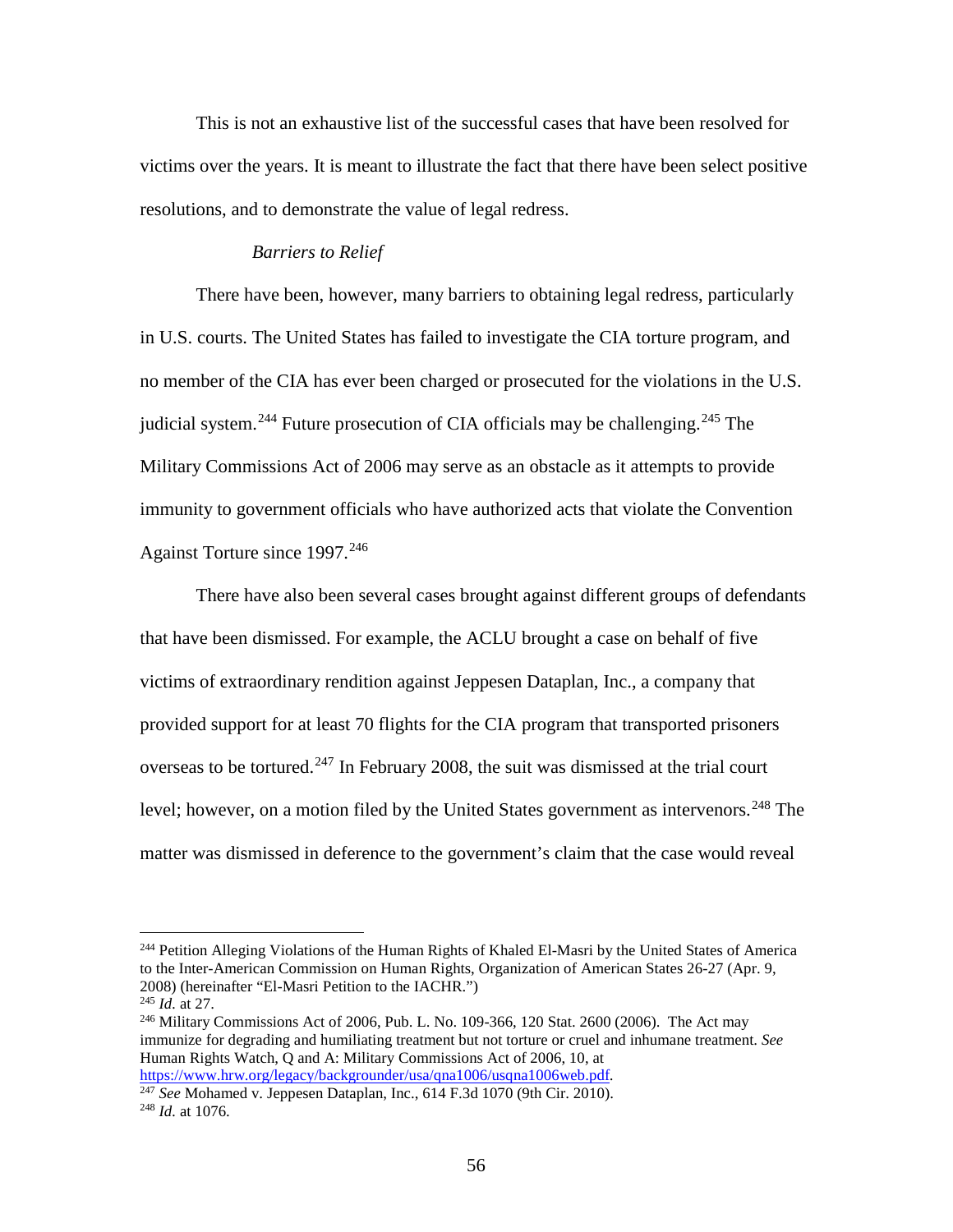This is not an exhaustive list of the successful cases that have been resolved for victims over the years. It is meant to illustrate the fact that there have been select positive resolutions, and to demonstrate the value of legal redress.

*Barriers to Relief*

There have been, however, many barriers to obtaining legal redress, particularly in U.S. courts. The United States has failed to investigate the CIA torture program, and no member of the CIA has ever been charged or prosecuted for the violations in the U.S. judicial system.[244] Future prosecution of CIA officials may be challenging.[245] The Military Commissions Act of 2006 may serve as an obstacle as it attempts to provide immunity to government officials who have authorized acts that violate the Convention Against Torture since 1997.[246]

There have also been several cases brought against different groups of defendants that have been dismissed. For example, the ACLU brought a case on behalf of five victims of extraordinary rendition against Jeppesen Dataplan, Inc., a company that provided support for at least 70 flights for the CIA program that transported prisoners overseas to be tortured.[247] In February 2008, the suit was dismissed at the trial court level; however, on a motion filed by the United States government as intervenors.[248] The matter was dismissed in deference to the government's claim that the case would reveal

---

[244] Petition Alleging Violations of the Human Rights of Khaled El-Masri by the United States of America to the Inter-American Commission on Human Rights, Organization of American States 26-27 (Apr. 9, 2008) (hereinafter "El-Masri Petition to the IACHR.")

[245] *Id.* at 27.

[246] Military Commissions Act of 2006, Pub. L. No. 109-366, 120 Stat. 2600 (2006). The Act may immunize for degrading and humiliating treatment but not torture or cruel and inhumane treatment. *See* Human Rights Watch, Q and A: Military Commissions Act of 2006, 10, at https://www.hrw.org/legacy/backgrounder/usa/qna1006/usqna1006web.pdf.

[247] *See* Mohamed v. Jeppesen Dataplan, Inc., 614 F.3d 1070 (9th Cir. 2010).

[248] *Id.* at 1076.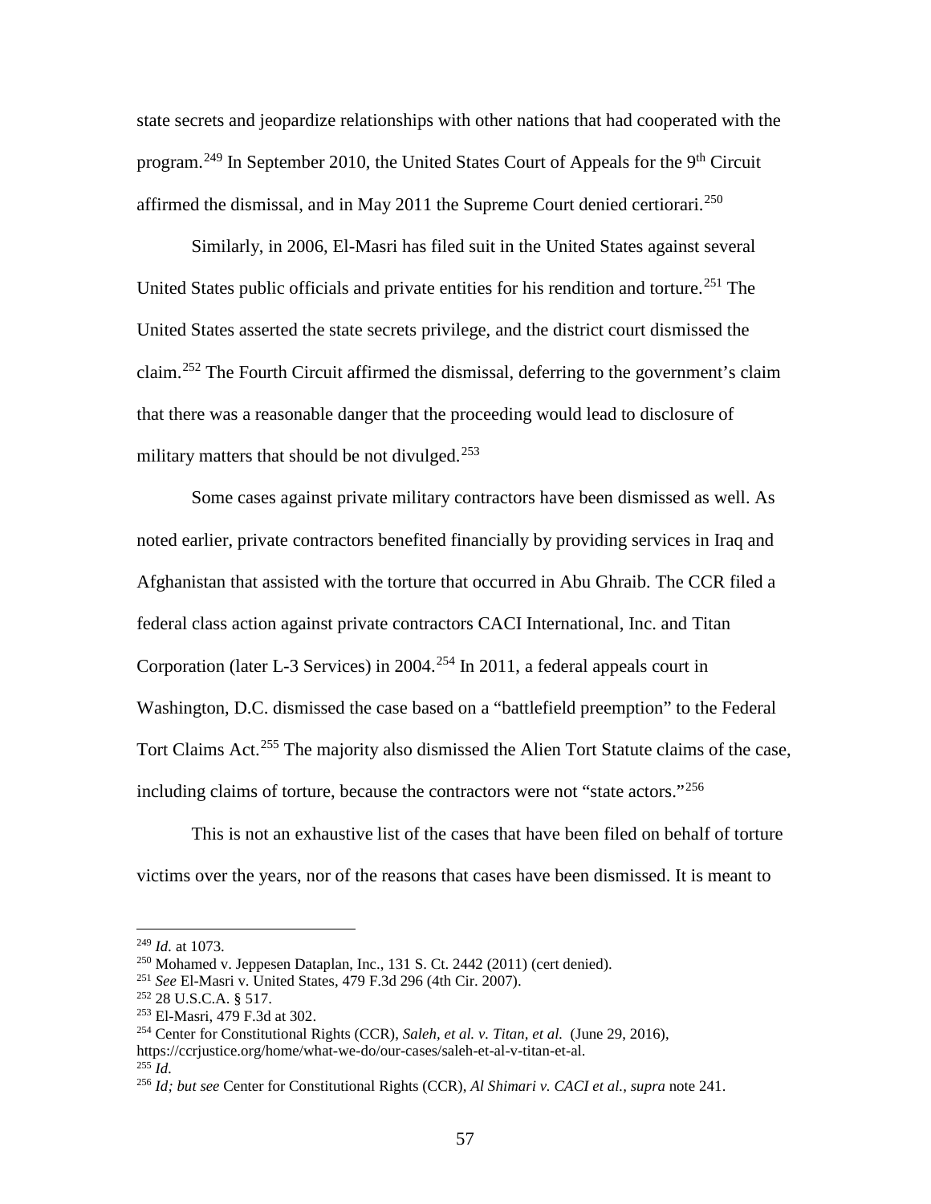state secrets and jeopardize relationships with other nations that had cooperated with the program.[249] In September 2010, the United States Court of Appeals for the 9th Circuit affirmed the dismissal, and in May 2011 the Supreme Court denied certiorari.[250]

Similarly, in 2006, El-Masri has filed suit in the United States against several United States public officials and private entities for his rendition and torture.[251] The United States asserted the state secrets privilege, and the district court dismissed the claim.[252] The Fourth Circuit affirmed the dismissal, deferring to the government's claim that there was a reasonable danger that the proceeding would lead to disclosure of military matters that should be not divulged.[253]

Some cases against private military contractors have been dismissed as well. As noted earlier, private contractors benefited financially by providing services in Iraq and Afghanistan that assisted with the torture that occurred in Abu Ghraib. The CCR filed a federal class action against private contractors CACI International, Inc. and Titan Corporation (later L-3 Services) in 2004.[254] In 2011, a federal appeals court in Washington, D.C. dismissed the case based on a "battlefield preemption" to the Federal Tort Claims Act.[255] The majority also dismissed the Alien Tort Statute claims of the case, including claims of torture, because the contractors were not "state actors."[256]

This is not an exhaustive list of the cases that have been filed on behalf of torture victims over the years, nor of the reasons that cases have been dismissed. It is meant to

---

[249] *Id.* at 1073.

[250] Mohamed v. Jeppesen Dataplan, Inc., 131 S. Ct. 2442 (2011) (cert denied).

[251] *See* El-Masri v. United States, 479 F.3d 296 (4th Cir. 2007).

[252] 28 U.S.C.A. § 517.

[253] El-Masri, 479 F.3d at 302.

[254] Center for Constitutional Rights (CCR), *Saleh, et al. v. Titan, et al.* (June 29, 2016), https://ccrjustice.org/home/what-we-do/our-cases/saleh-et-al-v-titan-et-al.

[255] *Id.*

[256] *Id; but see* Center for Constitutional Rights (CCR), *Al Shimari v. CACI et al.*, *supra* note 241.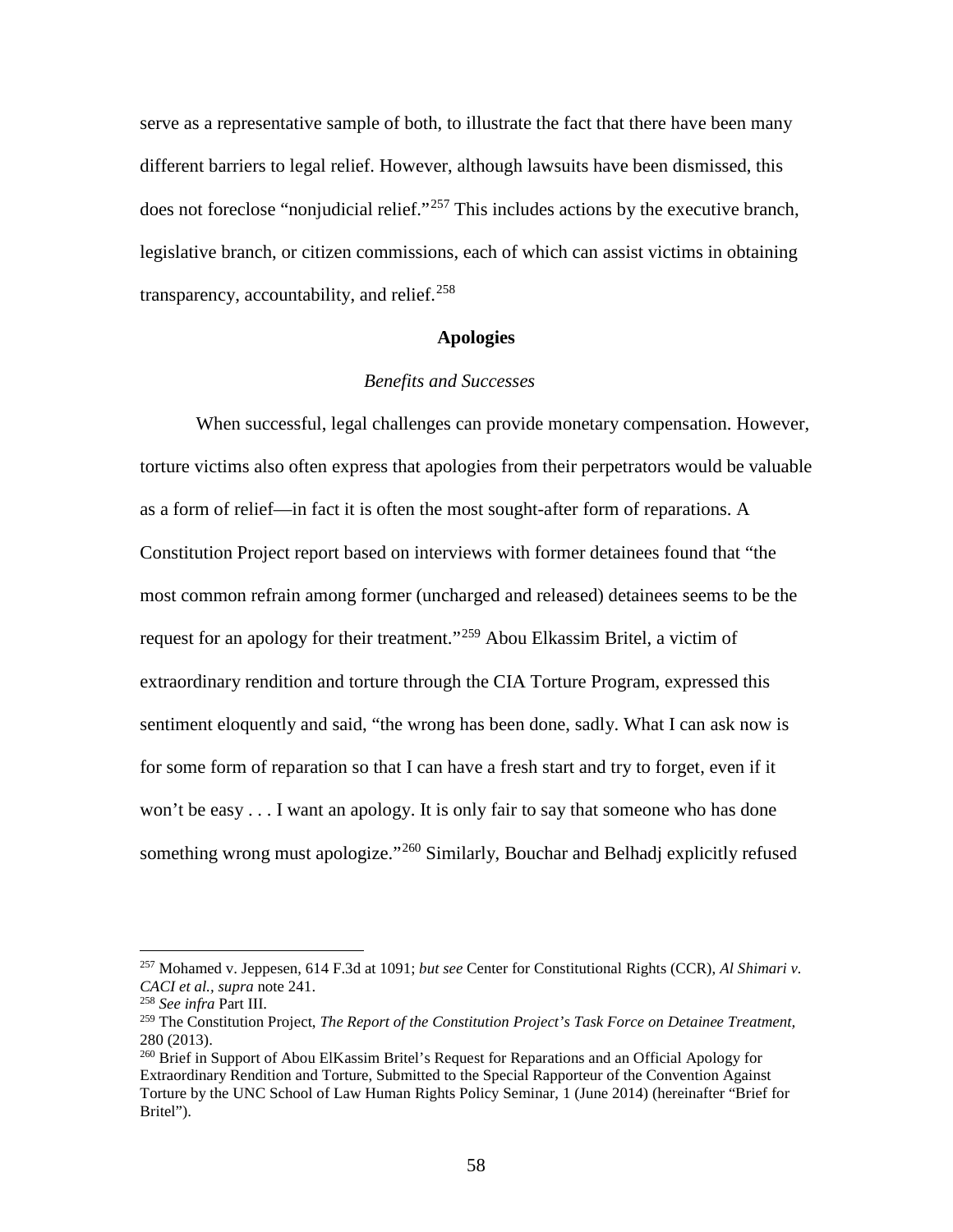serve as a representative sample of both, to illustrate the fact that there have been many different barriers to legal relief. However, although lawsuits have been dismissed, this does not foreclose "nonjudicial relief."[257] This includes actions by the executive branch, legislative branch, or citizen commissions, each of which can assist victims in obtaining transparency, accountability, and relief.[258]

## Apologies

### *Benefits and Successes*

When successful, legal challenges can provide monetary compensation. However, torture victims also often express that apologies from their perpetrators would be valuable as a form of relief—in fact it is often the most sought-after form of reparations. A Constitution Project report based on interviews with former detainees found that "the most common refrain among former (uncharged and released) detainees seems to be the request for an apology for their treatment."[259] Abou Elkassim Britel, a victim of extraordinary rendition and torture through the CIA Torture Program, expressed this sentiment eloquently and said, "the wrong has been done, sadly. What I can ask now is for some form of reparation so that I can have a fresh start and try to forget, even if it won't be easy . . . I want an apology. It is only fair to say that someone who has done something wrong must apologize."[260] Similarly, Bouchar and Belhadj explicitly refused

---

[257] Mohamed v. Jeppesen, 614 F.3d at 1091; *but see* Center for Constitutional Rights (CCR), *Al Shimari v. CACI et al.*, *supra* note 241.

[258] *See infra* Part III.

[259] The Constitution Project, *The Report of the Constitution Project's Task Force on Detainee Treatment,* 280 (2013).

[260] Brief in Support of Abou ElKassim Britel's Request for Reparations and an Official Apology for Extraordinary Rendition and Torture, Submitted to the Special Rapporteur of the Convention Against Torture by the UNC School of Law Human Rights Policy Seminar, 1 (June 2014) (hereinafter "Brief for Britel").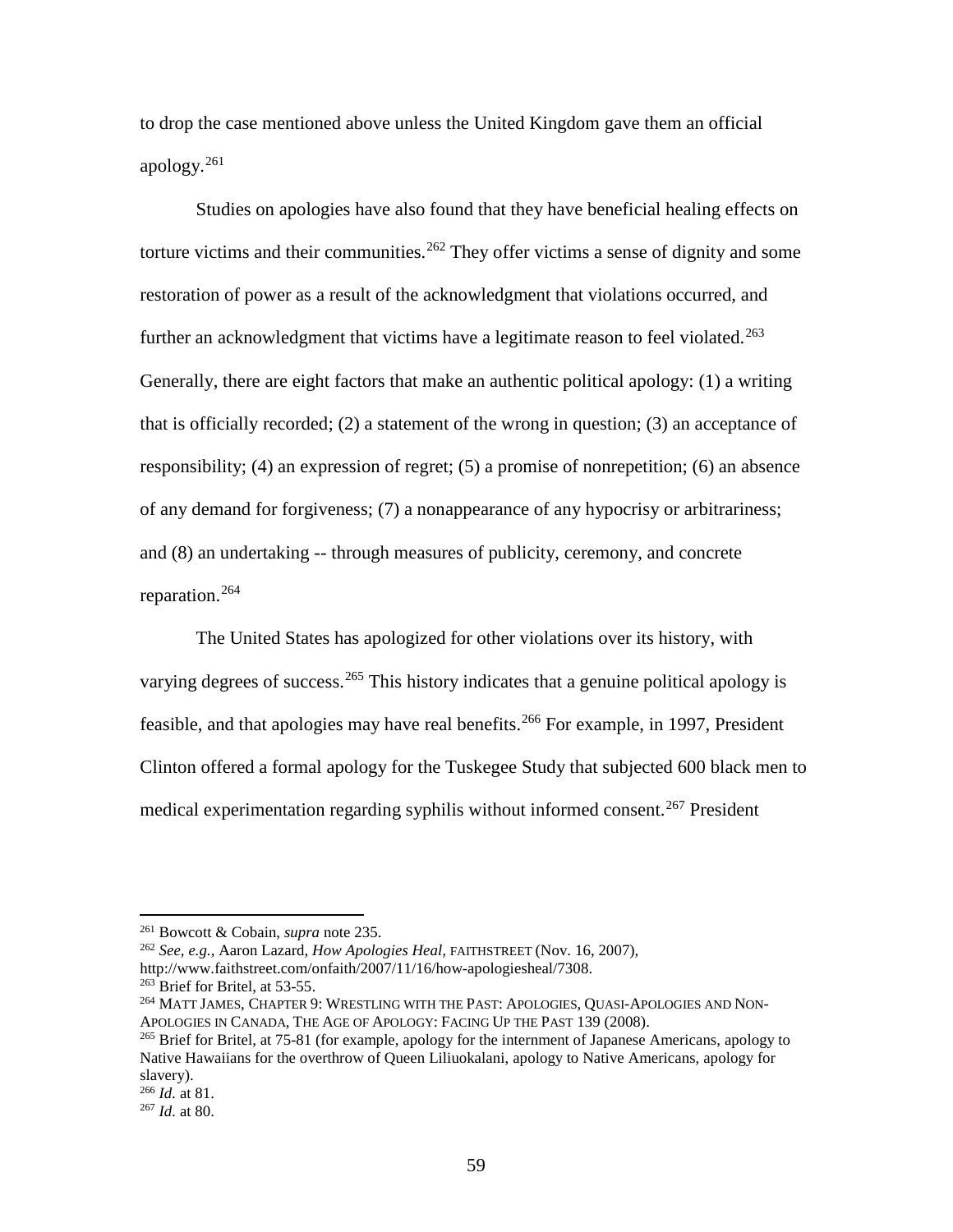to drop the case mentioned above unless the United Kingdom gave them an official apology.[261]

Studies on apologies have also found that they have beneficial healing effects on torture victims and their communities.[262] They offer victims a sense of dignity and some restoration of power as a result of the acknowledgment that violations occurred, and further an acknowledgment that victims have a legitimate reason to feel violated.[263] Generally, there are eight factors that make an authentic political apology: (1) a writing that is officially recorded; (2) a statement of the wrong in question; (3) an acceptance of responsibility; (4) an expression of regret; (5) a promise of nonrepetition; (6) an absence of any demand for forgiveness; (7) a nonappearance of any hypocrisy or arbitrariness; and (8) an undertaking -- through measures of publicity, ceremony, and concrete reparation.[264]

The United States has apologized for other violations over its history, with varying degrees of success.[265] This history indicates that a genuine political apology is feasible, and that apologies may have real benefits.[266] For example, in 1997, President Clinton offered a formal apology for the Tuskegee Study that subjected 600 black men to medical experimentation regarding syphilis without informed consent.[267] President

---

[261] Bowcott & Cobain, *supra* note 235.

[262] *See, e.g.,* Aaron Lazard, *How Apologies Heal*, FAITHSTREET (Nov. 16, 2007), http://www.faithstreet.com/onfaith/2007/11/16/how-apologiesheal/7308.

[263] Brief for Britel, at 53-55.

[264] MATT JAMES, CHAPTER 9: WRESTLING WITH THE PAST: APOLOGIES, QUASI-APOLOGIES AND NON-APOLOGIES IN CANADA, THE AGE OF APOLOGY: FACING UP THE PAST 139 (2008).

[265] Brief for Britel, at 75-81 (for example, apology for the internment of Japanese Americans, apology to Native Hawaiians for the overthrow of Queen Liliuokalani, apology to Native Americans, apology for slavery).

[266] *Id.* at 81.

[267] *Id.* at 80.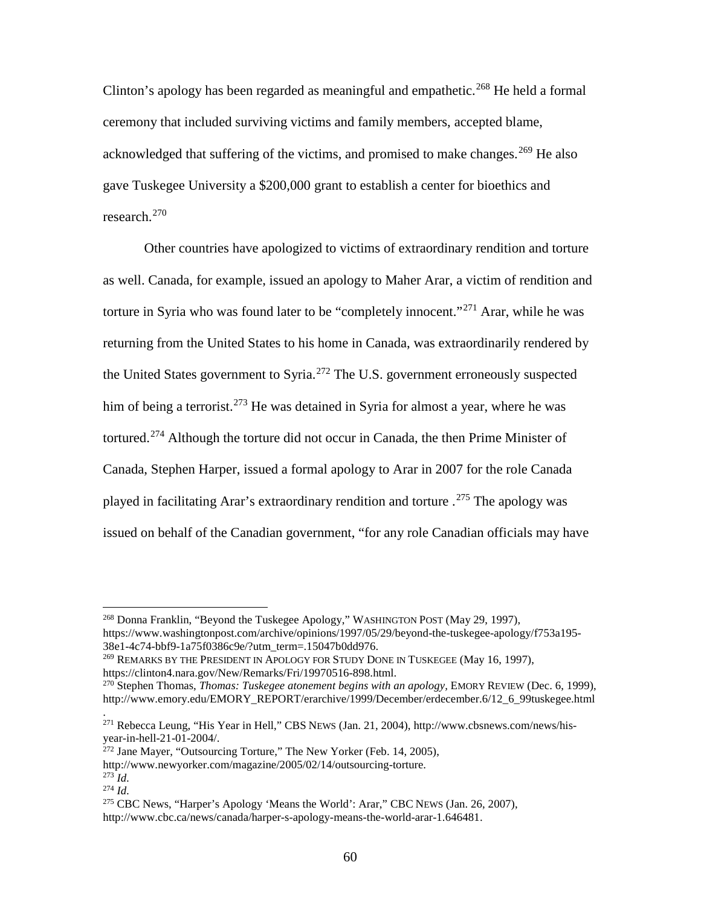Clinton's apology has been regarded as meaningful and empathetic.[268] He held a formal ceremony that included surviving victims and family members, accepted blame, acknowledged that suffering of the victims, and promised to make changes.[269] He also gave Tuskegee University a $200,000 grant to establish a center for bioethics and research.[270]

Other countries have apologized to victims of extraordinary rendition and torture as well. Canada, for example, issued an apology to Maher Arar, a victim of rendition and torture in Syria who was found later to be "completely innocent."[271] Arar, while he was returning from the United States to his home in Canada, was extraordinarily rendered by the United States government to Syria.[272] The U.S. government erroneously suspected him of being a terrorist.[273] He was detained in Syria for almost a year, where he was tortured.[274] Although the torture did not occur in Canada, the then Prime Minister of Canada, Stephen Harper, issued a formal apology to Arar in 2007 for the role Canada played in facilitating Arar's extraordinary rendition and torture .[275] The apology was issued on behalf of the Canadian government, "for any role Canadian officials may have

---

[268] Donna Franklin, "Beyond the Tuskegee Apology," WASHINGTON POST (May 29, 1997), https://www.washingtonpost.com/archive/opinions/1997/05/29/beyond-the-tuskegee-apology/f753a195-38e1-4c74-bbf9-1a75f0386c9e/?utm_term=.15047b0dd976.

[269] REMARKS BY THE PRESIDENT IN APOLOGY FOR STUDY DONE IN TUSKEGEE (May 16, 1997), https://clinton4.nara.gov/New/Remarks/Fri/19970516-898.html.

[270] Stephen Thomas, *Thomas: Tuskegee atonement begins with an apology*, EMORY REVIEW (Dec. 6, 1999), http://www.emory.edu/EMORY_REPORT/erarchive/1999/December/erdecember.6/12_6_99tuskegee.html.

[271] Rebecca Leung, "His Year in Hell," CBS NEWS (Jan. 21, 2004), http://www.cbsnews.com/news/his-year-in-hell-21-01-2004/.

[272] Jane Mayer, "Outsourcing Torture," The New Yorker (Feb. 14, 2005), http://www.newyorker.com/magazine/2005/02/14/outsourcing-torture.

[273] *Id.*

[274] *Id.*

[275] CBC News, "Harper's Apology 'Means the World': Arar," CBC NEWS (Jan. 26, 2007), http://www.cbc.ca/news/canada/harper-s-apology-means-the-world-arar-1.646481.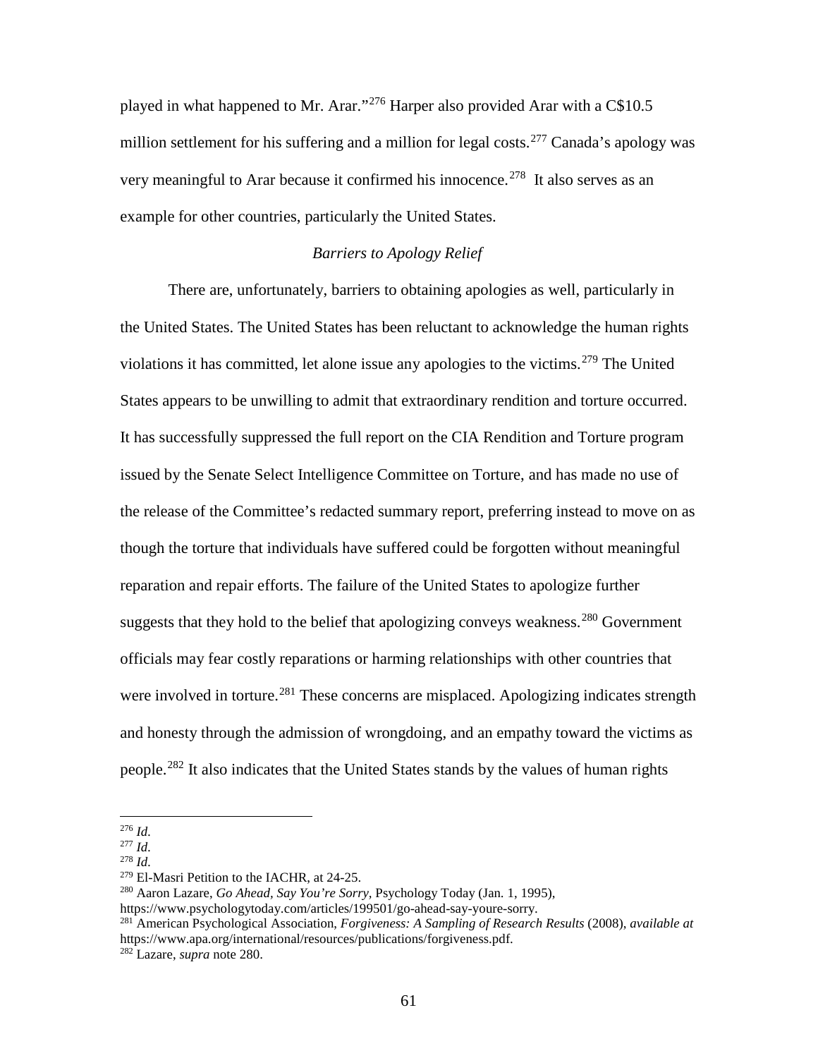played in what happened to Mr. Arar."[276] Harper also provided Arar with a C$10.5 million settlement for his suffering and a million for legal costs.[277] Canada's apology was very meaningful to Arar because it confirmed his innocence.[278] It also serves as an example for other countries, particularly the United States.

*Barriers to Apology Relief*

There are, unfortunately, barriers to obtaining apologies as well, particularly in the United States. The United States has been reluctant to acknowledge the human rights violations it has committed, let alone issue any apologies to the victims.[279] The United States appears to be unwilling to admit that extraordinary rendition and torture occurred. It has successfully suppressed the full report on the CIA Rendition and Torture program issued by the Senate Select Intelligence Committee on Torture, and has made no use of the release of the Committee's redacted summary report, preferring instead to move on as though the torture that individuals have suffered could be forgotten without meaningful reparation and repair efforts. The failure of the United States to apologize further suggests that they hold to the belief that apologizing conveys weakness.[280] Government officials may fear costly reparations or harming relationships with other countries that were involved in torture.[281] These concerns are misplaced. Apologizing indicates strength and honesty through the admission of wrongdoing, and an empathy toward the victims as people.[282] It also indicates that the United States stands by the values of human rights

---

[276] *Id*.
[277] *Id*.
[278] *Id*.
[279] El-Masri Petition to the IACHR, at 24-25.
[280] Aaron Lazare, *Go Ahead, Say You're Sorry*, Psychology Today (Jan. 1, 1995), https://www.psychologytoday.com/articles/199501/go-ahead-say-youre-sorry.
[281] American Psychological Association, *Forgiveness: A Sampling of Research Results* (2008), *available at* https://www.apa.org/international/resources/publications/forgiveness.pdf.
[282] Lazare, *supra* note 280.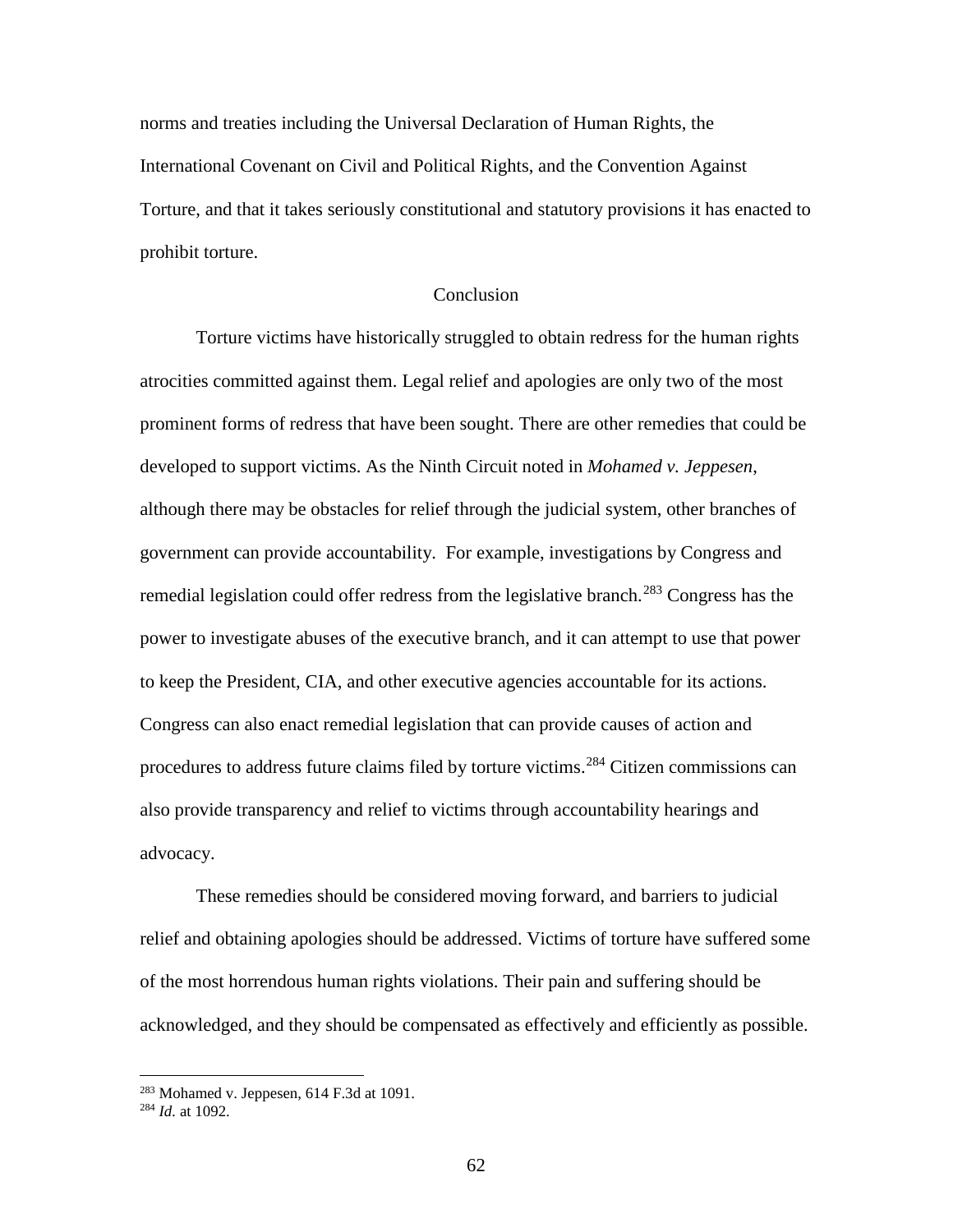norms and treaties including the Universal Declaration of Human Rights, the International Covenant on Civil and Political Rights, and the Convention Against Torture, and that it takes seriously constitutional and statutory provisions it has enacted to prohibit torture.

## Conclusion

Torture victims have historically struggled to obtain redress for the human rights atrocities committed against them. Legal relief and apologies are only two of the most prominent forms of redress that have been sought. There are other remedies that could be developed to support victims. As the Ninth Circuit noted in *Mohamed v. Jeppesen*, although there may be obstacles for relief through the judicial system, other branches of government can provide accountability. For example, investigations by Congress and remedial legislation could offer redress from the legislative branch.[283] Congress has the power to investigate abuses of the executive branch, and it can attempt to use that power to keep the President, CIA, and other executive agencies accountable for its actions. Congress can also enact remedial legislation that can provide causes of action and procedures to address future claims filed by torture victims.[284] Citizen commissions can also provide transparency and relief to victims through accountability hearings and advocacy.

These remedies should be considered moving forward, and barriers to judicial relief and obtaining apologies should be addressed. Victims of torture have suffered some of the most horrendous human rights violations. Their pain and suffering should be acknowledged, and they should be compensated as effectively and efficiently as possible.

---

[283] Mohamed v. Jeppesen, 614 F.3d at 1091.

[284] *Id.* at 1092.